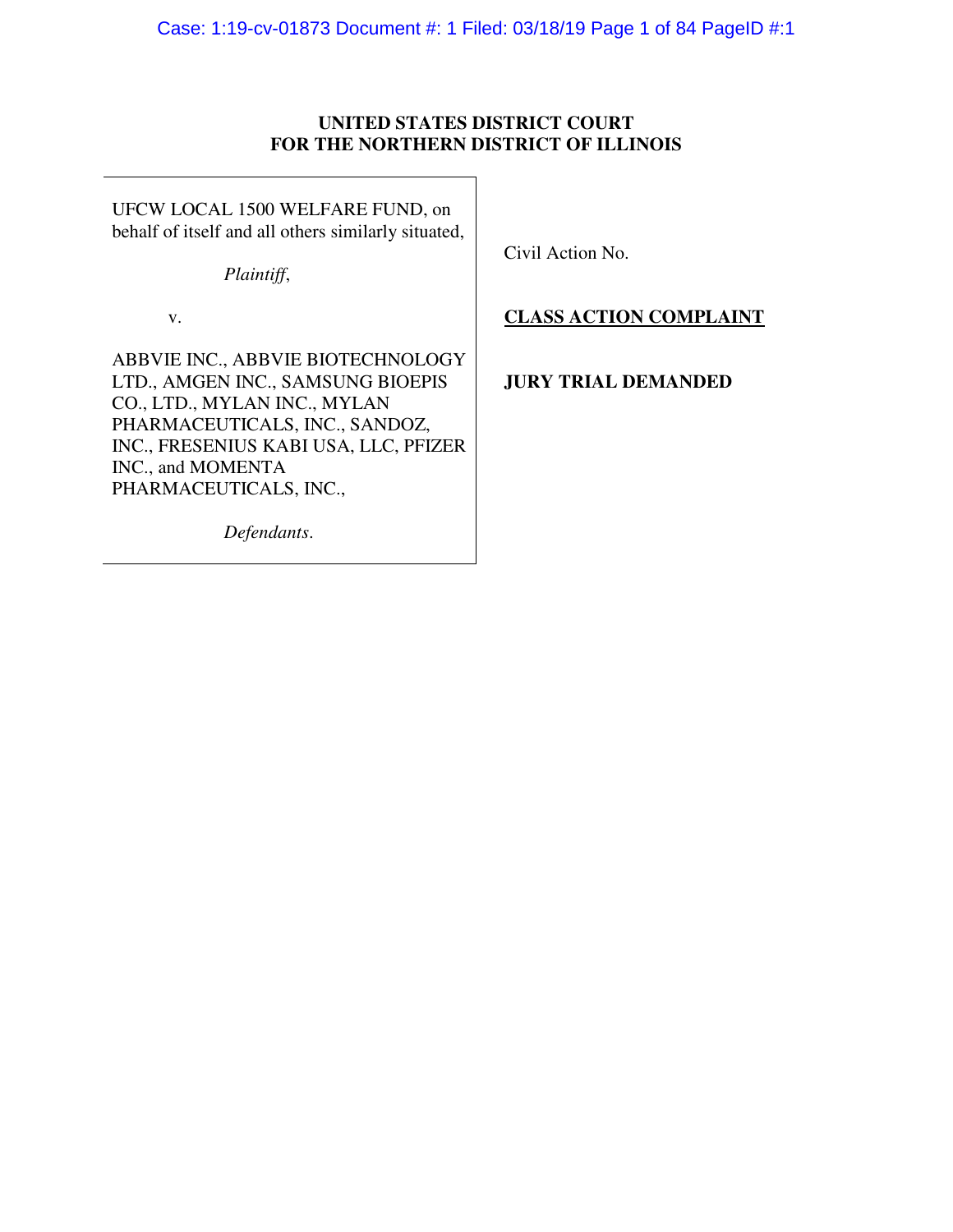**UNITED STATES DISTRICT COURT**
**FOR THE NORTHERN DISTRICT OF ILLINOIS**

| | |
|---|---|
| UFCW LOCAL 1500 WELFARE FUND, on behalf of itself and all others similarly situated,<br><br>*Plaintiff*,<br><br>v.<br><br>ABBVIE INC., ABBVIE BIOTECHNOLOGY LTD., AMGEN INC., SAMSUNG BIOEPIS CO., LTD., MYLAN INC., MYLAN PHARMACEUTICALS, INC., SANDOZ, INC., FRESENIUS KABI USA, LLC, PFIZER INC., and MOMENTA PHARMACEUTICALS, INC.,<br><br>*Defendants*. | Civil Action No.<br><br>**CLASS ACTION COMPLAINT**<br><br>**JURY TRIAL DEMANDED** |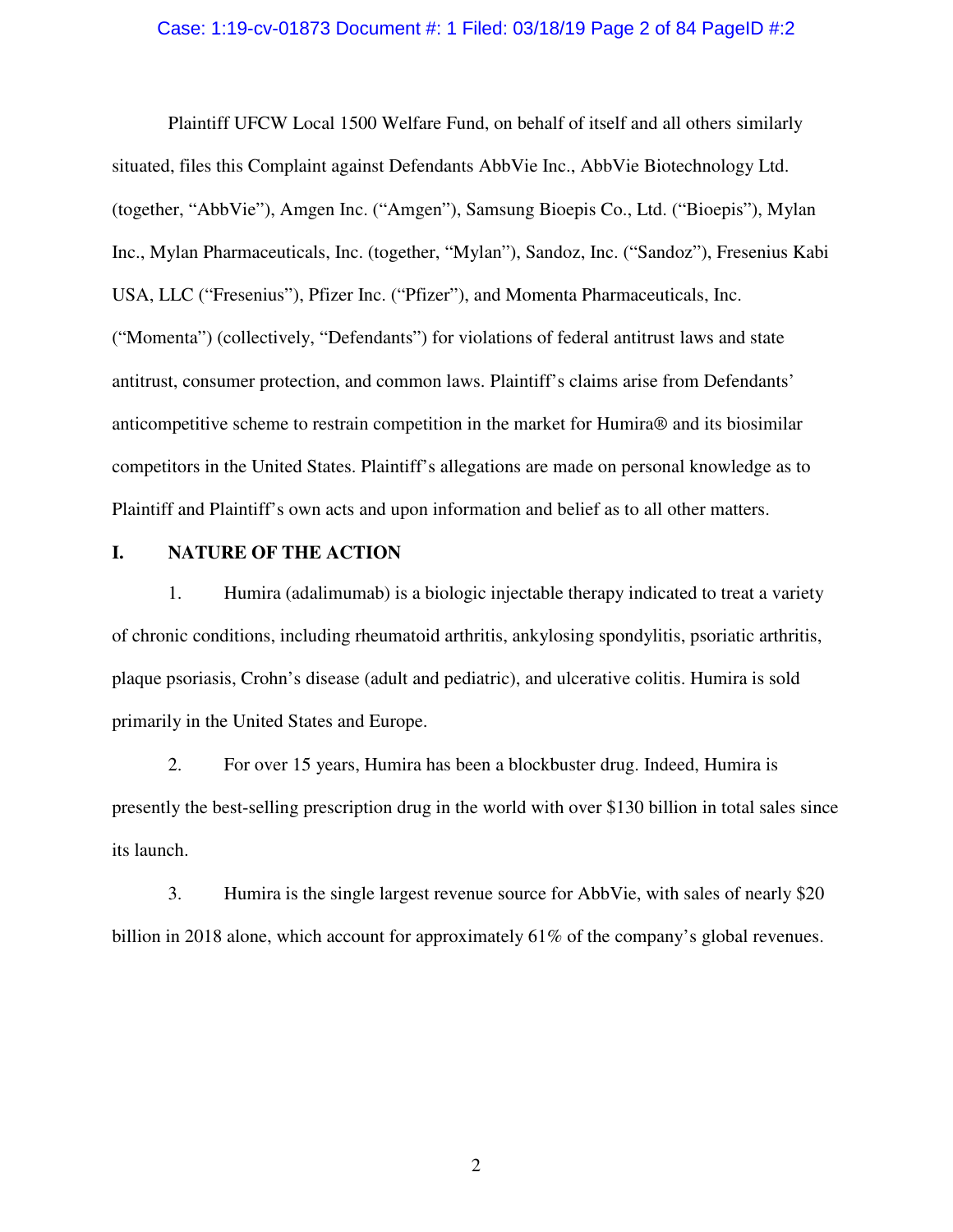Plaintiff UFCW Local 1500 Welfare Fund, on behalf of itself and all others similarly situated, files this Complaint against Defendants AbbVie Inc., AbbVie Biotechnology Ltd. (together, "AbbVie"), Amgen Inc. ("Amgen"), Samsung Bioepis Co., Ltd. ("Bioepis"), Mylan Inc., Mylan Pharmaceuticals, Inc. (together, "Mylan"), Sandoz, Inc. ("Sandoz"), Fresenius Kabi USA, LLC ("Fresenius"), Pfizer Inc. ("Pfizer"), and Momenta Pharmaceuticals, Inc. ("Momenta") (collectively, "Defendants") for violations of federal antitrust laws and state antitrust, consumer protection, and common laws. Plaintiff's claims arise from Defendants' anticompetitive scheme to restrain competition in the market for Humira® and its biosimilar competitors in the United States. Plaintiff's allegations are made on personal knowledge as to Plaintiff and Plaintiff's own acts and upon information and belief as to all other matters.

## I. NATURE OF THE ACTION

1. Humira (adalimumab) is a biologic injectable therapy indicated to treat a variety of chronic conditions, including rheumatoid arthritis, ankylosing spondylitis, psoriatic arthritis, plaque psoriasis, Crohn's disease (adult and pediatric), and ulcerative colitis. Humira is sold primarily in the United States and Europe.

2. For over 15 years, Humira has been a blockbuster drug. Indeed, Humira is presently the best-selling prescription drug in the world with over $130 billion in total sales since its launch.

3. Humira is the single largest revenue source for AbbVie, with sales of nearly $20 billion in 2018 alone, which account for approximately 61% of the company's global revenues.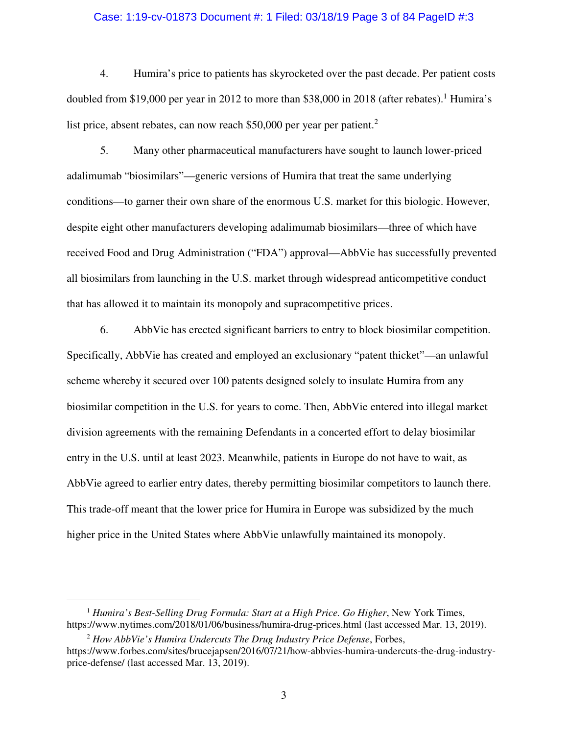4. Humira's price to patients has skyrocketed over the past decade. Per patient costs doubled from $19,000 per year in 2012 to more than $38,000 in 2018 (after rebates).[1] Humira's list price, absent rebates, can now reach $50,000 per year per patient.[2]

5. Many other pharmaceutical manufacturers have sought to launch lower-priced adalimumab "biosimilars"—generic versions of Humira that treat the same underlying conditions—to garner their own share of the enormous U.S. market for this biologic. However, despite eight other manufacturers developing adalimumab biosimilars—three of which have received Food and Drug Administration ("FDA") approval—AbbVie has successfully prevented all biosimilars from launching in the U.S. market through widespread anticompetitive conduct that has allowed it to maintain its monopoly and supracompetitive prices.

6. AbbVie has erected significant barriers to entry to block biosimilar competition. Specifically, AbbVie has created and employed an exclusionary "patent thicket"—an unlawful scheme whereby it secured over 100 patents designed solely to insulate Humira from any biosimilar competition in the U.S. for years to come. Then, AbbVie entered into illegal market division agreements with the remaining Defendants in a concerted effort to delay biosimilar entry in the U.S. until at least 2023. Meanwhile, patients in Europe do not have to wait, as AbbVie agreed to earlier entry dates, thereby permitting biosimilar competitors to launch there. This trade-off meant that the lower price for Humira in Europe was subsidized by the much higher price in the United States where AbbVie unlawfully maintained its monopoly.

---

[1] *Humira's Best-Selling Drug Formula: Start at a High Price. Go Higher*, New York Times, https://www.nytimes.com/2018/01/06/business/humira-drug-prices.html (last accessed Mar. 13, 2019).

[2] *How AbbVie's Humira Undercuts The Drug Industry Price Defense*, Forbes, https://www.forbes.com/sites/brucejapsen/2016/07/21/how-abbvies-humira-undercuts-the-drug-industry-price-defense/ (last accessed Mar. 13, 2019).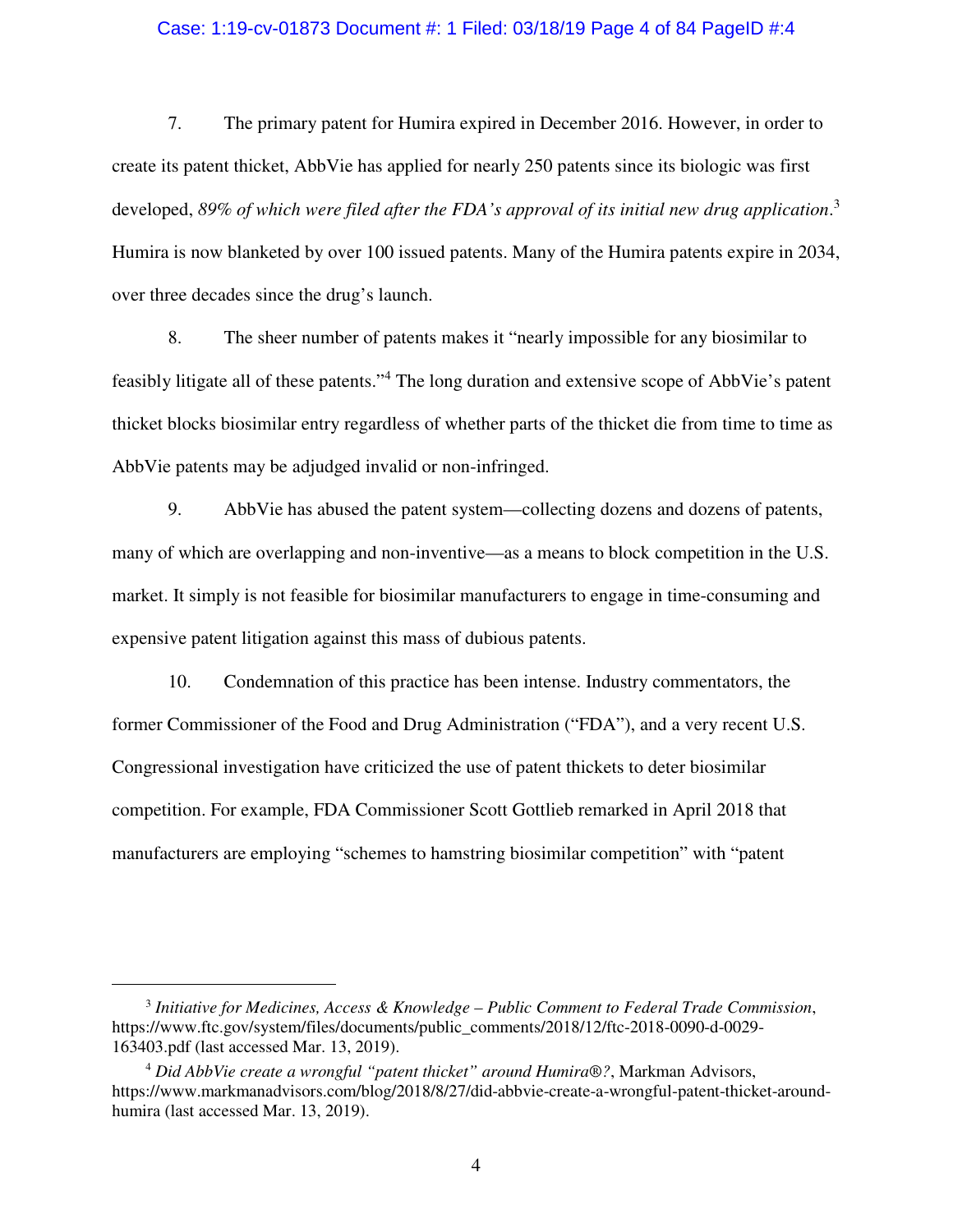7. The primary patent for Humira expired in December 2016. However, in order to create its patent thicket, AbbVie has applied for nearly 250 patents since its biologic was first developed, *89% of which were filed after the FDA's approval of its initial new drug application*.[3] Humira is now blanketed by over 100 issued patents. Many of the Humira patents expire in 2034, over three decades since the drug's launch.

8. The sheer number of patents makes it "nearly impossible for any biosimilar to feasibly litigate all of these patents."[4] The long duration and extensive scope of AbbVie's patent thicket blocks biosimilar entry regardless of whether parts of the thicket die from time to time as AbbVie patents may be adjudged invalid or non-infringed.

9. AbbVie has abused the patent system—collecting dozens and dozens of patents, many of which are overlapping and non-inventive—as a means to block competition in the U.S. market. It simply is not feasible for biosimilar manufacturers to engage in time-consuming and expensive patent litigation against this mass of dubious patents.

10. Condemnation of this practice has been intense. Industry commentators, the former Commissioner of the Food and Drug Administration ("FDA"), and a very recent U.S. Congressional investigation have criticized the use of patent thickets to deter biosimilar competition. For example, FDA Commissioner Scott Gottlieb remarked in April 2018 that manufacturers are employing "schemes to hamstring biosimilar competition" with "patent

---

[3] *Initiative for Medicines, Access & Knowledge – Public Comment to Federal Trade Commission*, https://www.ftc.gov/system/files/documents/public_comments/2018/12/ftc-2018-0090-d-0029-163403.pdf (last accessed Mar. 13, 2019).

[4] *Did AbbVie create a wrongful "patent thicket" around Humira®?*, Markman Advisors, https://www.markmanadvisors.com/blog/2018/8/27/did-abbvie-create-a-wrongful-patent-thicket-around-humira (last accessed Mar. 13, 2019).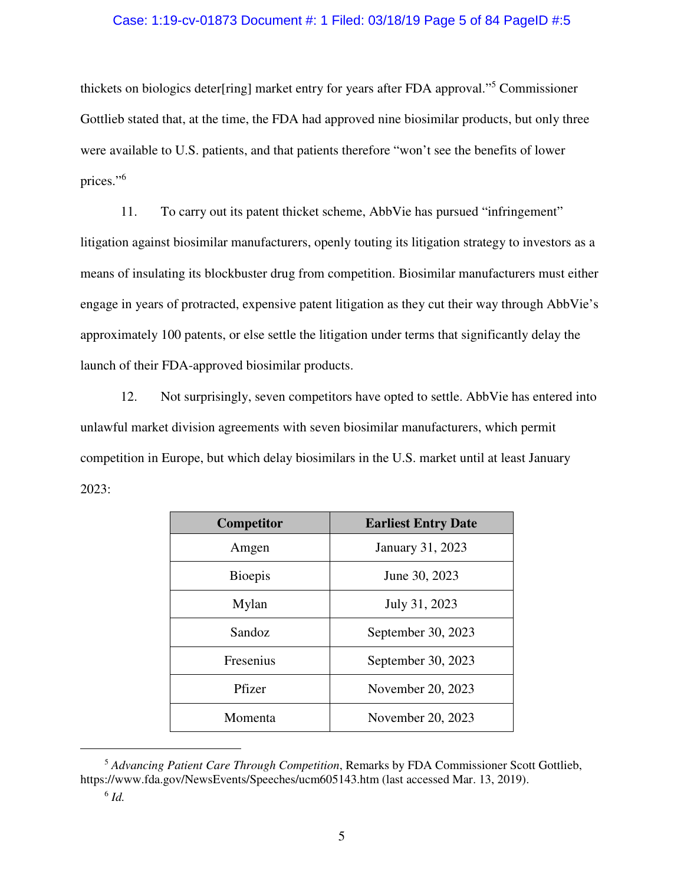thickets on biologics deter[ring] market entry for years after FDA approval."[5] Commissioner Gottlieb stated that, at the time, the FDA had approved nine biosimilar products, but only three were available to U.S. patients, and that patients therefore "won't see the benefits of lower prices."[6]

11. To carry out its patent thicket scheme, AbbVie has pursued "infringement" litigation against biosimilar manufacturers, openly touting its litigation strategy to investors as a means of insulating its blockbuster drug from competition. Biosimilar manufacturers must either engage in years of protracted, expensive patent litigation as they cut their way through AbbVie's approximately 100 patents, or else settle the litigation under terms that significantly delay the launch of their FDA-approved biosimilar products.

12. Not surprisingly, seven competitors have opted to settle. AbbVie has entered into unlawful market division agreements with seven biosimilar manufacturers, which permit competition in Europe, but which delay biosimilars in the U.S. market until at least January 2023:

| Competitor | Earliest Entry Date |
| --- | --- |
| Amgen | January 31, 2023 |
| Bioepis | June 30, 2023 |
| Mylan | July 31, 2023 |
| Sandoz | September 30, 2023 |
| Fresenius | September 30, 2023 |
| Pfizer | November 20, 2023 |
| Momenta | November 20, 2023 |

---

[5] *Advancing Patient Care Through Competition*, Remarks by FDA Commissioner Scott Gottlieb, https://www.fda.gov/NewsEvents/Speeches/ucm605143.htm (last accessed Mar. 13, 2019).

[6] *Id.*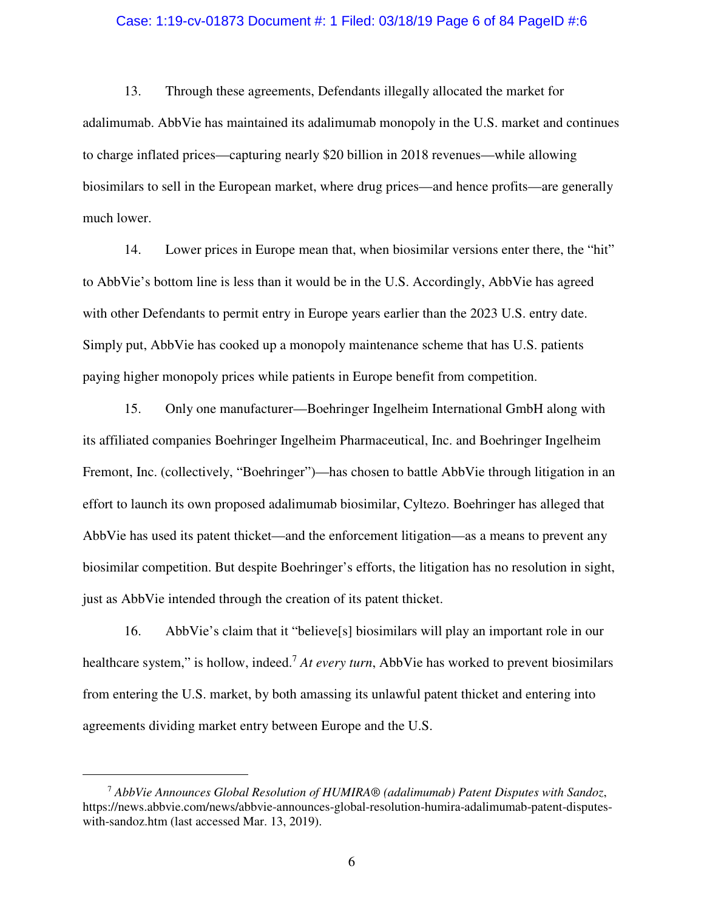13. Through these agreements, Defendants illegally allocated the market for adalimumab. AbbVie has maintained its adalimumab monopoly in the U.S. market and continues to charge inflated prices—capturing nearly $20 billion in 2018 revenues—while allowing biosimilars to sell in the European market, where drug prices—and hence profits—are generally much lower.

14. Lower prices in Europe mean that, when biosimilar versions enter there, the "hit" to AbbVie's bottom line is less than it would be in the U.S. Accordingly, AbbVie has agreed with other Defendants to permit entry in Europe years earlier than the 2023 U.S. entry date. Simply put, AbbVie has cooked up a monopoly maintenance scheme that has U.S. patients paying higher monopoly prices while patients in Europe benefit from competition.

15. Only one manufacturer—Boehringer Ingelheim International GmbH along with its affiliated companies Boehringer Ingelheim Pharmaceutical, Inc. and Boehringer Ingelheim Fremont, Inc. (collectively, "Boehringer")—has chosen to battle AbbVie through litigation in an effort to launch its own proposed adalimumab biosimilar, Cyltezo. Boehringer has alleged that AbbVie has used its patent thicket—and the enforcement litigation—as a means to prevent any biosimilar competition. But despite Boehringer's efforts, the litigation has no resolution in sight, just as AbbVie intended through the creation of its patent thicket.

16. AbbVie's claim that it "believe[s] biosimilars will play an important role in our healthcare system," is hollow, indeed.[7] *At every turn*, AbbVie has worked to prevent biosimilars from entering the U.S. market, by both amassing its unlawful patent thicket and entering into agreements dividing market entry between Europe and the U.S.

---

[7] *AbbVie Announces Global Resolution of HUMIRA® (adalimumab) Patent Disputes with Sandoz*, https://news.abbvie.com/news/abbvie-announces-global-resolution-humira-adalimumab-patent-disputes-with-sandoz.htm (last accessed Mar. 13, 2019).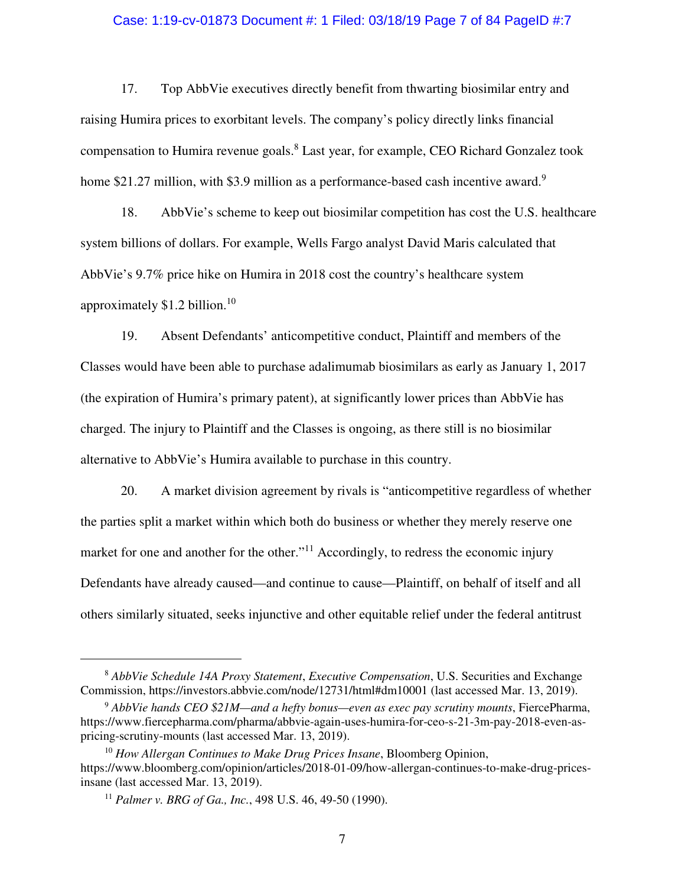17. Top AbbVie executives directly benefit from thwarting biosimilar entry and raising Humira prices to exorbitant levels. The company's policy directly links financial compensation to Humira revenue goals.[8] Last year, for example, CEO Richard Gonzalez took home $21.27 million, with $3.9 million as a performance-based cash incentive award.[9]

18. AbbVie's scheme to keep out biosimilar competition has cost the U.S. healthcare system billions of dollars. For example, Wells Fargo analyst David Maris calculated that AbbVie's 9.7% price hike on Humira in 2018 cost the country's healthcare system approximately $1.2 billion.[10]

19. Absent Defendants' anticompetitive conduct, Plaintiff and members of the Classes would have been able to purchase adalimumab biosimilars as early as January 1, 2017 (the expiration of Humira's primary patent), at significantly lower prices than AbbVie has charged. The injury to Plaintiff and the Classes is ongoing, as there still is no biosimilar alternative to AbbVie's Humira available to purchase in this country.

20. A market division agreement by rivals is "anticompetitive regardless of whether the parties split a market within which both do business or whether they merely reserve one market for one and another for the other."[11] Accordingly, to redress the economic injury Defendants have already caused—and continue to cause—Plaintiff, on behalf of itself and all others similarly situated, seeks injunctive and other equitable relief under the federal antitrust

---

[8] *AbbVie Schedule 14A Proxy Statement*, *Executive Compensation*, U.S. Securities and Exchange Commission, https://investors.abbvie.com/node/12731/html#dm10001 (last accessed Mar. 13, 2019).

[9] *AbbVie hands CEO $21M—and a hefty bonus—even as exec pay scrutiny mounts*, FiercePharma, https://www.fiercepharma.com/pharma/abbvie-again-uses-humira-for-ceo-s-21-3m-pay-2018-even-as-pricing-scrutiny-mounts (last accessed Mar. 13, 2019).

[10] *How Allergan Continues to Make Drug Prices Insane*, Bloomberg Opinion, https://www.bloomberg.com/opinion/articles/2018-01-09/how-allergan-continues-to-make-drug-prices-insane (last accessed Mar. 13, 2019).

[11] *Palmer v. BRG of Ga., Inc.*, 498 U.S. 46, 49-50 (1990).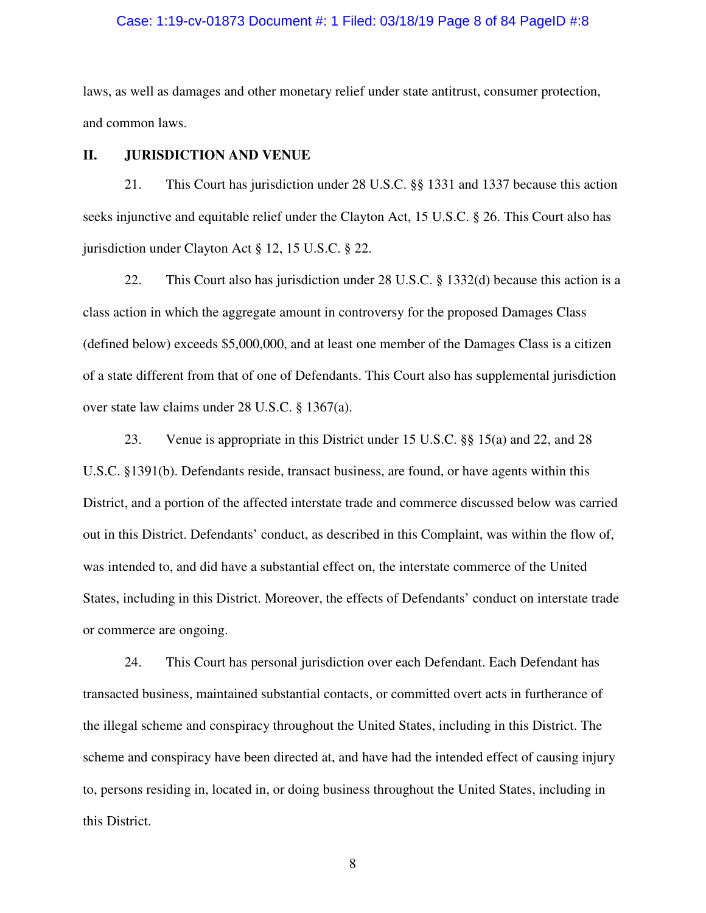laws, as well as damages and other monetary relief under state antitrust, consumer protection, and common laws.

## II. JURISDICTION AND VENUE

21. This Court has jurisdiction under 28 U.S.C. §§ 1331 and 1337 because this action seeks injunctive and equitable relief under the Clayton Act, 15 U.S.C. § 26. This Court also has jurisdiction under Clayton Act § 12, 15 U.S.C. § 22.

22. This Court also has jurisdiction under 28 U.S.C. § 1332(d) because this action is a class action in which the aggregate amount in controversy for the proposed Damages Class (defined below) exceeds $5,000,000, and at least one member of the Damages Class is a citizen of a state different from that of one of Defendants. This Court also has supplemental jurisdiction over state law claims under 28 U.S.C. § 1367(a).

23. Venue is appropriate in this District under 15 U.S.C. §§ 15(a) and 22, and 28 U.S.C. §1391(b). Defendants reside, transact business, are found, or have agents within this District, and a portion of the affected interstate trade and commerce discussed below was carried out in this District. Defendants' conduct, as described in this Complaint, was within the flow of, was intended to, and did have a substantial effect on, the interstate commerce of the United States, including in this District. Moreover, the effects of Defendants' conduct on interstate trade or commerce are ongoing.

24. This Court has personal jurisdiction over each Defendant. Each Defendant has transacted business, maintained substantial contacts, or committed overt acts in furtherance of the illegal scheme and conspiracy throughout the United States, including in this District. The scheme and conspiracy have been directed at, and have had the intended effect of causing injury to, persons residing in, located in, or doing business throughout the United States, including in this District.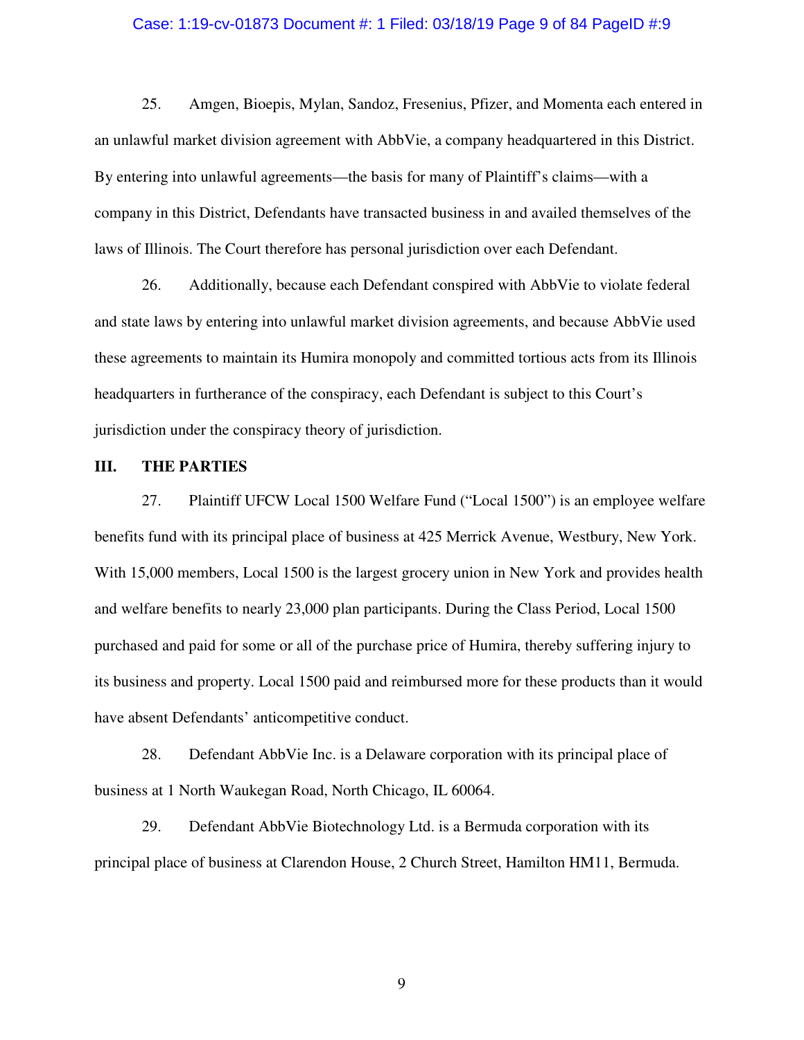25. Amgen, Bioepis, Mylan, Sandoz, Fresenius, Pfizer, and Momenta each entered in an unlawful market division agreement with AbbVie, a company headquartered in this District. By entering into unlawful agreements—the basis for many of Plaintiff's claims—with a company in this District, Defendants have transacted business in and availed themselves of the laws of Illinois. The Court therefore has personal jurisdiction over each Defendant.

26. Additionally, because each Defendant conspired with AbbVie to violate federal and state laws by entering into unlawful market division agreements, and because AbbVie used these agreements to maintain its Humira monopoly and committed tortious acts from its Illinois headquarters in furtherance of the conspiracy, each Defendant is subject to this Court's jurisdiction under the conspiracy theory of jurisdiction.

## III. THE PARTIES

27. Plaintiff UFCW Local 1500 Welfare Fund ("Local 1500") is an employee welfare benefits fund with its principal place of business at 425 Merrick Avenue, Westbury, New York. With 15,000 members, Local 1500 is the largest grocery union in New York and provides health and welfare benefits to nearly 23,000 plan participants. During the Class Period, Local 1500 purchased and paid for some or all of the purchase price of Humira, thereby suffering injury to its business and property. Local 1500 paid and reimbursed more for these products than it would have absent Defendants' anticompetitive conduct.

28. Defendant AbbVie Inc. is a Delaware corporation with its principal place of business at 1 North Waukegan Road, North Chicago, IL 60064.

29. Defendant AbbVie Biotechnology Ltd. is a Bermuda corporation with its principal place of business at Clarendon House, 2 Church Street, Hamilton HM11, Bermuda.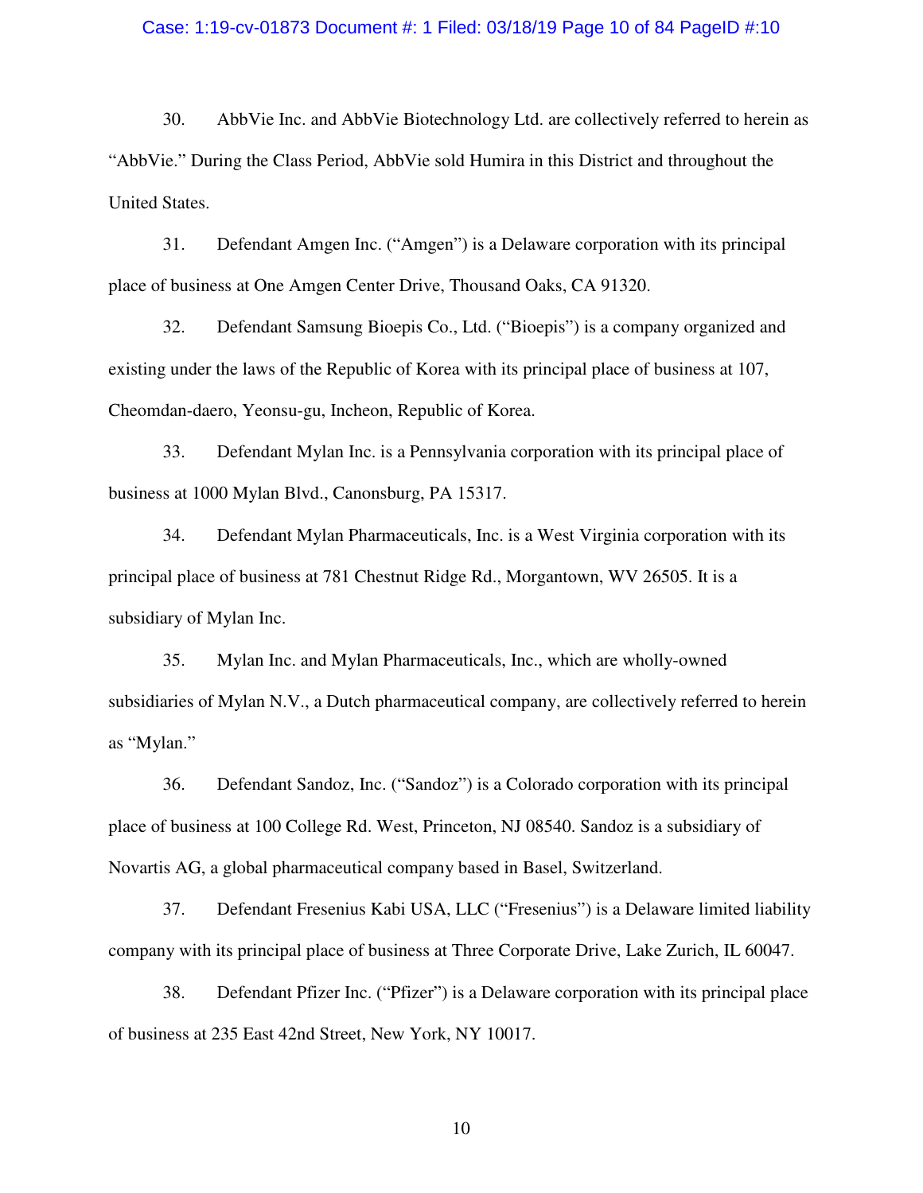30. AbbVie Inc. and AbbVie Biotechnology Ltd. are collectively referred to herein as "AbbVie." During the Class Period, AbbVie sold Humira in this District and throughout the United States.

31. Defendant Amgen Inc. ("Amgen") is a Delaware corporation with its principal place of business at One Amgen Center Drive, Thousand Oaks, CA 91320.

32. Defendant Samsung Bioepis Co., Ltd. ("Bioepis") is a company organized and existing under the laws of the Republic of Korea with its principal place of business at 107, Cheomdan-daero, Yeonsu-gu, Incheon, Republic of Korea.

33. Defendant Mylan Inc. is a Pennsylvania corporation with its principal place of business at 1000 Mylan Blvd., Canonsburg, PA 15317.

34. Defendant Mylan Pharmaceuticals, Inc. is a West Virginia corporation with its principal place of business at 781 Chestnut Ridge Rd., Morgantown, WV 26505. It is a subsidiary of Mylan Inc.

35. Mylan Inc. and Mylan Pharmaceuticals, Inc., which are wholly-owned subsidiaries of Mylan N.V., a Dutch pharmaceutical company, are collectively referred to herein as "Mylan."

36. Defendant Sandoz, Inc. ("Sandoz") is a Colorado corporation with its principal place of business at 100 College Rd. West, Princeton, NJ 08540. Sandoz is a subsidiary of Novartis AG, a global pharmaceutical company based in Basel, Switzerland.

37. Defendant Fresenius Kabi USA, LLC ("Fresenius") is a Delaware limited liability company with its principal place of business at Three Corporate Drive, Lake Zurich, IL 60047.

38. Defendant Pfizer Inc. ("Pfizer") is a Delaware corporation with its principal place of business at 235 East 42nd Street, New York, NY 10017.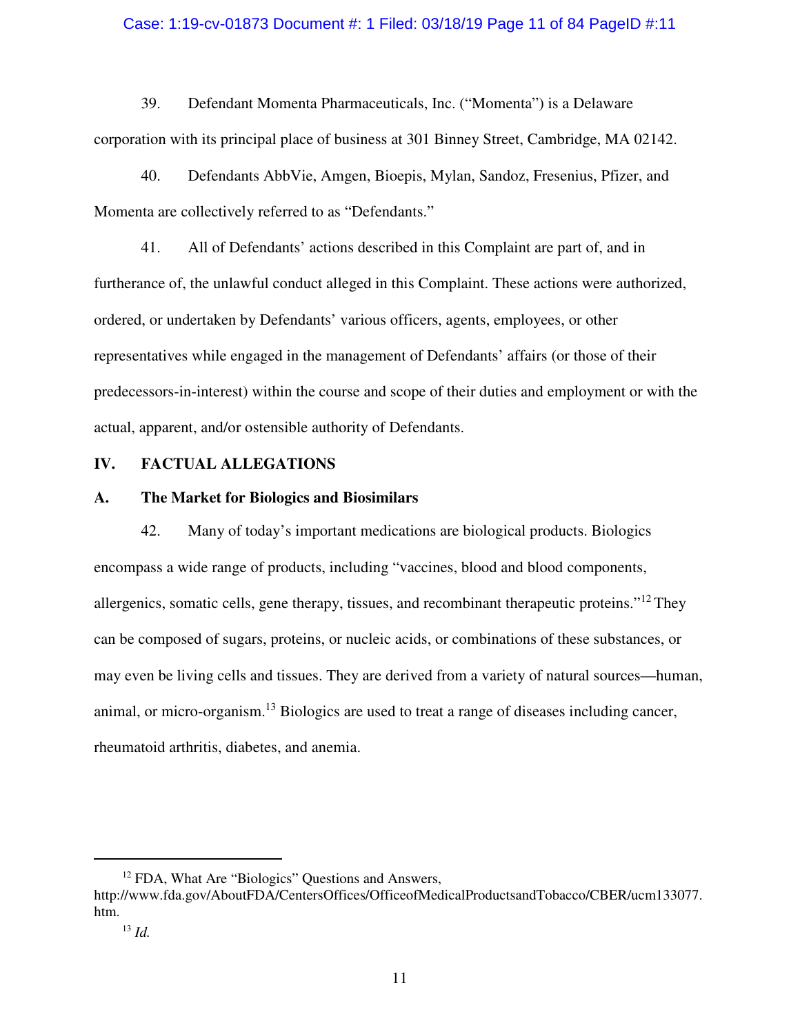39. Defendant Momenta Pharmaceuticals, Inc. ("Momenta") is a Delaware corporation with its principal place of business at 301 Binney Street, Cambridge, MA 02142.

40. Defendants AbbVie, Amgen, Bioepis, Mylan, Sandoz, Fresenius, Pfizer, and Momenta are collectively referred to as "Defendants."

41. All of Defendants' actions described in this Complaint are part of, and in furtherance of, the unlawful conduct alleged in this Complaint. These actions were authorized, ordered, or undertaken by Defendants' various officers, agents, employees, or other representatives while engaged in the management of Defendants' affairs (or those of their predecessors-in-interest) within the course and scope of their duties and employment or with the actual, apparent, and/or ostensible authority of Defendants.

## IV. FACTUAL ALLEGATIONS

### A. The Market for Biologics and Biosimilars

42. Many of today's important medications are biological products. Biologics encompass a wide range of products, including "vaccines, blood and blood components, allergenics, somatic cells, gene therapy, tissues, and recombinant therapeutic proteins."[12] They can be composed of sugars, proteins, or nucleic acids, or combinations of these substances, or may even be living cells and tissues. They are derived from a variety of natural sources—human, animal, or micro-organism.[13] Biologics are used to treat a range of diseases including cancer, rheumatoid arthritis, diabetes, and anemia.

---

[12] FDA, What Are "Biologics" Questions and Answers, http://www.fda.gov/AboutFDA/CentersOffices/OfficeofMedicalProductsandTobacco/CBER/ucm133077.htm.

[13] *Id.*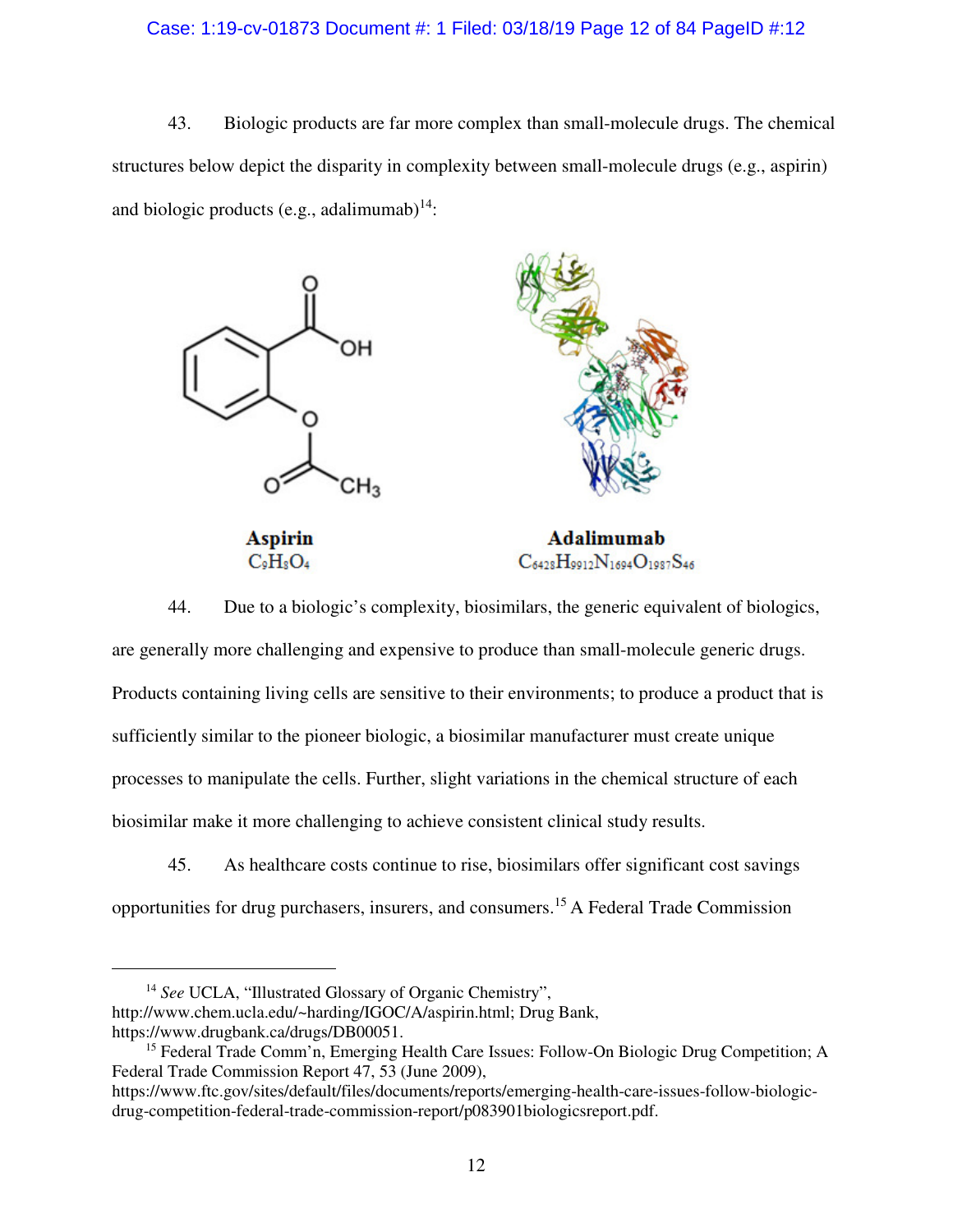43. Biologic products are far more complex than small-molecule drugs. The chemical structures below depict the disparity in complexity between small-molecule drugs (e.g., aspirin) and biologic products (e.g., adalimumab)[14]:

**Aspirin**
$C_9H_8O_4$

**Adalimumab**
$C_{6428}H_{9912}N_{1694}O_{1987}S_{46}$

44. Due to a biologic's complexity, biosimilars, the generic equivalent of biologics, are generally more challenging and expensive to produce than small-molecule generic drugs. Products containing living cells are sensitive to their environments; to produce a product that is sufficiently similar to the pioneer biologic, a biosimilar manufacturer must create unique processes to manipulate the cells. Further, slight variations in the chemical structure of each biosimilar make it more challenging to achieve consistent clinical study results.

45. As healthcare costs continue to rise, biosimilars offer significant cost savings opportunities for drug purchasers, insurers, and consumers.[15] A Federal Trade Commission

---

[14] *See* UCLA, "Illustrated Glossary of Organic Chemistry", http://www.chem.ucla.edu/~harding/IGOC/A/aspirin.html; Drug Bank, https://www.drugbank.ca/drugs/DB00051.

[15] Federal Trade Comm'n, Emerging Health Care Issues: Follow-On Biologic Drug Competition; A Federal Trade Commission Report 47, 53 (June 2009), https://www.ftc.gov/sites/default/files/documents/reports/emerging-health-care-issues-follow-biologic-drug-competition-federal-trade-commission-report/p083901biologicsreport.pdf.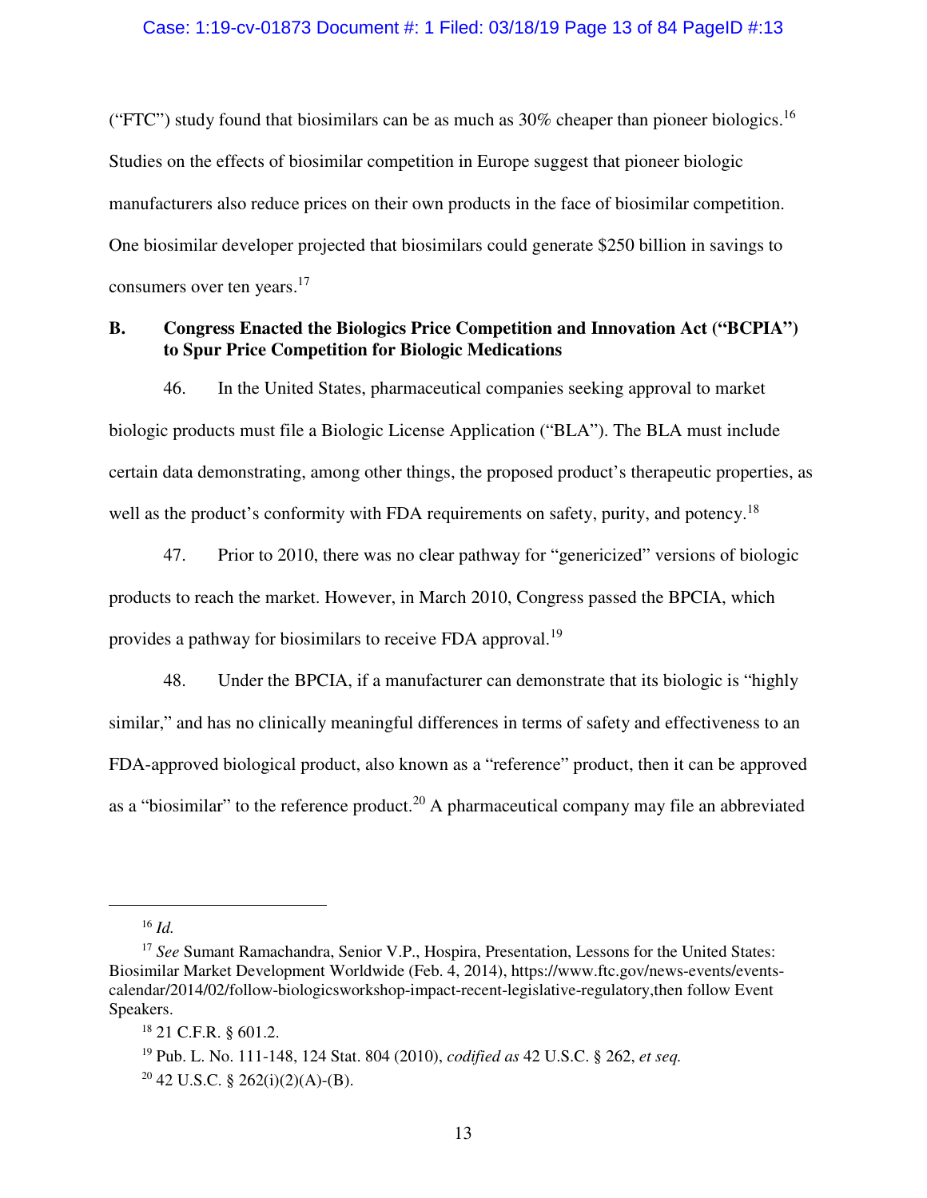("FTC") study found that biosimilars can be as much as 30% cheaper than pioneer biologics.[16] Studies on the effects of biosimilar competition in Europe suggest that pioneer biologic manufacturers also reduce prices on their own products in the face of biosimilar competition. One biosimilar developer projected that biosimilars could generate $250 billion in savings to consumers over ten years.[17]

**B. Congress Enacted the Biologics Price Competition and Innovation Act ("BCPIA") to Spur Price Competition for Biologic Medications**

46. In the United States, pharmaceutical companies seeking approval to market biologic products must file a Biologic License Application ("BLA"). The BLA must include certain data demonstrating, among other things, the proposed product's therapeutic properties, as well as the product's conformity with FDA requirements on safety, purity, and potency.[18]

47. Prior to 2010, there was no clear pathway for "genericized" versions of biologic products to reach the market. However, in March 2010, Congress passed the BPCIA, which provides a pathway for biosimilars to receive FDA approval.[19]

48. Under the BPCIA, if a manufacturer can demonstrate that its biologic is "highly similar," and has no clinically meaningful differences in terms of safety and effectiveness to an FDA-approved biological product, also known as a "reference" product, then it can be approved as a "biosimilar" to the reference product.[20] A pharmaceutical company may file an abbreviated

---

[16] *Id.*

[17] *See* Sumant Ramachandra, Senior V.P., Hospira, Presentation, Lessons for the United States: Biosimilar Market Development Worldwide (Feb. 4, 2014), https://www.ftc.gov/news-events/events-calendar/2014/02/follow-biologicsworkshop-impact-recent-legislative-regulatory,then follow Event Speakers.

[18] 21 C.F.R. § 601.2.

[19] Pub. L. No. 111-148, 124 Stat. 804 (2010), *codified as* 42 U.S.C. § 262, *et seq.*

[20] 42 U.S.C. § 262(i)(2)(A)-(B).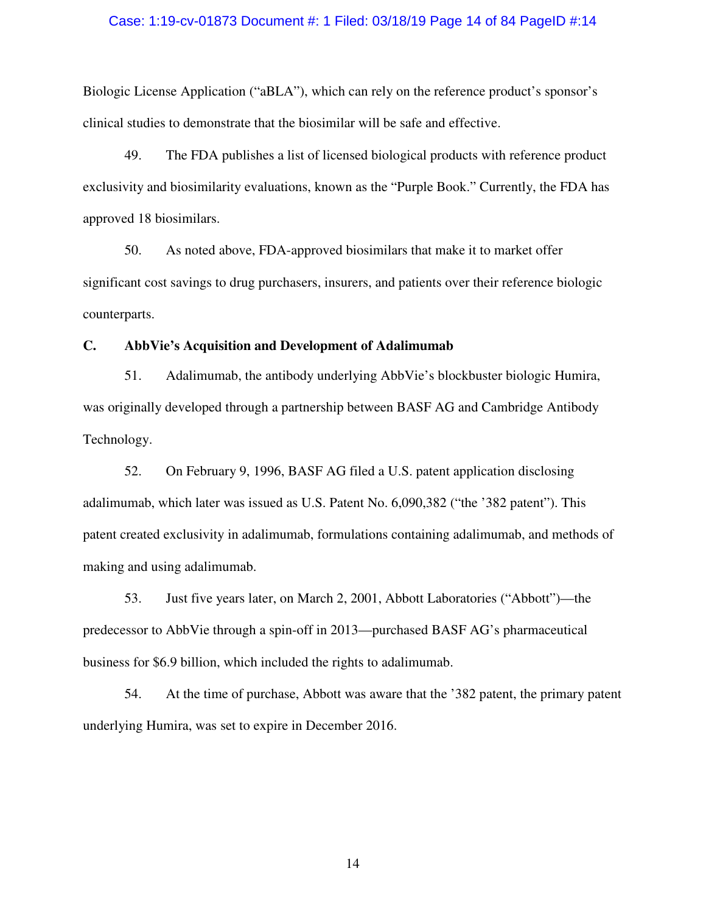Biologic License Application ("aBLA"), which can rely on the reference product's sponsor's clinical studies to demonstrate that the biosimilar will be safe and effective.

49. The FDA publishes a list of licensed biological products with reference product exclusivity and biosimilarity evaluations, known as the "Purple Book." Currently, the FDA has approved 18 biosimilars.

50. As noted above, FDA-approved biosimilars that make it to market offer significant cost savings to drug purchasers, insurers, and patients over their reference biologic counterparts.

### C. AbbVie's Acquisition and Development of Adalimumab

51. Adalimumab, the antibody underlying AbbVie's blockbuster biologic Humira, was originally developed through a partnership between BASF AG and Cambridge Antibody Technology.

52. On February 9, 1996, BASF AG filed a U.S. patent application disclosing adalimumab, which later was issued as U.S. Patent No. 6,090,382 ("the '382 patent"). This patent created exclusivity in adalimumab, formulations containing adalimumab, and methods of making and using adalimumab.

53. Just five years later, on March 2, 2001, Abbott Laboratories ("Abbott")—the predecessor to AbbVie through a spin-off in 2013—purchased BASF AG's pharmaceutical business for $6.9 billion, which included the rights to adalimumab.

54. At the time of purchase, Abbott was aware that the '382 patent, the primary patent underlying Humira, was set to expire in December 2016.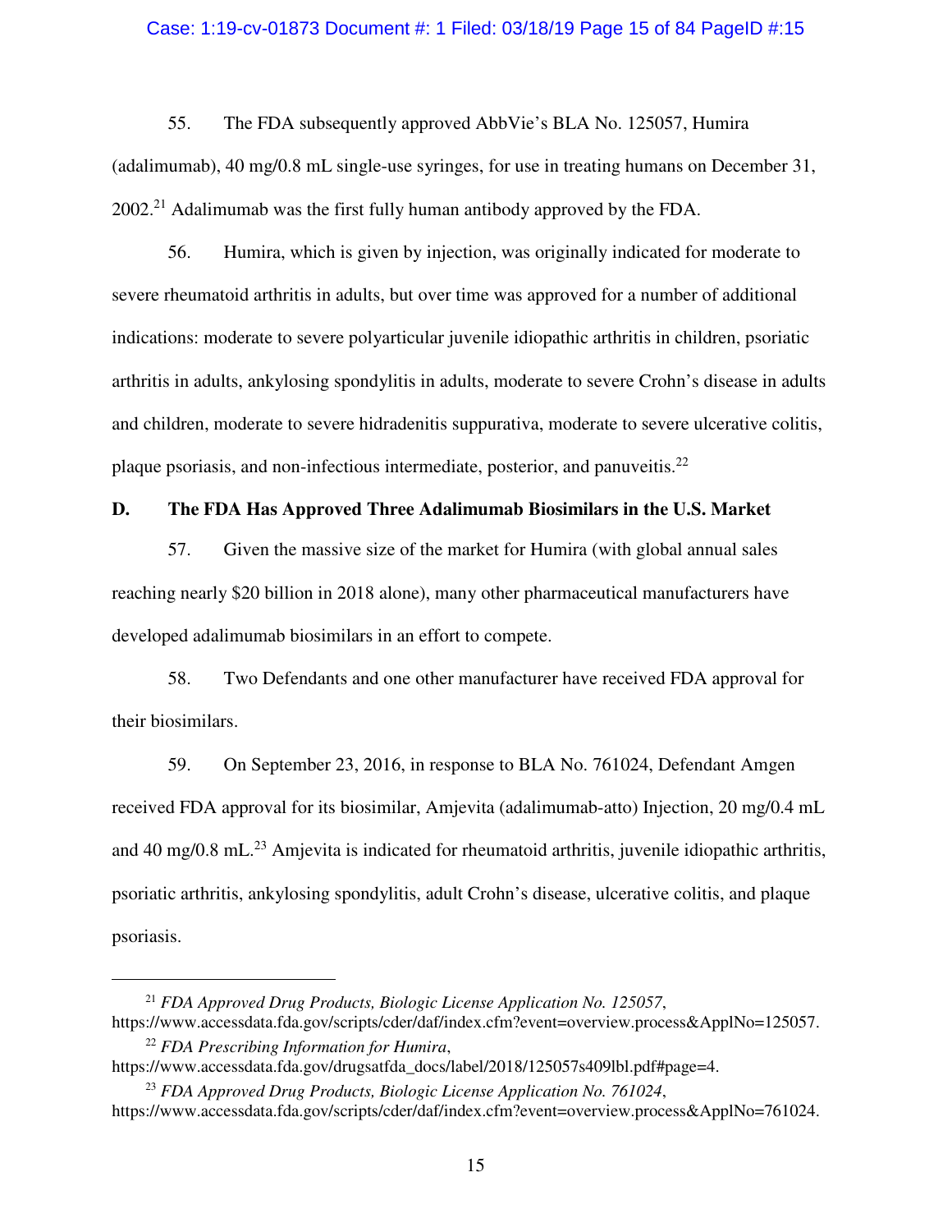55. The FDA subsequently approved AbbVie's BLA No. 125057, Humira (adalimumab), 40 mg/0.8 mL single-use syringes, for use in treating humans on December 31, 2002.[21] Adalimumab was the first fully human antibody approved by the FDA.

56. Humira, which is given by injection, was originally indicated for moderate to severe rheumatoid arthritis in adults, but over time was approved for a number of additional indications: moderate to severe polyarticular juvenile idiopathic arthritis in children, psoriatic arthritis in adults, ankylosing spondylitis in adults, moderate to severe Crohn's disease in adults and children, moderate to severe hidradenitis suppurativa, moderate to severe ulcerative colitis, plaque psoriasis, and non-infectious intermediate, posterior, and panuveitis.[22]

**D. The FDA Has Approved Three Adalimumab Biosimilars in the U.S. Market**

57. Given the massive size of the market for Humira (with global annual sales reaching nearly $20 billion in 2018 alone), many other pharmaceutical manufacturers have developed adalimumab biosimilars in an effort to compete.

58. Two Defendants and one other manufacturer have received FDA approval for their biosimilars.

59. On September 23, 2016, in response to BLA No. 761024, Defendant Amgen received FDA approval for its biosimilar, Amjevita (adalimumab-atto) Injection, 20 mg/0.4 mL and 40 mg/0.8 mL.[23] Amjevita is indicated for rheumatoid arthritis, juvenile idiopathic arthritis, psoriatic arthritis, ankylosing spondylitis, adult Crohn's disease, ulcerative colitis, and plaque psoriasis.

---

[21] *FDA Approved Drug Products, Biologic License Application No. 125057*, https://www.accessdata.fda.gov/scripts/cder/daf/index.cfm?event=overview.process&ApplNo=125057.

[22] *FDA Prescribing Information for Humira*, https://www.accessdata.fda.gov/drugsatfda_docs/label/2018/125057s409lbl.pdf#page=4.

[23] *FDA Approved Drug Products, Biologic License Application No. 761024*, https://www.accessdata.fda.gov/scripts/cder/daf/index.cfm?event=overview.process&ApplNo=761024.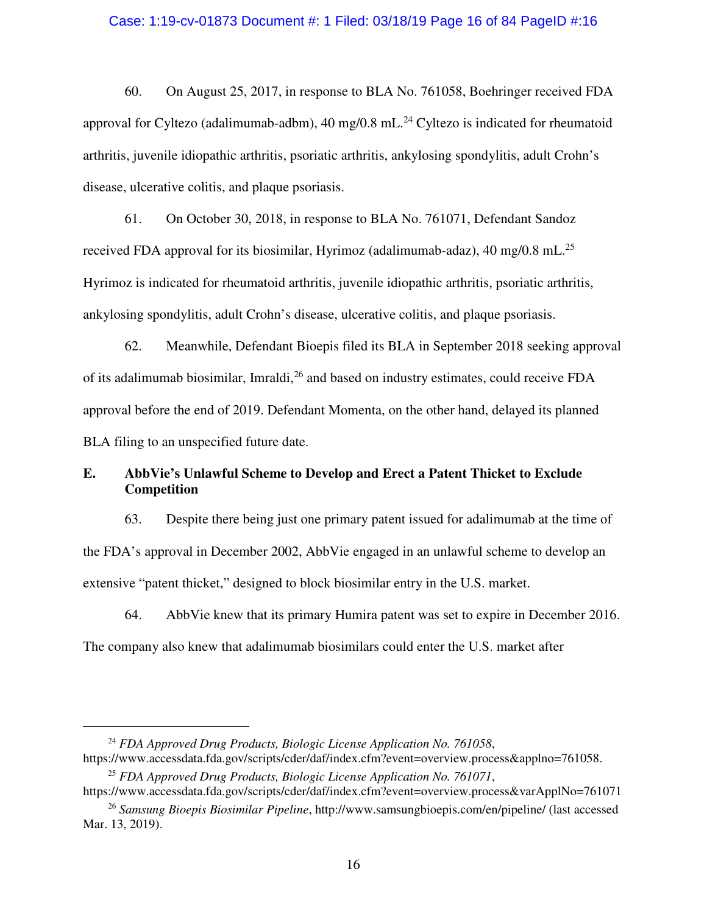60. On August 25, 2017, in response to BLA No. 761058, Boehringer received FDA approval for Cyltezo (adalimumab-adbm), 40 mg/0.8 mL.[24] Cyltezo is indicated for rheumatoid arthritis, juvenile idiopathic arthritis, psoriatic arthritis, ankylosing spondylitis, adult Crohn's disease, ulcerative colitis, and plaque psoriasis.

61. On October 30, 2018, in response to BLA No. 761071, Defendant Sandoz received FDA approval for its biosimilar, Hyrimoz (adalimumab-adaz), 40 mg/0.8 mL.[25] Hyrimoz is indicated for rheumatoid arthritis, juvenile idiopathic arthritis, psoriatic arthritis, ankylosing spondylitis, adult Crohn's disease, ulcerative colitis, and plaque psoriasis.

62. Meanwhile, Defendant Bioepis filed its BLA in September 2018 seeking approval of its adalimumab biosimilar, Imraldi,[26] and based on industry estimates, could receive FDA approval before the end of 2019. Defendant Momenta, on the other hand, delayed its planned BLA filing to an unspecified future date.

### E. AbbVie's Unlawful Scheme to Develop and Erect a Patent Thicket to Exclude Competition

63. Despite there being just one primary patent issued for adalimumab at the time of the FDA's approval in December 2002, AbbVie engaged in an unlawful scheme to develop an extensive "patent thicket," designed to block biosimilar entry in the U.S. market.

64. AbbVie knew that its primary Humira patent was set to expire in December 2016. The company also knew that adalimumab biosimilars could enter the U.S. market after

---

[24] *FDA Approved Drug Products, Biologic License Application No. 761058*, https://www.accessdata.fda.gov/scripts/cder/daf/index.cfm?event=overview.process&applno=761058.

[25] *FDA Approved Drug Products, Biologic License Application No. 761071*, https://www.accessdata.fda.gov/scripts/cder/daf/index.cfm?event=overview.process&varApplNo=761071

[26] *Samsung Bioepis Biosimilar Pipeline*, http://www.samsungbioepis.com/en/pipeline/ (last accessed Mar. 13, 2019).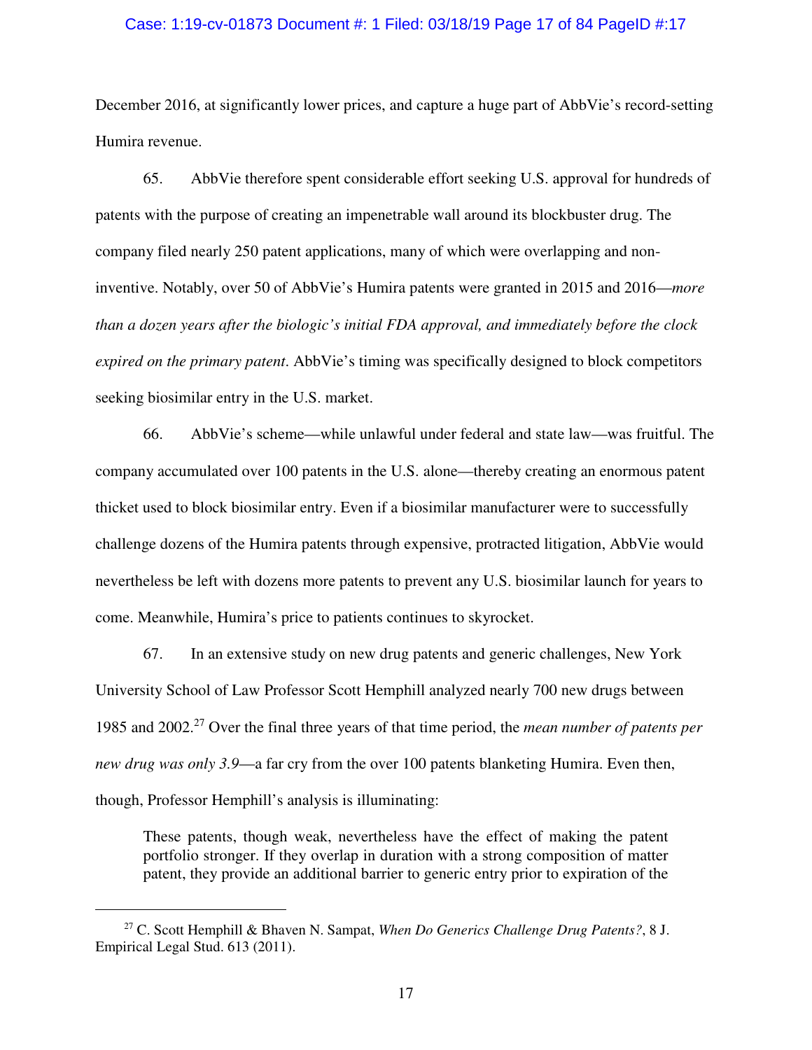December 2016, at significantly lower prices, and capture a huge part of AbbVie's record-setting Humira revenue.

65. AbbVie therefore spent considerable effort seeking U.S. approval for hundreds of patents with the purpose of creating an impenetrable wall around its blockbuster drug. The company filed nearly 250 patent applications, many of which were overlapping and non-inventive. Notably, over 50 of AbbVie's Humira patents were granted in 2015 and 2016—*more than a dozen years after the biologic's initial FDA approval, and immediately before the clock expired on the primary patent*. AbbVie's timing was specifically designed to block competitors seeking biosimilar entry in the U.S. market.

66. AbbVie's scheme—while unlawful under federal and state law—was fruitful. The company accumulated over 100 patents in the U.S. alone—thereby creating an enormous patent thicket used to block biosimilar entry. Even if a biosimilar manufacturer were to successfully challenge dozens of the Humira patents through expensive, protracted litigation, AbbVie would nevertheless be left with dozens more patents to prevent any U.S. biosimilar launch for years to come. Meanwhile, Humira's price to patients continues to skyrocket.

67. In an extensive study on new drug patents and generic challenges, New York University School of Law Professor Scott Hemphill analyzed nearly 700 new drugs between 1985 and 2002.[27] Over the final three years of that time period, the *mean number of patents per new drug was only 3.9*—a far cry from the over 100 patents blanketing Humira. Even then, though, Professor Hemphill's analysis is illuminating:

> These patents, though weak, nevertheless have the effect of making the patent portfolio stronger. If they overlap in duration with a strong composition of matter patent, they provide an additional barrier to generic entry prior to expiration of the

---

[27] C. Scott Hemphill & Bhaven N. Sampat, *When Do Generics Challenge Drug Patents?*, 8 J. Empirical Legal Stud. 613 (2011).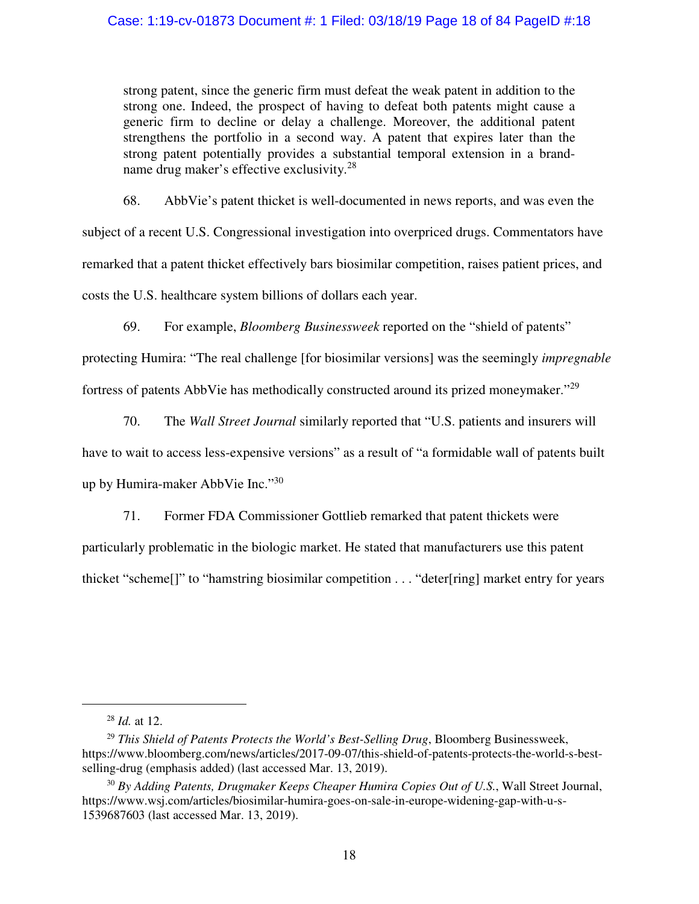> strong patent, since the generic firm must defeat the weak patent in addition to the strong one. Indeed, the prospect of having to defeat both patents might cause a generic firm to decline or delay a challenge. Moreover, the additional patent strengthens the portfolio in a second way. A patent that expires later than the strong patent potentially provides a substantial temporal extension in a brand-name drug maker's effective exclusivity.[28]

68. AbbVie's patent thicket is well-documented in news reports, and was even the subject of a recent U.S. Congressional investigation into overpriced drugs. Commentators have remarked that a patent thicket effectively bars biosimilar competition, raises patient prices, and costs the U.S. healthcare system billions of dollars each year.

69. For example, *Bloomberg Businessweek* reported on the "shield of patents" protecting Humira: "The real challenge [for biosimilar versions] was the seemingly *impregnable* fortress of patents AbbVie has methodically constructed around its prized moneymaker."[29]

70. The *Wall Street Journal* similarly reported that "U.S. patients and insurers will have to wait to access less-expensive versions" as a result of "a formidable wall of patents built up by Humira-maker AbbVie Inc."[30]

71. Former FDA Commissioner Gottlieb remarked that patent thickets were particularly problematic in the biologic market. He stated that manufacturers use this patent thicket "scheme[]" to "hamstring biosimilar competition . . . "deter[ring] market entry for years

---

[28] *Id.* at 12.

[29] *This Shield of Patents Protects the World's Best-Selling Drug*, Bloomberg Businessweek, https://www.bloomberg.com/news/articles/2017-09-07/this-shield-of-patents-protects-the-world-s-best-selling-drug (emphasis added) (last accessed Mar. 13, 2019).

[30] *By Adding Patents, Drugmaker Keeps Cheaper Humira Copies Out of U.S.*, Wall Street Journal, https://www.wsj.com/articles/biosimilar-humira-goes-on-sale-in-europe-widening-gap-with-u-s-1539687603 (last accessed Mar. 13, 2019).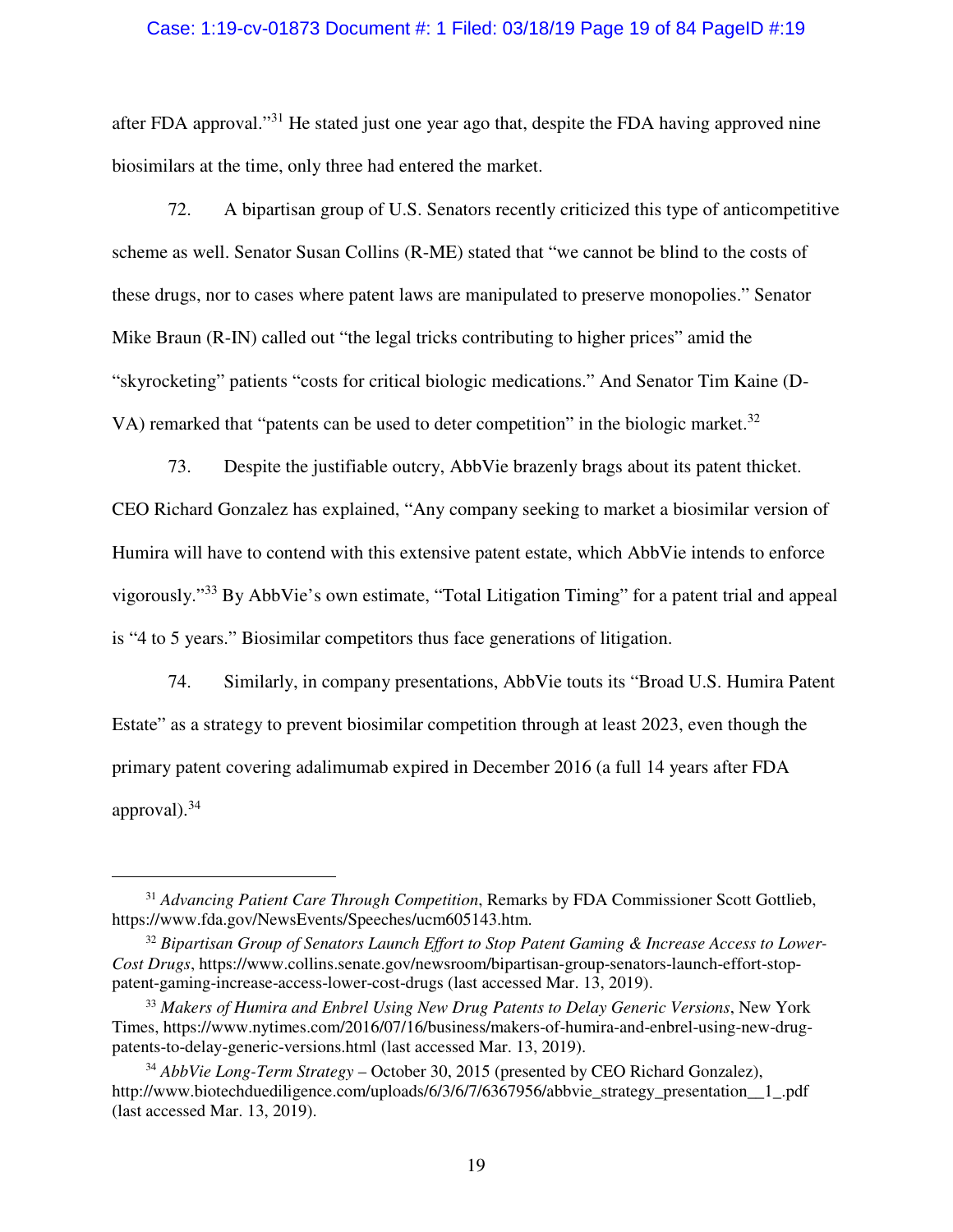after FDA approval."[31] He stated just one year ago that, despite the FDA having approved nine biosimilars at the time, only three had entered the market.

72. A bipartisan group of U.S. Senators recently criticized this type of anticompetitive scheme as well. Senator Susan Collins (R-ME) stated that "we cannot be blind to the costs of these drugs, nor to cases where patent laws are manipulated to preserve monopolies." Senator Mike Braun (R-IN) called out "the legal tricks contributing to higher prices" amid the "skyrocketing" patients "costs for critical biologic medications." And Senator Tim Kaine (D-VA) remarked that "patents can be used to deter competition" in the biologic market.[32]

73. Despite the justifiable outcry, AbbVie brazenly brags about its patent thicket. CEO Richard Gonzalez has explained, "Any company seeking to market a biosimilar version of Humira will have to contend with this extensive patent estate, which AbbVie intends to enforce vigorously."[33] By AbbVie's own estimate, "Total Litigation Timing" for a patent trial and appeal is "4 to 5 years." Biosimilar competitors thus face generations of litigation.

74. Similarly, in company presentations, AbbVie touts its "Broad U.S. Humira Patent Estate" as a strategy to prevent biosimilar competition through at least 2023, even though the primary patent covering adalimumab expired in December 2016 (a full 14 years after FDA approval).[34]

---

[31] *Advancing Patient Care Through Competition*, Remarks by FDA Commissioner Scott Gottlieb, https://www.fda.gov/NewsEvents/Speeches/ucm605143.htm.

[32] *Bipartisan Group of Senators Launch Effort to Stop Patent Gaming & Increase Access to Lower-Cost Drugs*, https://www.collins.senate.gov/newsroom/bipartisan-group-senators-launch-effort-stop-patent-gaming-increase-access-lower-cost-drugs (last accessed Mar. 13, 2019).

[33] *Makers of Humira and Enbrel Using New Drug Patents to Delay Generic Versions*, New York Times, https://www.nytimes.com/2016/07/16/business/makers-of-humira-and-enbrel-using-new-drug-patents-to-delay-generic-versions.html (last accessed Mar. 13, 2019).

[34] *AbbVie Long-Term Strategy* – October 30, 2015 (presented by CEO Richard Gonzalez), http://www.biotechduediligence.com/uploads/6/3/6/7/6367956/abbvie_strategy_presentation__1_.pdf (last accessed Mar. 13, 2019).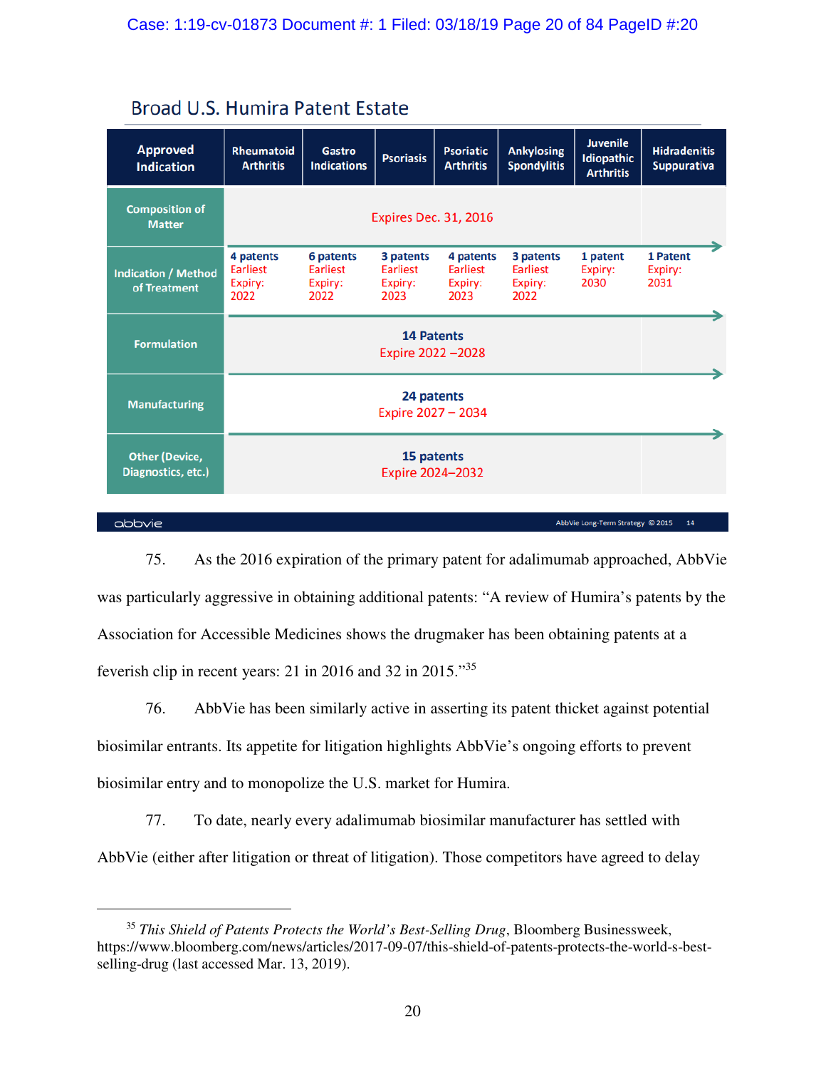## Broad U.S. Humira Patent Estate

| Approved Indication | Rheumatoid Arthritis | Gastro Indications | Psoriasis | Psoriatic Arthritis | Ankylosing Spondylitis | Juvenile Idiopathic Arthritis | Hidradenitis Suppurativa |
|---|---|---|---|---|---|---|---|
| Composition of Matter | Expires Dec. 31, 2016 | | | | | | |
| Indication / Method of Treatment | 4 patents Earliest Expiry: 2022 | 6 patents Earliest Expiry: 2022 | 3 patents Earliest Expiry: 2023 | 4 patents Earliest Expiry: 2023 | 3 patents Earliest Expiry: 2022 | 1 patent Expiry: 2030 | 1 Patent Expiry: 2031 |
| Formulation | 14 Patents Expire 2022 –2028 | | | | | | |
| Manufacturing | 24 patents Expire 2027 – 2034 | | | | | | |
| Other (Device, Diagnostics, etc.) | 15 patents Expire 2024–2032 | | | | | | |

abbvie — AbbVie Long-Term Strategy © 2015 14

75. As the 2016 expiration of the primary patent for adalimumab approached, AbbVie was particularly aggressive in obtaining additional patents: "A review of Humira's patents by the Association for Accessible Medicines shows the drugmaker has been obtaining patents at a feverish clip in recent years: 21 in 2016 and 32 in 2015."[35]

76. AbbVie has been similarly active in asserting its patent thicket against potential biosimilar entrants. Its appetite for litigation highlights AbbVie's ongoing efforts to prevent biosimilar entry and to monopolize the U.S. market for Humira.

77. To date, nearly every adalimumab biosimilar manufacturer has settled with AbbVie (either after litigation or threat of litigation). Those competitors have agreed to delay

---

[35] *This Shield of Patents Protects the World's Best-Selling Drug*, Bloomberg Businessweek, https://www.bloomberg.com/news/articles/2017-09-07/this-shield-of-patents-protects-the-world-s-best-selling-drug (last accessed Mar. 13, 2019).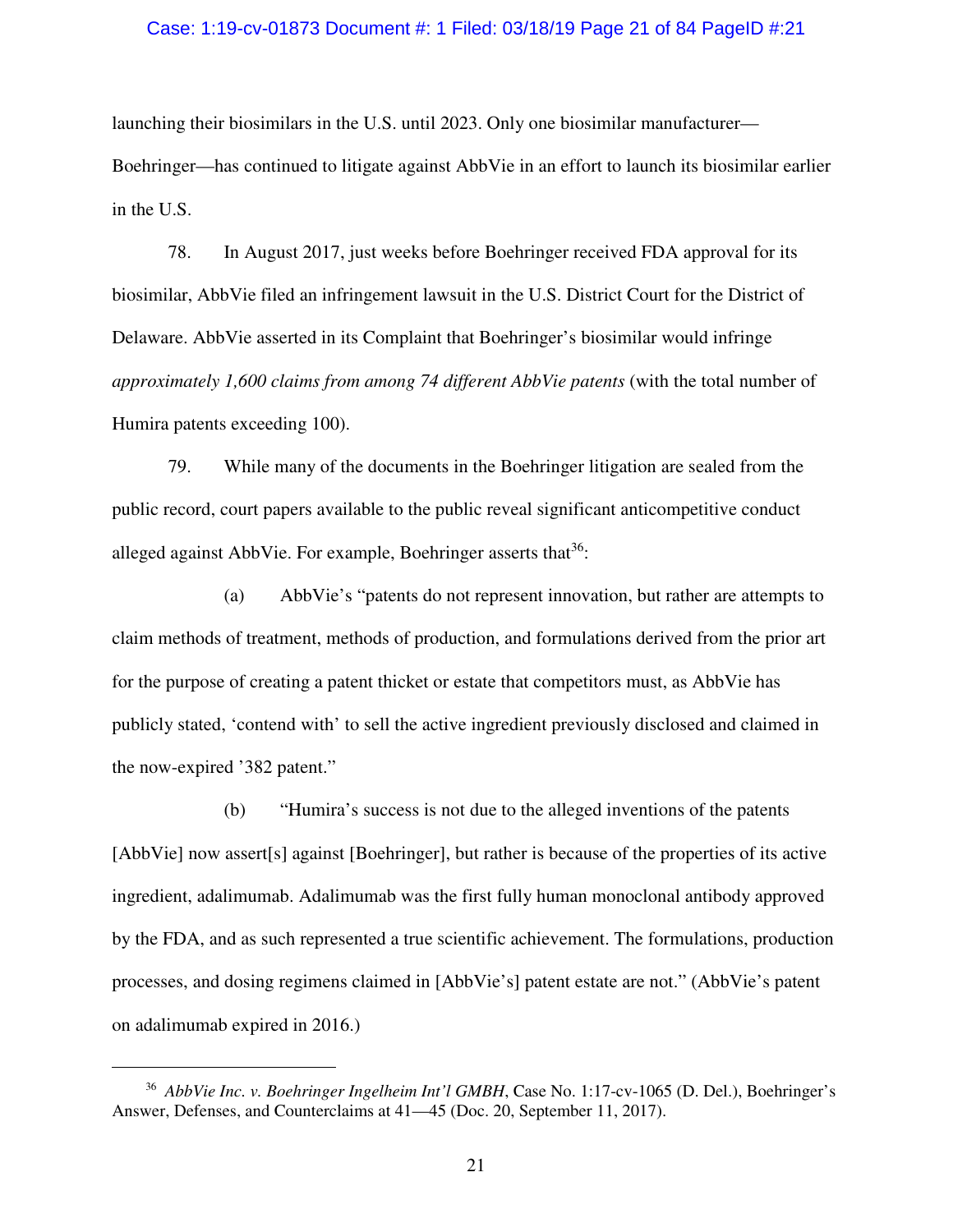launching their biosimilars in the U.S. until 2023. Only one biosimilar manufacturer—Boehringer—has continued to litigate against AbbVie in an effort to launch its biosimilar earlier in the U.S.

78. In August 2017, just weeks before Boehringer received FDA approval for its biosimilar, AbbVie filed an infringement lawsuit in the U.S. District Court for the District of Delaware. AbbVie asserted in its Complaint that Boehringer's biosimilar would infringe *approximately 1,600 claims from among 74 different AbbVie patents* (with the total number of Humira patents exceeding 100).

79. While many of the documents in the Boehringer litigation are sealed from the public record, court papers available to the public reveal significant anticompetitive conduct alleged against AbbVie. For example, Boehringer asserts that[36]:

(a) AbbVie's "patents do not represent innovation, but rather are attempts to claim methods of treatment, methods of production, and formulations derived from the prior art for the purpose of creating a patent thicket or estate that competitors must, as AbbVie has publicly stated, 'contend with' to sell the active ingredient previously disclosed and claimed in the now-expired '382 patent."

(b) "Humira's success is not due to the alleged inventions of the patents [AbbVie] now assert[s] against [Boehringer], but rather is because of the properties of its active ingredient, adalimumab. Adalimumab was the first fully human monoclonal antibody approved by the FDA, and as such represented a true scientific achievement. The formulations, production processes, and dosing regimens claimed in [AbbVie's] patent estate are not." (AbbVie's patent on adalimumab expired in 2016.)

---

[36] *AbbVie Inc. v. Boehringer Ingelheim Int'l GMBH*, Case No. 1:17-cv-1065 (D. Del.), Boehringer's Answer, Defenses, and Counterclaims at 41—45 (Doc. 20, September 11, 2017).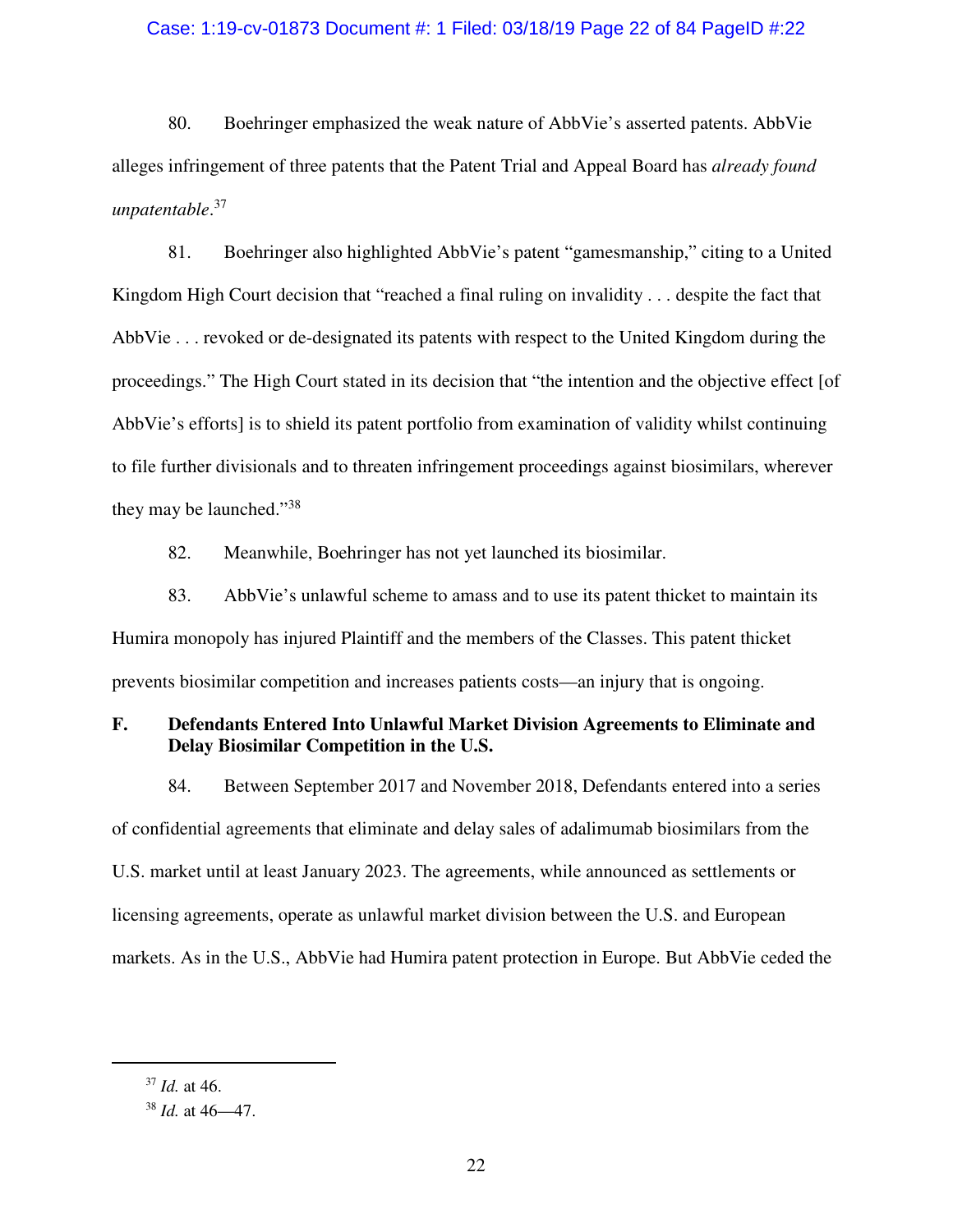80. Boehringer emphasized the weak nature of AbbVie's asserted patents. AbbVie alleges infringement of three patents that the Patent Trial and Appeal Board has *already found unpatentable*.[37]

81. Boehringer also highlighted AbbVie's patent "gamesmanship," citing to a United Kingdom High Court decision that "reached a final ruling on invalidity . . . despite the fact that AbbVie . . . revoked or de-designated its patents with respect to the United Kingdom during the proceedings." The High Court stated in its decision that "the intention and the objective effect [of AbbVie's efforts] is to shield its patent portfolio from examination of validity whilst continuing to file further divisionals and to threaten infringement proceedings against biosimilars, wherever they may be launched."[38]

82. Meanwhile, Boehringer has not yet launched its biosimilar.

83. AbbVie's unlawful scheme to amass and to use its patent thicket to maintain its Humira monopoly has injured Plaintiff and the members of the Classes. This patent thicket prevents biosimilar competition and increases patients costs—an injury that is ongoing.

**F. Defendants Entered Into Unlawful Market Division Agreements to Eliminate and Delay Biosimilar Competition in the U.S.**

84. Between September 2017 and November 2018, Defendants entered into a series of confidential agreements that eliminate and delay sales of adalimumab biosimilars from the U.S. market until at least January 2023. The agreements, while announced as settlements or licensing agreements, operate as unlawful market division between the U.S. and European markets. As in the U.S., AbbVie had Humira patent protection in Europe. But AbbVie ceded the

---

[37] *Id.* at 46.

[38] *Id.* at 46—47.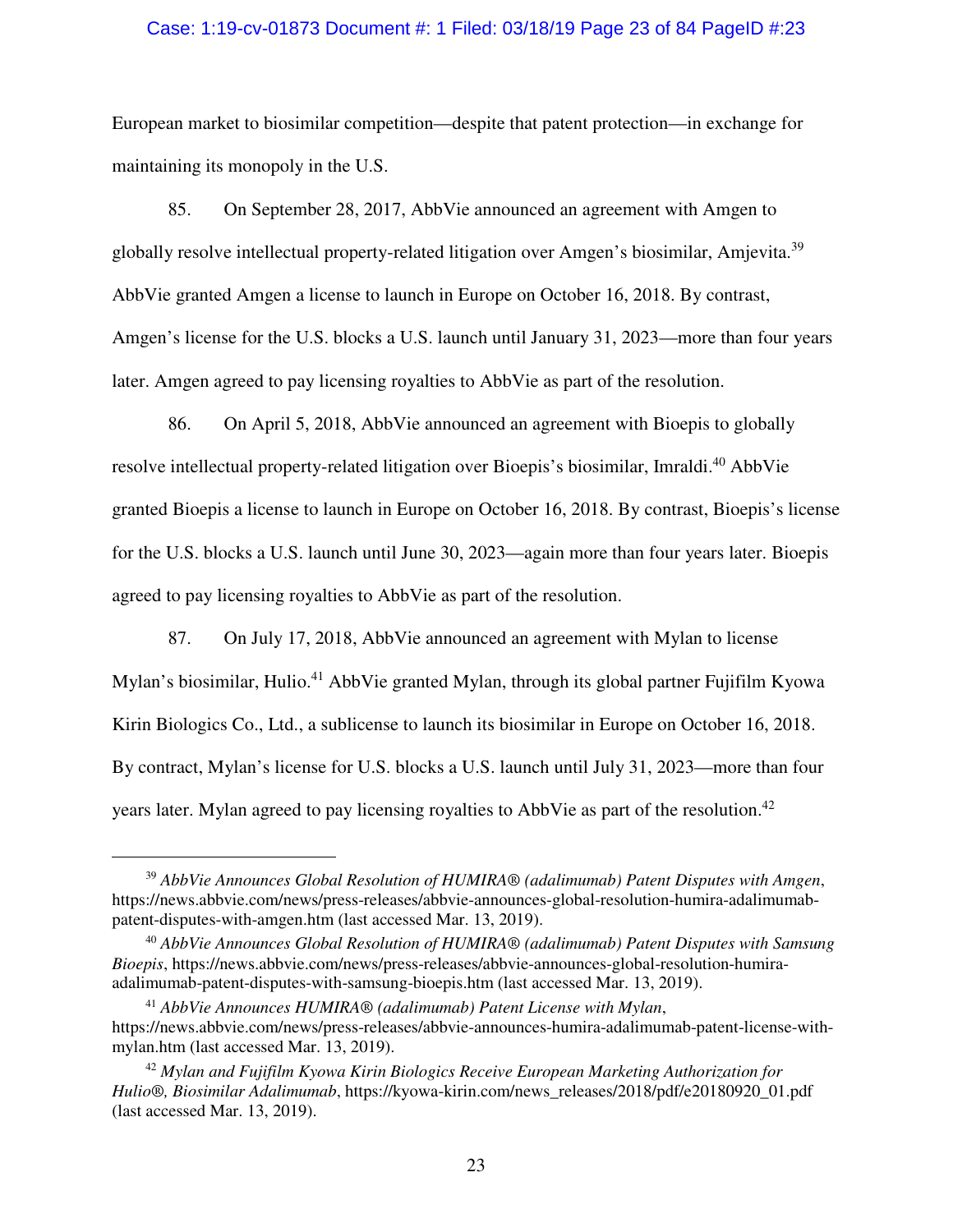European market to biosimilar competition—despite that patent protection—in exchange for maintaining its monopoly in the U.S.

85. On September 28, 2017, AbbVie announced an agreement with Amgen to globally resolve intellectual property-related litigation over Amgen's biosimilar, Amjevita.[39] AbbVie granted Amgen a license to launch in Europe on October 16, 2018. By contrast, Amgen's license for the U.S. blocks a U.S. launch until January 31, 2023—more than four years later. Amgen agreed to pay licensing royalties to AbbVie as part of the resolution.

86. On April 5, 2018, AbbVie announced an agreement with Bioepis to globally resolve intellectual property-related litigation over Bioepis's biosimilar, Imraldi.[40] AbbVie granted Bioepis a license to launch in Europe on October 16, 2018. By contrast, Bioepis's license for the U.S. blocks a U.S. launch until June 30, 2023—again more than four years later. Bioepis agreed to pay licensing royalties to AbbVie as part of the resolution.

87. On July 17, 2018, AbbVie announced an agreement with Mylan to license Mylan's biosimilar, Hulio.[41] AbbVie granted Mylan, through its global partner Fujifilm Kyowa Kirin Biologics Co., Ltd., a sublicense to launch its biosimilar in Europe on October 16, 2018. By contract, Mylan's license for U.S. blocks a U.S. launch until July 31, 2023—more than four years later. Mylan agreed to pay licensing royalties to AbbVie as part of the resolution.[42]

---

[39] *AbbVie Announces Global Resolution of HUMIRA® (adalimumab) Patent Disputes with Amgen*, https://news.abbvie.com/news/press-releases/abbvie-announces-global-resolution-humira-adalimumab-patent-disputes-with-amgen.htm (last accessed Mar. 13, 2019).

[40] *AbbVie Announces Global Resolution of HUMIRA® (adalimumab) Patent Disputes with Samsung Bioepis*, https://news.abbvie.com/news/press-releases/abbvie-announces-global-resolution-humira-adalimumab-patent-disputes-with-samsung-bioepis.htm (last accessed Mar. 13, 2019).

[41] *AbbVie Announces HUMIRA® (adalimumab) Patent License with Mylan*, https://news.abbvie.com/news/press-releases/abbvie-announces-humira-adalimumab-patent-license-with-mylan.htm (last accessed Mar. 13, 2019).

[42] *Mylan and Fujifilm Kyowa Kirin Biologics Receive European Marketing Authorization for Hulio®, Biosimilar Adalimumab*, https://kyowa-kirin.com/news_releases/2018/pdf/e20180920_01.pdf (last accessed Mar. 13, 2019).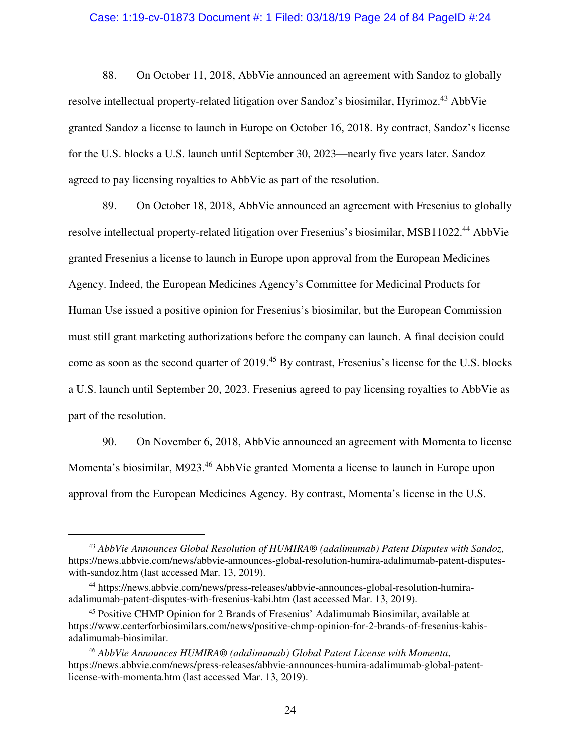88. On October 11, 2018, AbbVie announced an agreement with Sandoz to globally resolve intellectual property-related litigation over Sandoz's biosimilar, Hyrimoz.[43] AbbVie granted Sandoz a license to launch in Europe on October 16, 2018. By contrast, Sandoz's license for the U.S. blocks a U.S. launch until September 30, 2023—nearly five years later. Sandoz agreed to pay licensing royalties to AbbVie as part of the resolution.

89. On October 18, 2018, AbbVie announced an agreement with Fresenius to globally resolve intellectual property-related litigation over Fresenius's biosimilar, MSB11022.[44] AbbVie granted Fresenius a license to launch in Europe upon approval from the European Medicines Agency. Indeed, the European Medicines Agency's Committee for Medicinal Products for Human Use issued a positive opinion for Fresenius's biosimilar, but the European Commission must still grant marketing authorizations before the company can launch. A final decision could come as soon as the second quarter of 2019.[45] By contrast, Fresenius's license for the U.S. blocks a U.S. launch until September 20, 2023. Fresenius agreed to pay licensing royalties to AbbVie as part of the resolution.

90. On November 6, 2018, AbbVie announced an agreement with Momenta to license Momenta's biosimilar, M923.[46] AbbVie granted Momenta a license to launch in Europe upon approval from the European Medicines Agency. By contrast, Momenta's license in the U.S.

---

[43] *AbbVie Announces Global Resolution of HUMIRA® (adalimumab) Patent Disputes with Sandoz*, https://news.abbvie.com/news/abbvie-announces-global-resolution-humira-adalimumab-patent-disputes-with-sandoz.htm (last accessed Mar. 13, 2019).

[44] https://news.abbvie.com/news/press-releases/abbvie-announces-global-resolution-humira-adalimumab-patent-disputes-with-fresenius-kabi.htm (last accessed Mar. 13, 2019).

[45] Positive CHMP Opinion for 2 Brands of Fresenius' Adalimumab Biosimilar, available at https://www.centerforbiosimilars.com/news/positive-chmp-opinion-for-2-brands-of-fresenius-kabis-adalimumab-biosimilar.

[46] *AbbVie Announces HUMIRA® (adalimumab) Global Patent License with Momenta*, https://news.abbvie.com/news/press-releases/abbvie-announces-humira-adalimumab-global-patent-license-with-momenta.htm (last accessed Mar. 13, 2019).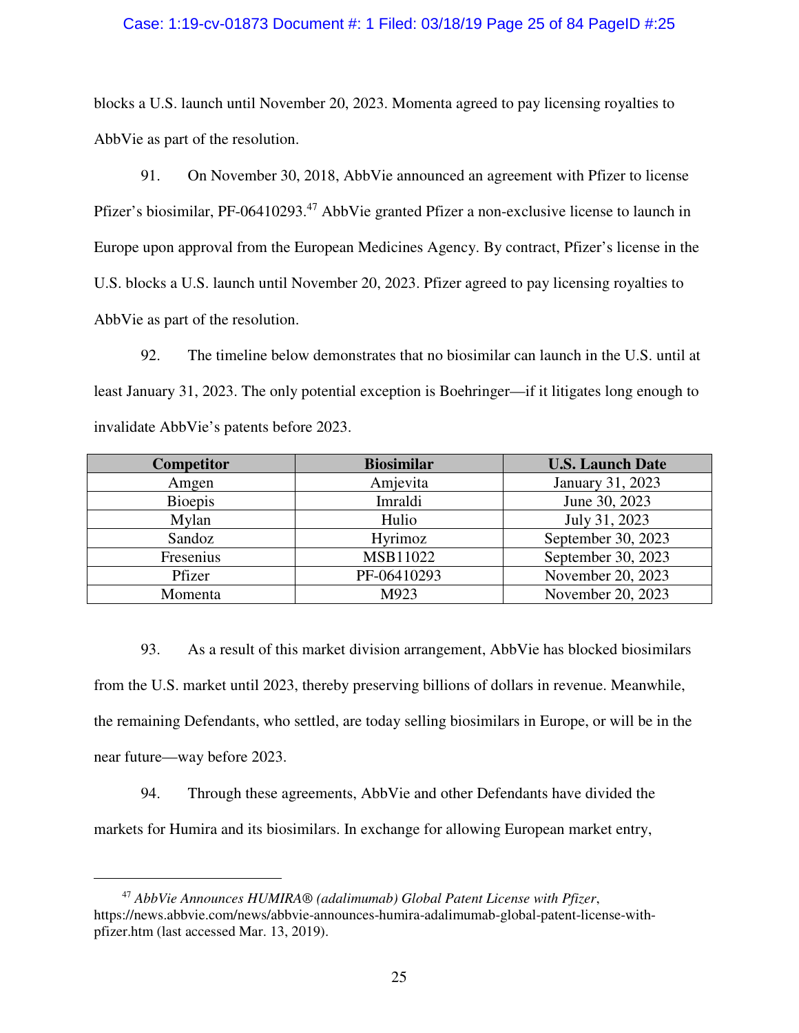blocks a U.S. launch until November 20, 2023. Momenta agreed to pay licensing royalties to AbbVie as part of the resolution.

91. On November 30, 2018, AbbVie announced an agreement with Pfizer to license Pfizer's biosimilar, PF-06410293.[47] AbbVie granted Pfizer a non-exclusive license to launch in Europe upon approval from the European Medicines Agency. By contract, Pfizer's license in the U.S. blocks a U.S. launch until November 20, 2023. Pfizer agreed to pay licensing royalties to AbbVie as part of the resolution.

92. The timeline below demonstrates that no biosimilar can launch in the U.S. until at least January 31, 2023. The only potential exception is Boehringer—if it litigates long enough to invalidate AbbVie's patents before 2023.

| Competitor | Biosimilar | U.S. Launch Date |
|---|---|---|
| Amgen | Amjevita | January 31, 2023 |
| Bioepis | Imraldi | June 30, 2023 |
| Mylan | Hulio | July 31, 2023 |
| Sandoz | Hyrimoz | September 30, 2023 |
| Fresenius | MSB11022 | September 30, 2023 |
| Pfizer | PF-06410293 | November 20, 2023 |
| Momenta | M923 | November 20, 2023 |

93. As a result of this market division arrangement, AbbVie has blocked biosimilars from the U.S. market until 2023, thereby preserving billions of dollars in revenue. Meanwhile, the remaining Defendants, who settled, are today selling biosimilars in Europe, or will be in the near future—way before 2023.

94. Through these agreements, AbbVie and other Defendants have divided the markets for Humira and its biosimilars. In exchange for allowing European market entry,

---

[47] *AbbVie Announces HUMIRA® (adalimumab) Global Patent License with Pfizer*, https://news.abbvie.com/news/abbvie-announces-humira-adalimumab-global-patent-license-with-pfizer.htm (last accessed Mar. 13, 2019).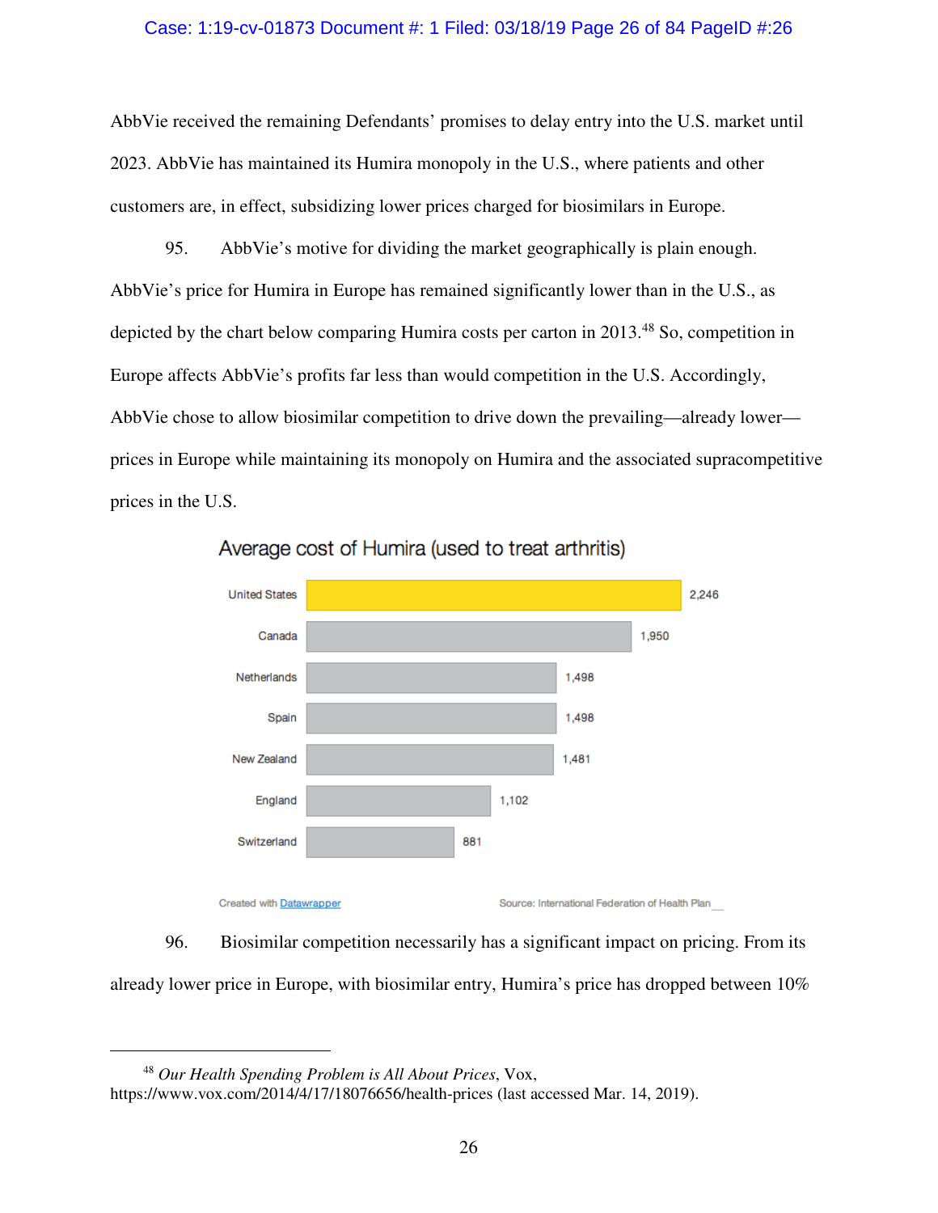AbbVie received the remaining Defendants' promises to delay entry into the U.S. market until 2023. AbbVie has maintained its Humira monopoly in the U.S., where patients and other customers are, in effect, subsidizing lower prices charged for biosimilars in Europe.

95. AbbVie's motive for dividing the market geographically is plain enough. AbbVie's price for Humira in Europe has remained significantly lower than in the U.S., as depicted by the chart below comparing Humira costs per carton in 2013.[48] So, competition in Europe affects AbbVie's profits far less than would competition in the U.S. Accordingly, AbbVie chose to allow biosimilar competition to drive down the prevailing—already lower—prices in Europe while maintaining its monopoly on Humira and the associated supracompetitive prices in the U.S.

**Average cost of Humira (used to treat arthritis)**

| Country | Cost |
|---|---|
| United States | 2,246 |
| Canada | 1,950 |
| Netherlands | 1,498 |
| Spain | 1,498 |
| New Zealand | 1,481 |
| England | 1,102 |
| Switzerland | 881 |

Created with Datawrapper — Source: International Federation of Health Plan

96. Biosimilar competition necessarily has a significant impact on pricing. From its already lower price in Europe, with biosimilar entry, Humira's price has dropped between 10%

---

[48] *Our Health Spending Problem is All About Prices*, Vox, https://www.vox.com/2014/4/17/18076656/health-prices (last accessed Mar. 14, 2019).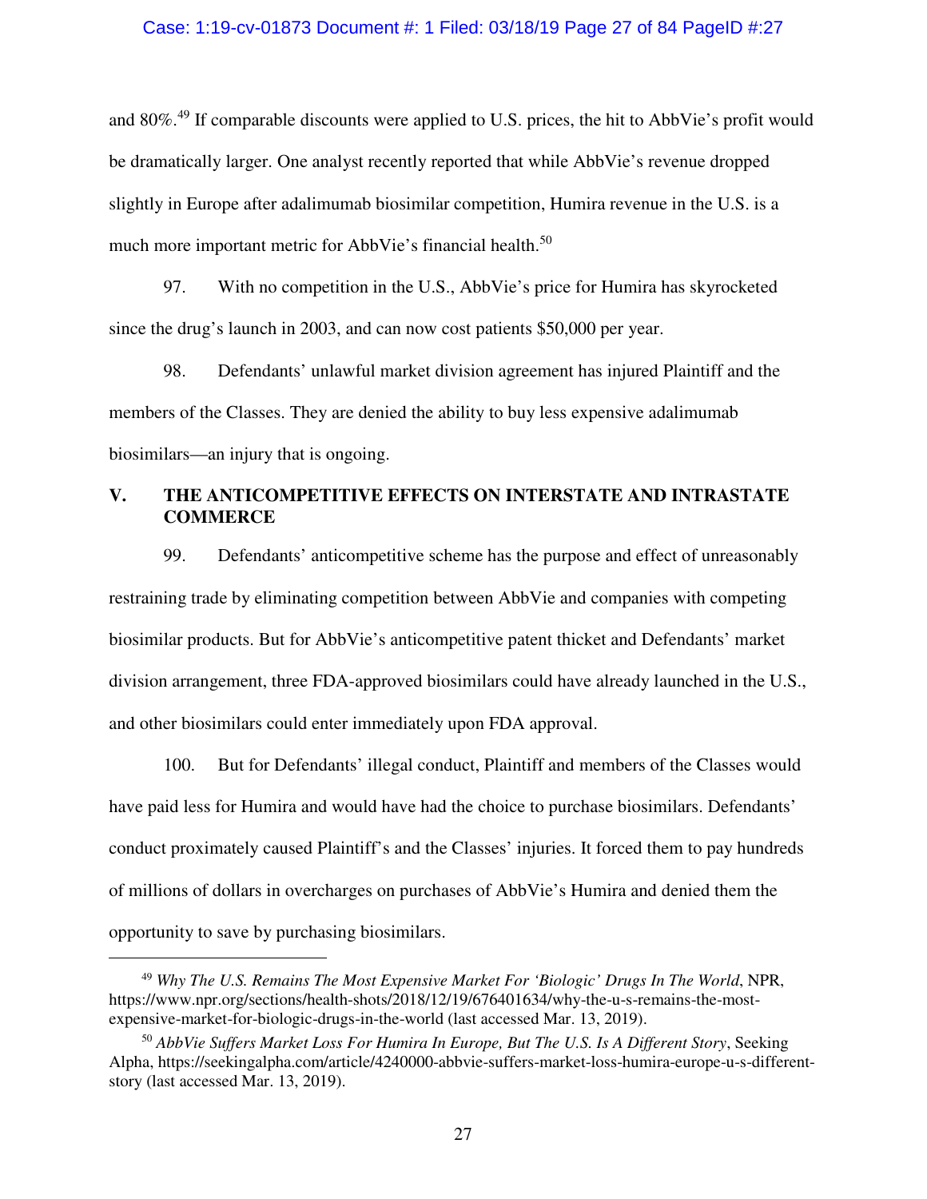and 80%.[49] If comparable discounts were applied to U.S. prices, the hit to AbbVie's profit would be dramatically larger. One analyst recently reported that while AbbVie's revenue dropped slightly in Europe after adalimumab biosimilar competition, Humira revenue in the U.S. is a much more important metric for AbbVie's financial health.[50]

97. With no competition in the U.S., AbbVie's price for Humira has skyrocketed since the drug's launch in 2003, and can now cost patients $50,000 per year.

98. Defendants' unlawful market division agreement has injured Plaintiff and the members of the Classes. They are denied the ability to buy less expensive adalimumab biosimilars—an injury that is ongoing.

## V. THE ANTICOMPETITIVE EFFECTS ON INTERSTATE AND INTRASTATE COMMERCE

99. Defendants' anticompetitive scheme has the purpose and effect of unreasonably restraining trade by eliminating competition between AbbVie and companies with competing biosimilar products. But for AbbVie's anticompetitive patent thicket and Defendants' market division arrangement, three FDA-approved biosimilars could have already launched in the U.S., and other biosimilars could enter immediately upon FDA approval.

100. But for Defendants' illegal conduct, Plaintiff and members of the Classes would have paid less for Humira and would have had the choice to purchase biosimilars. Defendants' conduct proximately caused Plaintiff's and the Classes' injuries. It forced them to pay hundreds of millions of dollars in overcharges on purchases of AbbVie's Humira and denied them the opportunity to save by purchasing biosimilars.

---

[49] *Why The U.S. Remains The Most Expensive Market For 'Biologic' Drugs In The World*, NPR, https://www.npr.org/sections/health-shots/2018/12/19/676401634/why-the-u-s-remains-the-most-expensive-market-for-biologic-drugs-in-the-world (last accessed Mar. 13, 2019).

[50] *AbbVie Suffers Market Loss For Humira In Europe, But The U.S. Is A Different Story*, Seeking Alpha, https://seekingalpha.com/article/4240000-abbvie-suffers-market-loss-humira-europe-u-s-different-story (last accessed Mar. 13, 2019).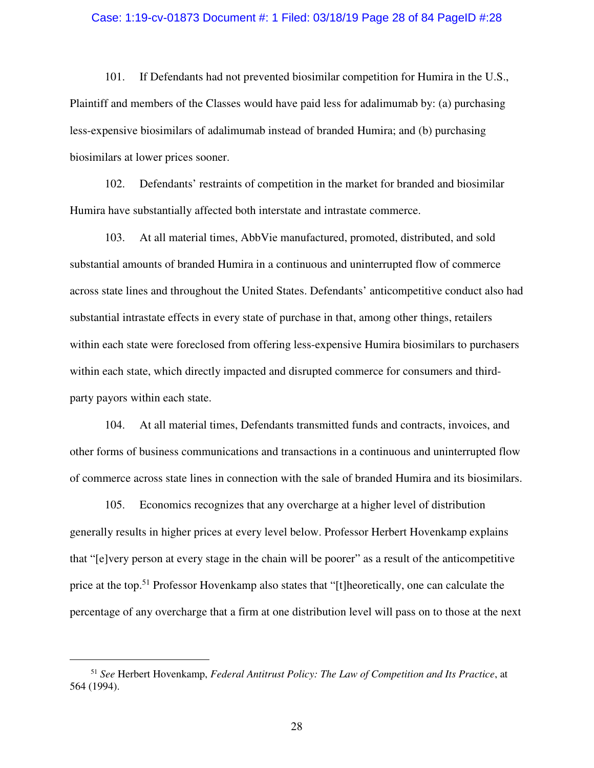101. If Defendants had not prevented biosimilar competition for Humira in the U.S., Plaintiff and members of the Classes would have paid less for adalimumab by: (a) purchasing less-expensive biosimilars of adalimumab instead of branded Humira; and (b) purchasing biosimilars at lower prices sooner.

102. Defendants' restraints of competition in the market for branded and biosimilar Humira have substantially affected both interstate and intrastate commerce.

103. At all material times, AbbVie manufactured, promoted, distributed, and sold substantial amounts of branded Humira in a continuous and uninterrupted flow of commerce across state lines and throughout the United States. Defendants' anticompetitive conduct also had substantial intrastate effects in every state of purchase in that, among other things, retailers within each state were foreclosed from offering less-expensive Humira biosimilars to purchasers within each state, which directly impacted and disrupted commerce for consumers and third-party payors within each state.

104. At all material times, Defendants transmitted funds and contracts, invoices, and other forms of business communications and transactions in a continuous and uninterrupted flow of commerce across state lines in connection with the sale of branded Humira and its biosimilars.

105. Economics recognizes that any overcharge at a higher level of distribution generally results in higher prices at every level below. Professor Herbert Hovenkamp explains that "[e]very person at every stage in the chain will be poorer" as a result of the anticompetitive price at the top.[51] Professor Hovenkamp also states that "[t]heoretically, one can calculate the percentage of any overcharge that a firm at one distribution level will pass on to those at the next

---

[51] *See* Herbert Hovenkamp, *Federal Antitrust Policy: The Law of Competition and Its Practice*, at 564 (1994).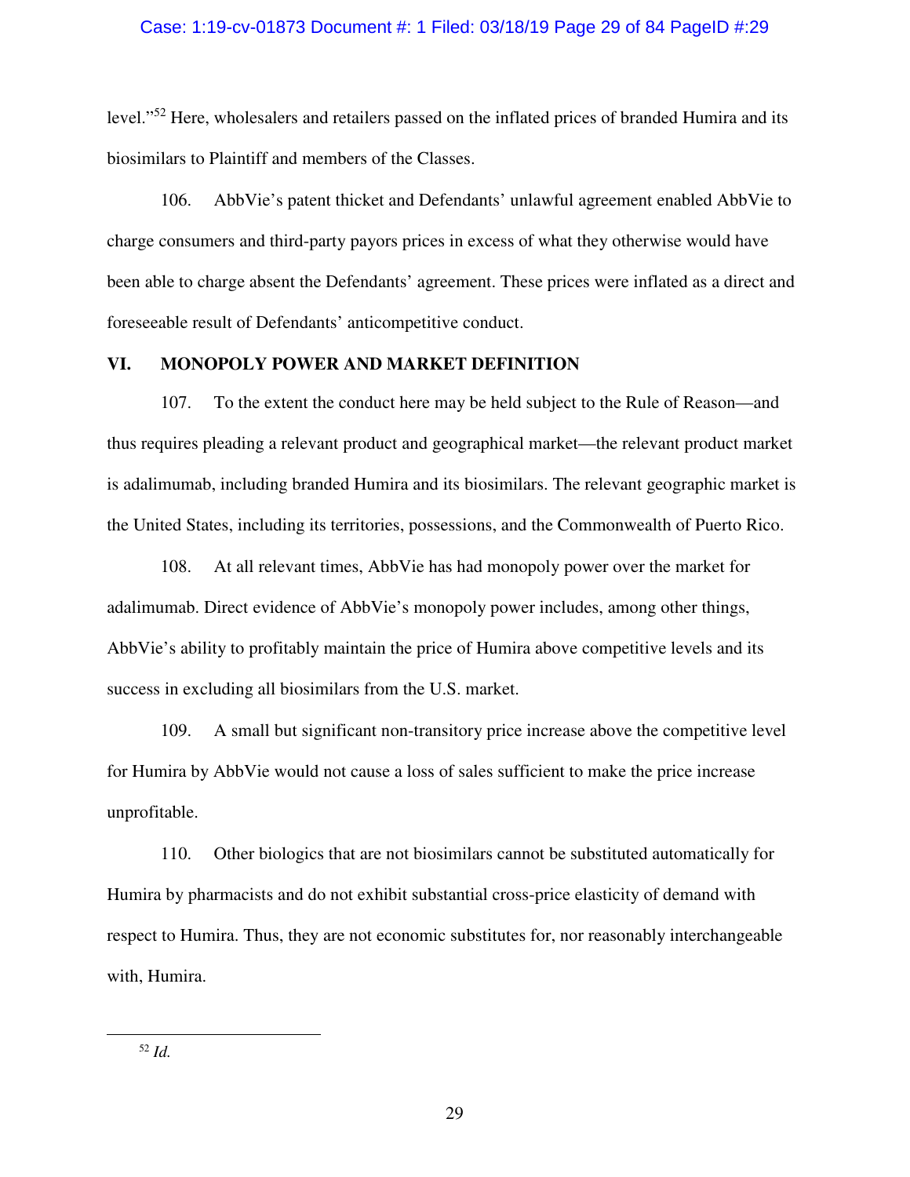level."[52] Here, wholesalers and retailers passed on the inflated prices of branded Humira and its biosimilars to Plaintiff and members of the Classes.

106. AbbVie's patent thicket and Defendants' unlawful agreement enabled AbbVie to charge consumers and third-party payors prices in excess of what they otherwise would have been able to charge absent the Defendants' agreement. These prices were inflated as a direct and foreseeable result of Defendants' anticompetitive conduct.

## VI. MONOPOLY POWER AND MARKET DEFINITION

107. To the extent the conduct here may be held subject to the Rule of Reason—and thus requires pleading a relevant product and geographical market—the relevant product market is adalimumab, including branded Humira and its biosimilars. The relevant geographic market is the United States, including its territories, possessions, and the Commonwealth of Puerto Rico.

108. At all relevant times, AbbVie has had monopoly power over the market for adalimumab. Direct evidence of AbbVie's monopoly power includes, among other things, AbbVie's ability to profitably maintain the price of Humira above competitive levels and its success in excluding all biosimilars from the U.S. market.

109. A small but significant non-transitory price increase above the competitive level for Humira by AbbVie would not cause a loss of sales sufficient to make the price increase unprofitable.

110. Other biologics that are not biosimilars cannot be substituted automatically for Humira by pharmacists and do not exhibit substantial cross-price elasticity of demand with respect to Humira. Thus, they are not economic substitutes for, nor reasonably interchangeable with, Humira.

---

[52] *Id.*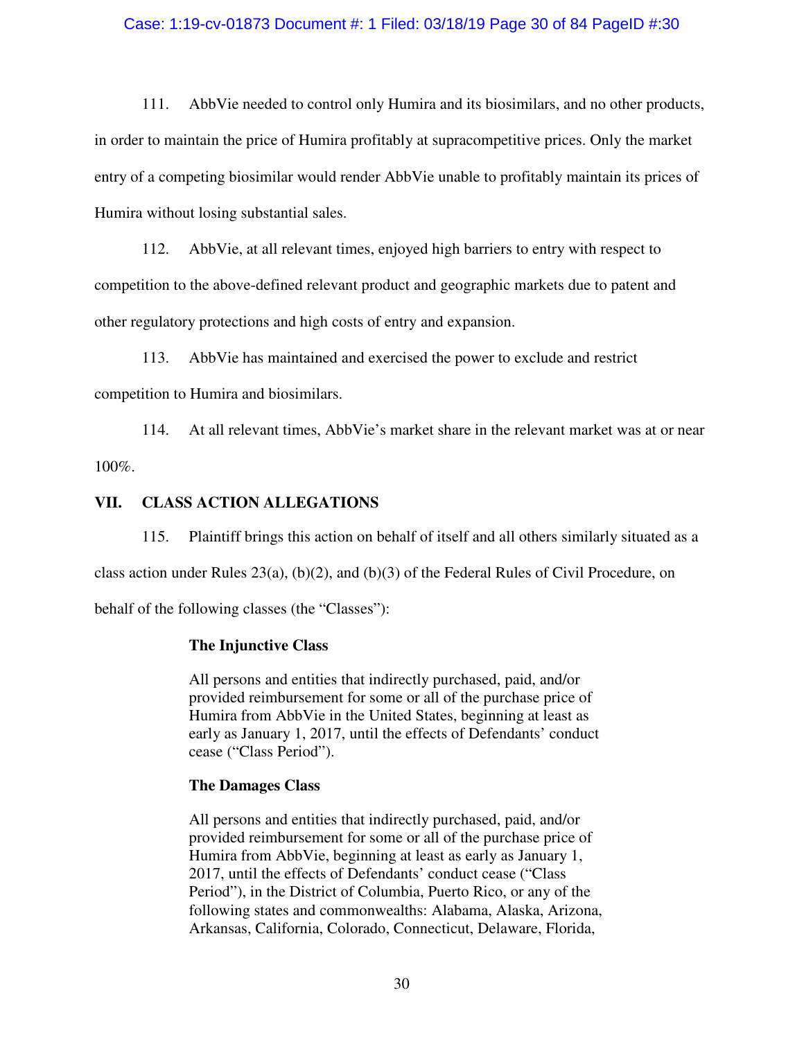111. AbbVie needed to control only Humira and its biosimilars, and no other products, in order to maintain the price of Humira profitably at supracompetitive prices. Only the market entry of a competing biosimilar would render AbbVie unable to profitably maintain its prices of Humira without losing substantial sales.

112. AbbVie, at all relevant times, enjoyed high barriers to entry with respect to competition to the above-defined relevant product and geographic markets due to patent and other regulatory protections and high costs of entry and expansion.

113. AbbVie has maintained and exercised the power to exclude and restrict competition to Humira and biosimilars.

114. At all relevant times, AbbVie's market share in the relevant market was at or near 100%.

## VII. CLASS ACTION ALLEGATIONS

115. Plaintiff brings this action on behalf of itself and all others similarly situated as a class action under Rules 23(a), (b)(2), and (b)(3) of the Federal Rules of Civil Procedure, on behalf of the following classes (the "Classes"):

> **The Injunctive Class**
>
> All persons and entities that indirectly purchased, paid, and/or provided reimbursement for some or all of the purchase price of Humira from AbbVie in the United States, beginning at least as early as January 1, 2017, until the effects of Defendants' conduct cease ("Class Period").
>
> **The Damages Class**
>
> All persons and entities that indirectly purchased, paid, and/or provided reimbursement for some or all of the purchase price of Humira from AbbVie, beginning at least as early as January 1, 2017, until the effects of Defendants' conduct cease ("Class Period"), in the District of Columbia, Puerto Rico, or any of the following states and commonwealths: Alabama, Alaska, Arizona, Arkansas, California, Colorado, Connecticut, Delaware, Florida,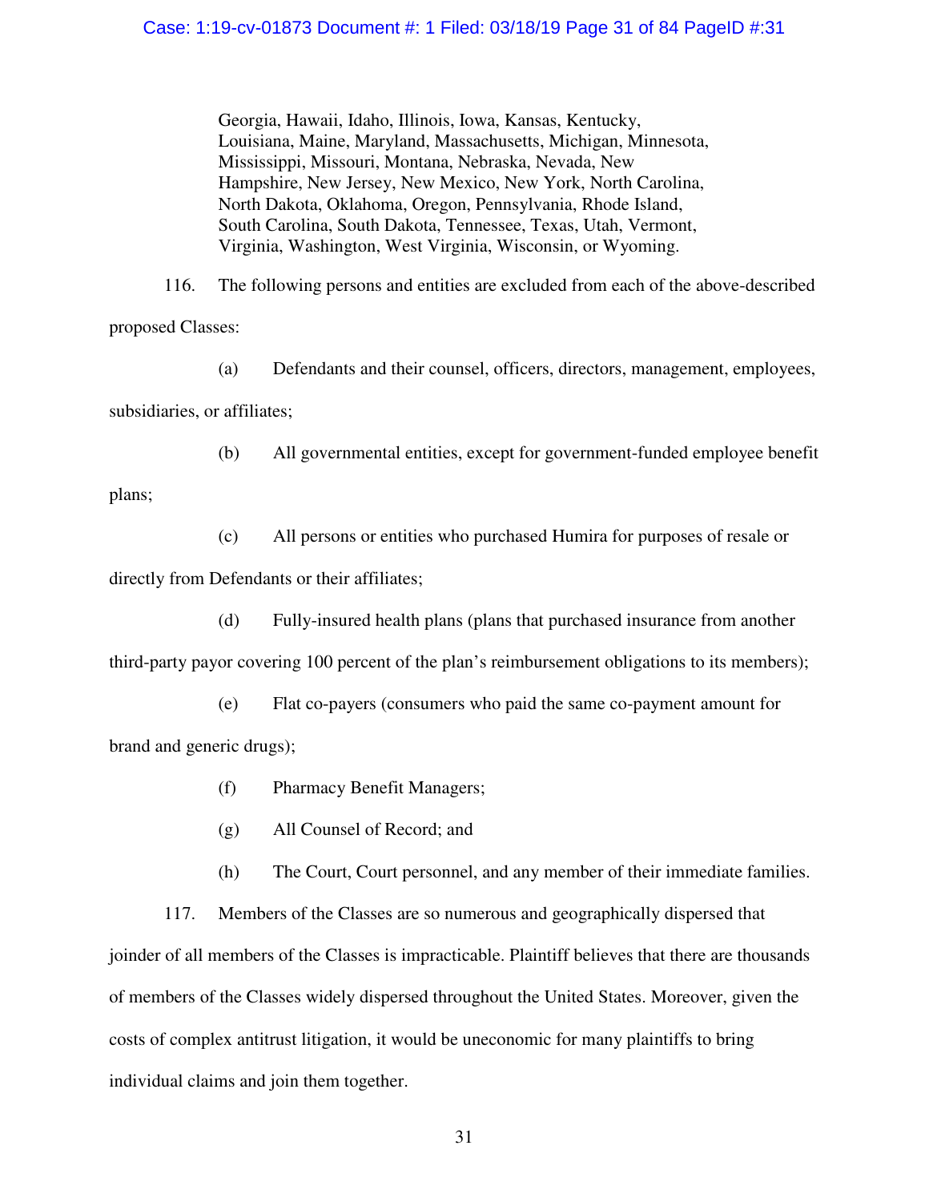Georgia, Hawaii, Idaho, Illinois, Iowa, Kansas, Kentucky, Louisiana, Maine, Maryland, Massachusetts, Michigan, Minnesota, Mississippi, Missouri, Montana, Nebraska, Nevada, New Hampshire, New Jersey, New Mexico, New York, North Carolina, North Dakota, Oklahoma, Oregon, Pennsylvania, Rhode Island, South Carolina, South Dakota, Tennessee, Texas, Utah, Vermont, Virginia, Washington, West Virginia, Wisconsin, or Wyoming.

116. The following persons and entities are excluded from each of the above-described proposed Classes:

(a) Defendants and their counsel, officers, directors, management, employees, subsidiaries, or affiliates;

(b) All governmental entities, except for government-funded employee benefit plans;

(c) All persons or entities who purchased Humira for purposes of resale or directly from Defendants or their affiliates;

(d) Fully-insured health plans (plans that purchased insurance from another third-party payor covering 100 percent of the plan's reimbursement obligations to its members);

(e) Flat co-payers (consumers who paid the same co-payment amount for brand and generic drugs);

(f) Pharmacy Benefit Managers;

(g) All Counsel of Record; and

(h) The Court, Court personnel, and any member of their immediate families.

117. Members of the Classes are so numerous and geographically dispersed that joinder of all members of the Classes is impracticable. Plaintiff believes that there are thousands of members of the Classes widely dispersed throughout the United States. Moreover, given the costs of complex antitrust litigation, it would be uneconomic for many plaintiffs to bring individual claims and join them together.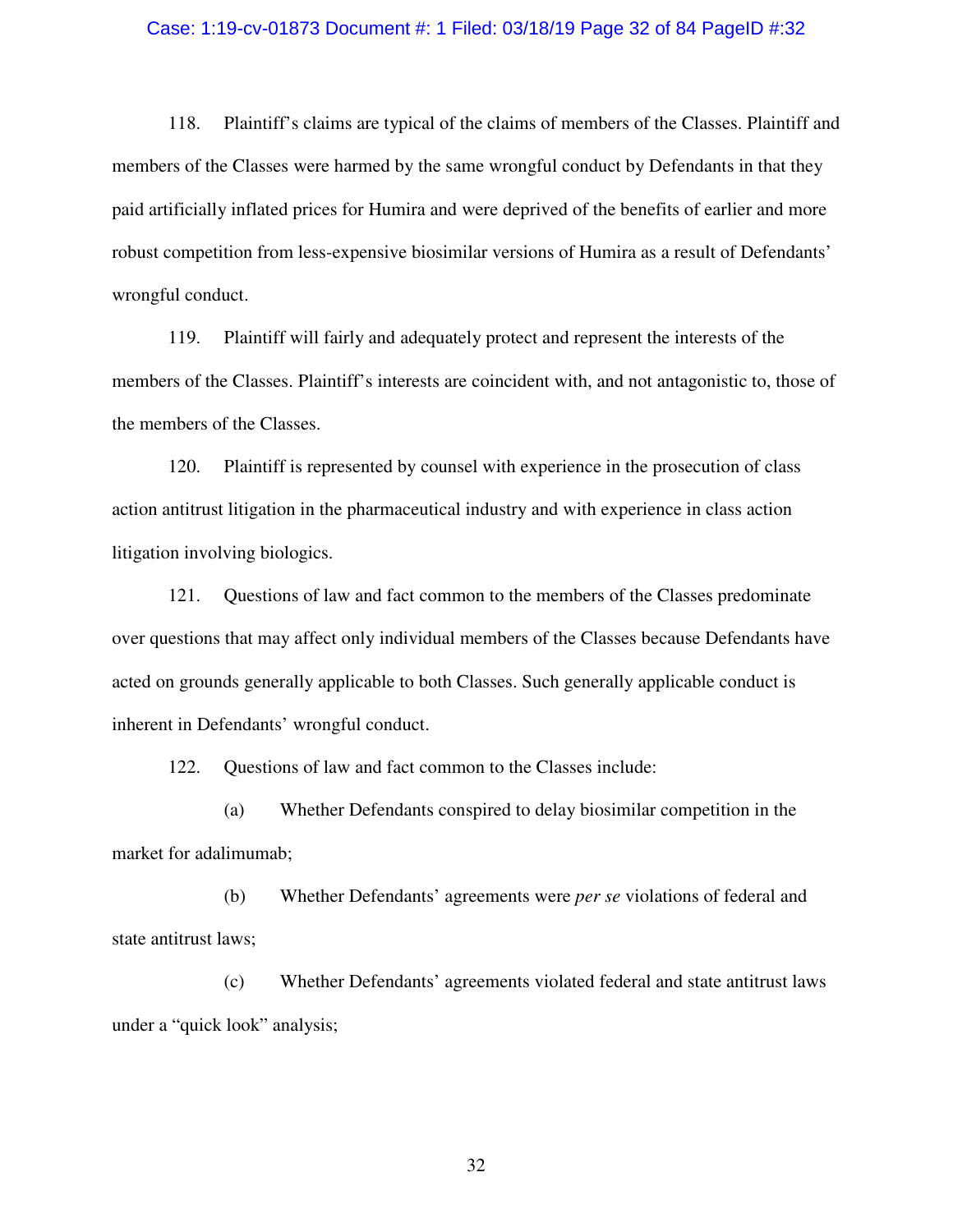118. Plaintiff's claims are typical of the claims of members of the Classes. Plaintiff and members of the Classes were harmed by the same wrongful conduct by Defendants in that they paid artificially inflated prices for Humira and were deprived of the benefits of earlier and more robust competition from less-expensive biosimilar versions of Humira as a result of Defendants' wrongful conduct.

119. Plaintiff will fairly and adequately protect and represent the interests of the members of the Classes. Plaintiff's interests are coincident with, and not antagonistic to, those of the members of the Classes.

120. Plaintiff is represented by counsel with experience in the prosecution of class action antitrust litigation in the pharmaceutical industry and with experience in class action litigation involving biologics.

121. Questions of law and fact common to the members of the Classes predominate over questions that may affect only individual members of the Classes because Defendants have acted on grounds generally applicable to both Classes. Such generally applicable conduct is inherent in Defendants' wrongful conduct.

122. Questions of law and fact common to the Classes include:

(a) Whether Defendants conspired to delay biosimilar competition in the market for adalimumab;

(b) Whether Defendants' agreements were *per se* violations of federal and state antitrust laws;

(c) Whether Defendants' agreements violated federal and state antitrust laws under a "quick look" analysis;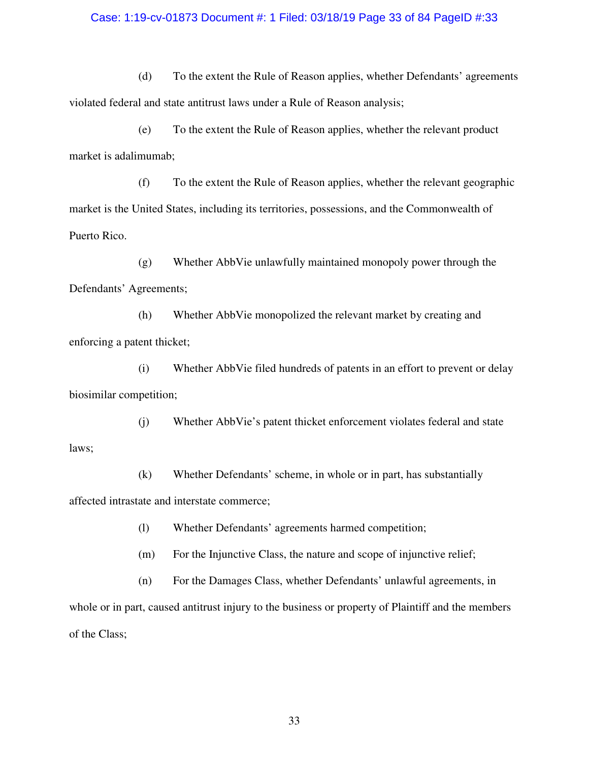(d) To the extent the Rule of Reason applies, whether Defendants' agreements violated federal and state antitrust laws under a Rule of Reason analysis;

(e) To the extent the Rule of Reason applies, whether the relevant product market is adalimumab;

(f) To the extent the Rule of Reason applies, whether the relevant geographic market is the United States, including its territories, possessions, and the Commonwealth of Puerto Rico.

(g) Whether AbbVie unlawfully maintained monopoly power through the Defendants' Agreements;

(h) Whether AbbVie monopolized the relevant market by creating and enforcing a patent thicket;

(i) Whether AbbVie filed hundreds of patents in an effort to prevent or delay biosimilar competition;

(j) Whether AbbVie's patent thicket enforcement violates federal and state laws;

(k) Whether Defendants' scheme, in whole or in part, has substantially affected intrastate and interstate commerce;

(l) Whether Defendants' agreements harmed competition;

(m) For the Injunctive Class, the nature and scope of injunctive relief;

(n) For the Damages Class, whether Defendants' unlawful agreements, in whole or in part, caused antitrust injury to the business or property of Plaintiff and the members of the Class;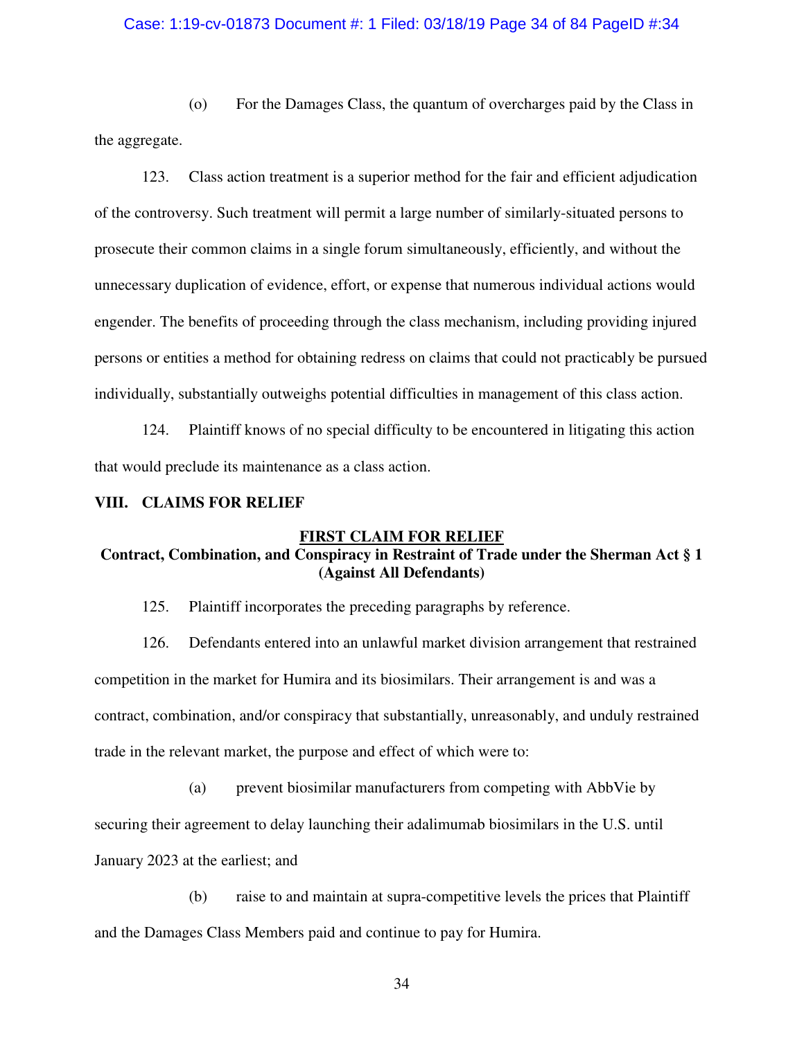(o) For the Damages Class, the quantum of overcharges paid by the Class in the aggregate.

123. Class action treatment is a superior method for the fair and efficient adjudication of the controversy. Such treatment will permit a large number of similarly-situated persons to prosecute their common claims in a single forum simultaneously, efficiently, and without the unnecessary duplication of evidence, effort, or expense that numerous individual actions would engender. The benefits of proceeding through the class mechanism, including providing injured persons or entities a method for obtaining redress on claims that could not practicably be pursued individually, substantially outweighs potential difficulties in management of this class action.

124. Plaintiff knows of no special difficulty to be encountered in litigating this action that would preclude its maintenance as a class action.

## VIII. CLAIMS FOR RELIEF

### FIRST CLAIM FOR RELIEF

**Contract, Combination, and Conspiracy in Restraint of Trade under the Sherman Act § 1 (Against All Defendants)**

125. Plaintiff incorporates the preceding paragraphs by reference.

126. Defendants entered into an unlawful market division arrangement that restrained competition in the market for Humira and its biosimilars. Their arrangement is and was a contract, combination, and/or conspiracy that substantially, unreasonably, and unduly restrained trade in the relevant market, the purpose and effect of which were to:

(a) prevent biosimilar manufacturers from competing with AbbVie by securing their agreement to delay launching their adalimumab biosimilars in the U.S. until January 2023 at the earliest; and

(b) raise to and maintain at supra-competitive levels the prices that Plaintiff and the Damages Class Members paid and continue to pay for Humira.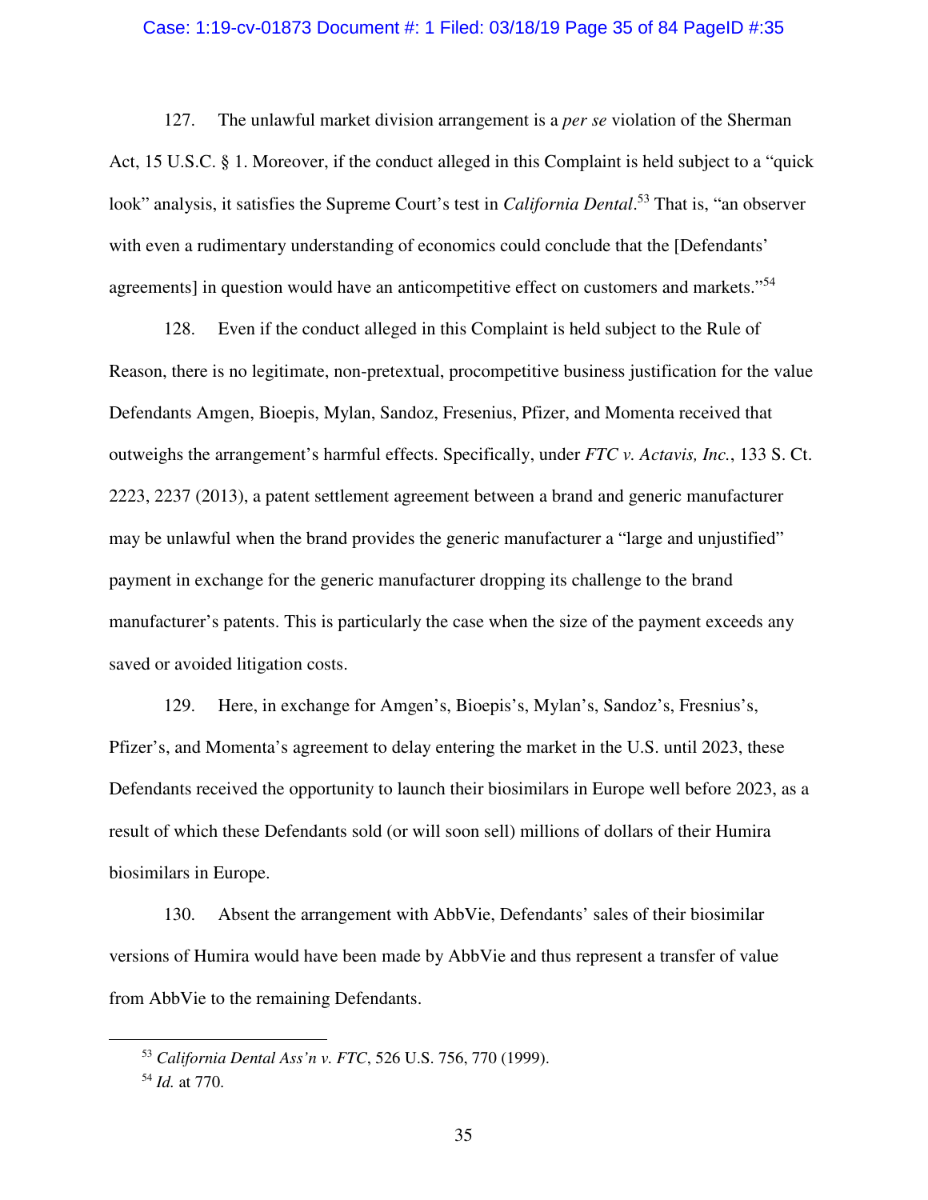127. The unlawful market division arrangement is a *per se* violation of the Sherman Act, 15 U.S.C. § 1. Moreover, if the conduct alleged in this Complaint is held subject to a "quick look" analysis, it satisfies the Supreme Court's test in *California Dental*.[53] That is, "an observer with even a rudimentary understanding of economics could conclude that the [Defendants' agreements] in question would have an anticompetitive effect on customers and markets."[54]

128. Even if the conduct alleged in this Complaint is held subject to the Rule of Reason, there is no legitimate, non-pretextual, procompetitive business justification for the value Defendants Amgen, Bioepis, Mylan, Sandoz, Fresenius, Pfizer, and Momenta received that outweighs the arrangement's harmful effects. Specifically, under *FTC v. Actavis, Inc.*, 133 S. Ct. 2223, 2237 (2013), a patent settlement agreement between a brand and generic manufacturer may be unlawful when the brand provides the generic manufacturer a "large and unjustified" payment in exchange for the generic manufacturer dropping its challenge to the brand manufacturer's patents. This is particularly the case when the size of the payment exceeds any saved or avoided litigation costs.

129. Here, in exchange for Amgen's, Bioepis's, Mylan's, Sandoz's, Fresnius's, Pfizer's, and Momenta's agreement to delay entering the market in the U.S. until 2023, these Defendants received the opportunity to launch their biosimilars in Europe well before 2023, as a result of which these Defendants sold (or will soon sell) millions of dollars of their Humira biosimilars in Europe.

130. Absent the arrangement with AbbVie, Defendants' sales of their biosimilar versions of Humira would have been made by AbbVie and thus represent a transfer of value from AbbVie to the remaining Defendants.

---

[53] *California Dental Ass'n v. FTC*, 526 U.S. 756, 770 (1999).

[54] *Id.* at 770.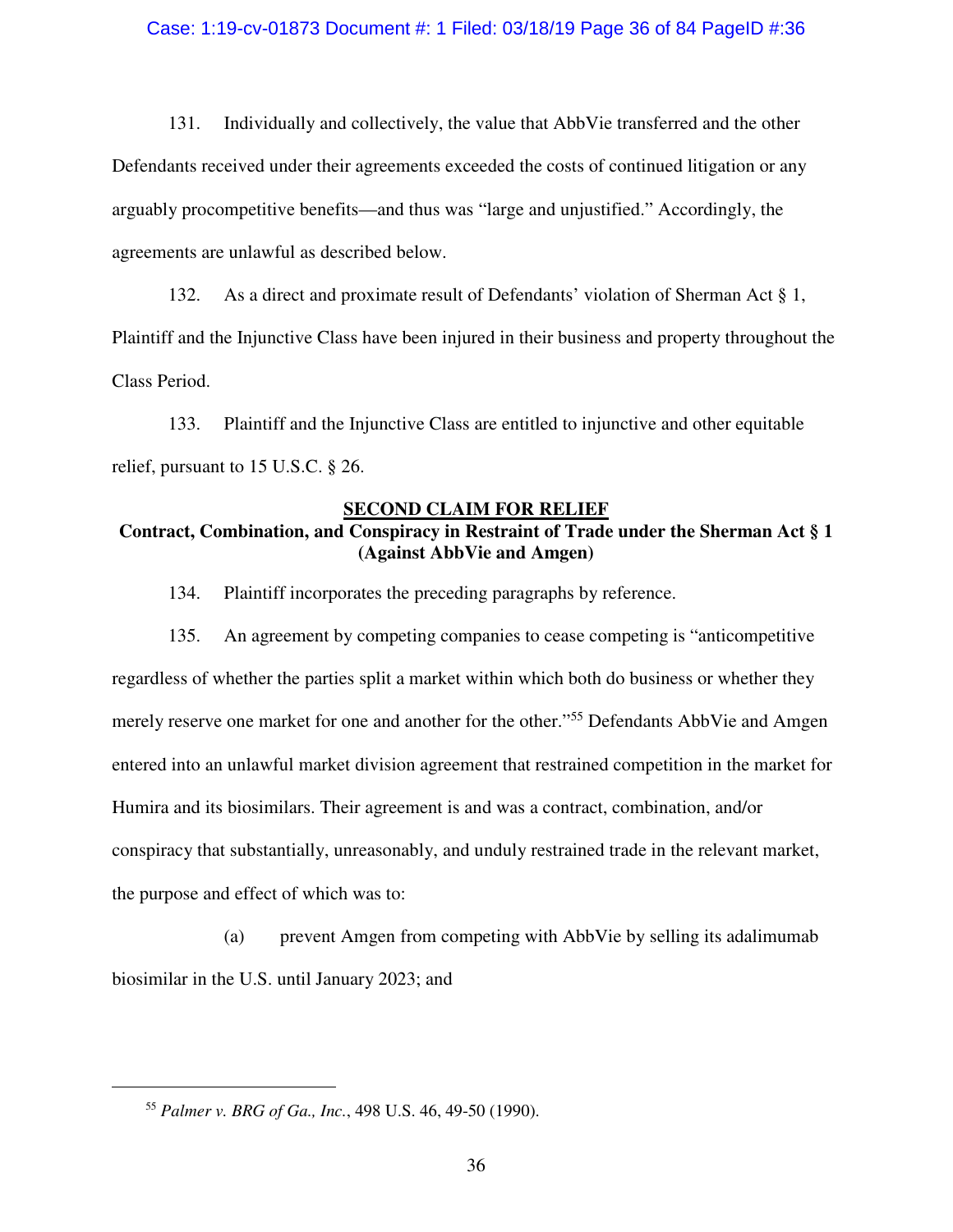131. Individually and collectively, the value that AbbVie transferred and the other Defendants received under their agreements exceeded the costs of continued litigation or any arguably procompetitive benefits—and thus was "large and unjustified." Accordingly, the agreements are unlawful as described below.

132. As a direct and proximate result of Defendants' violation of Sherman Act § 1, Plaintiff and the Injunctive Class have been injured in their business and property throughout the Class Period.

133. Plaintiff and the Injunctive Class are entitled to injunctive and other equitable relief, pursuant to 15 U.S.C. § 26.

## SECOND CLAIM FOR RELIEF

### Contract, Combination, and Conspiracy in Restraint of Trade under the Sherman Act § 1 (Against AbbVie and Amgen)

134. Plaintiff incorporates the preceding paragraphs by reference.

135. An agreement by competing companies to cease competing is "anticompetitive regardless of whether the parties split a market within which both do business or whether they merely reserve one market for one and another for the other."[55] Defendants AbbVie and Amgen entered into an unlawful market division agreement that restrained competition in the market for Humira and its biosimilars. Their agreement is and was a contract, combination, and/or conspiracy that substantially, unreasonably, and unduly restrained trade in the relevant market, the purpose and effect of which was to:

(a) prevent Amgen from competing with AbbVie by selling its adalimumab biosimilar in the U.S. until January 2023; and

---

[55] *Palmer v. BRG of Ga., Inc.*, 498 U.S. 46, 49-50 (1990).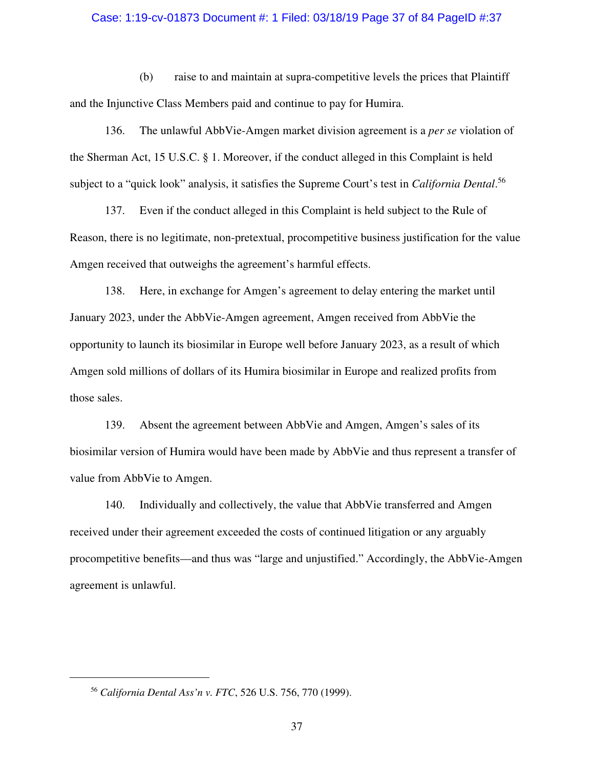(b) raise to and maintain at supra-competitive levels the prices that Plaintiff and the Injunctive Class Members paid and continue to pay for Humira.

136. The unlawful AbbVie-Amgen market division agreement is a *per se* violation of the Sherman Act, 15 U.S.C. § 1. Moreover, if the conduct alleged in this Complaint is held subject to a "quick look" analysis, it satisfies the Supreme Court's test in *California Dental*.[56]

137. Even if the conduct alleged in this Complaint is held subject to the Rule of Reason, there is no legitimate, non-pretextual, procompetitive business justification for the value Amgen received that outweighs the agreement's harmful effects.

138. Here, in exchange for Amgen's agreement to delay entering the market until January 2023, under the AbbVie-Amgen agreement, Amgen received from AbbVie the opportunity to launch its biosimilar in Europe well before January 2023, as a result of which Amgen sold millions of dollars of its Humira biosimilar in Europe and realized profits from those sales.

139. Absent the agreement between AbbVie and Amgen, Amgen's sales of its biosimilar version of Humira would have been made by AbbVie and thus represent a transfer of value from AbbVie to Amgen.

140. Individually and collectively, the value that AbbVie transferred and Amgen received under their agreement exceeded the costs of continued litigation or any arguably procompetitive benefits—and thus was "large and unjustified." Accordingly, the AbbVie-Amgen agreement is unlawful.

---

[56] *California Dental Ass'n v. FTC*, 526 U.S. 756, 770 (1999).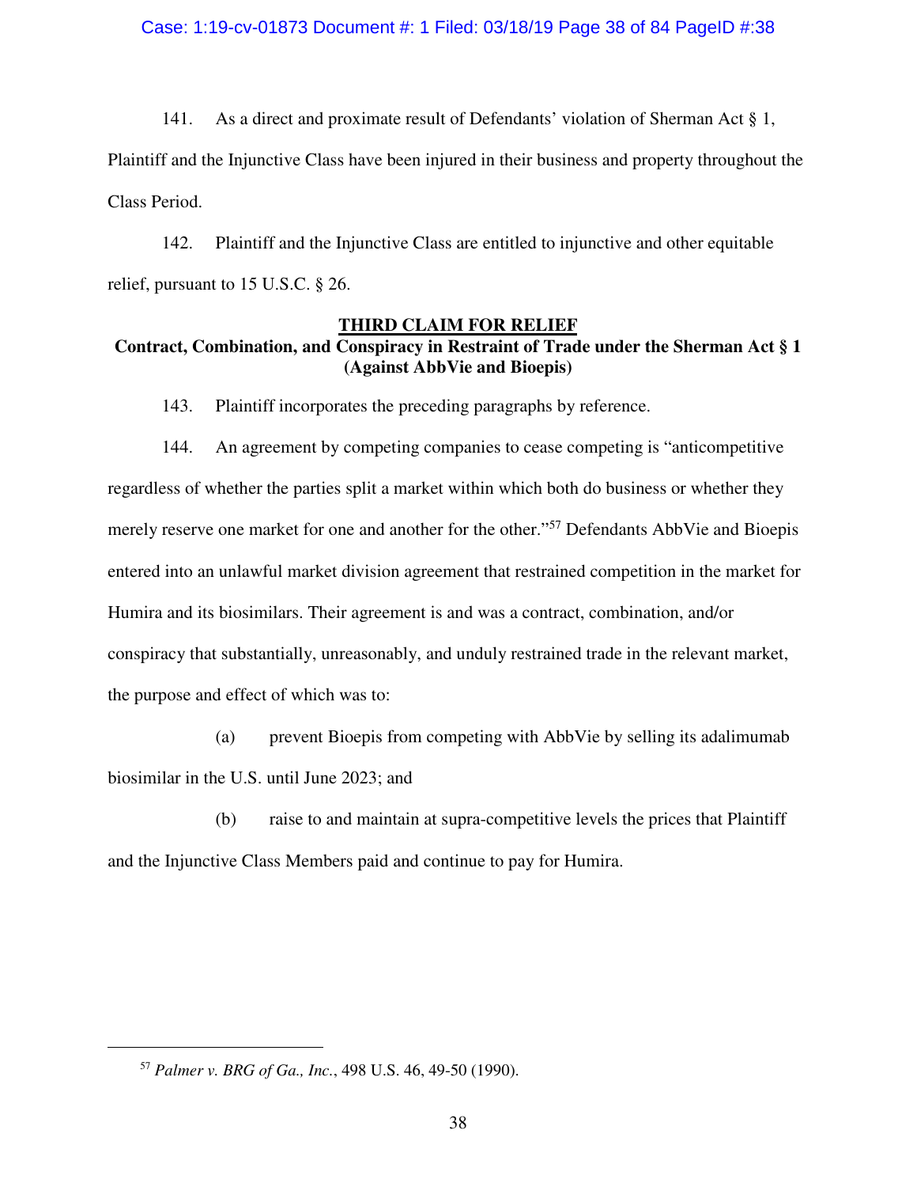141. As a direct and proximate result of Defendants' violation of Sherman Act § 1, Plaintiff and the Injunctive Class have been injured in their business and property throughout the Class Period.

142. Plaintiff and the Injunctive Class are entitled to injunctive and other equitable relief, pursuant to 15 U.S.C. § 26.

## THIRD CLAIM FOR RELIEF
**Contract, Combination, and Conspiracy in Restraint of Trade under the Sherman Act § 1 (Against AbbVie and Bioepis)**

143. Plaintiff incorporates the preceding paragraphs by reference.

144. An agreement by competing companies to cease competing is "anticompetitive regardless of whether the parties split a market within which both do business or whether they merely reserve one market for one and another for the other."[57] Defendants AbbVie and Bioepis entered into an unlawful market division agreement that restrained competition in the market for Humira and its biosimilars. Their agreement is and was a contract, combination, and/or conspiracy that substantially, unreasonably, and unduly restrained trade in the relevant market, the purpose and effect of which was to:

(a) prevent Bioepis from competing with AbbVie by selling its adalimumab biosimilar in the U.S. until June 2023; and

(b) raise to and maintain at supra-competitive levels the prices that Plaintiff and the Injunctive Class Members paid and continue to pay for Humira.

---

[57] *Palmer v. BRG of Ga., Inc.*, 498 U.S. 46, 49-50 (1990).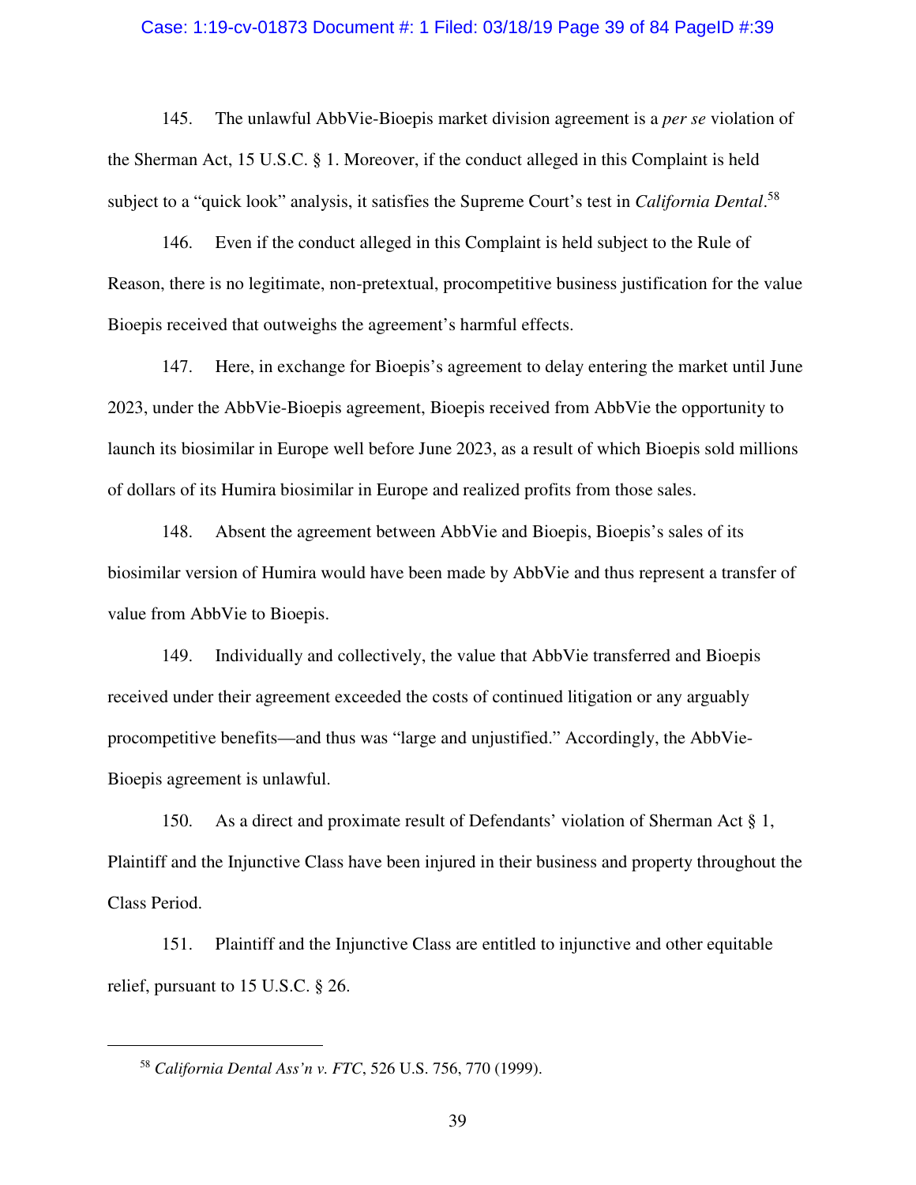145. The unlawful AbbVie-Bioepis market division agreement is a *per se* violation of the Sherman Act, 15 U.S.C. § 1. Moreover, if the conduct alleged in this Complaint is held subject to a "quick look" analysis, it satisfies the Supreme Court's test in *California Dental*.[58]

146. Even if the conduct alleged in this Complaint is held subject to the Rule of Reason, there is no legitimate, non-pretextual, procompetitive business justification for the value Bioepis received that outweighs the agreement's harmful effects.

147. Here, in exchange for Bioepis's agreement to delay entering the market until June 2023, under the AbbVie-Bioepis agreement, Bioepis received from AbbVie the opportunity to launch its biosimilar in Europe well before June 2023, as a result of which Bioepis sold millions of dollars of its Humira biosimilar in Europe and realized profits from those sales.

148. Absent the agreement between AbbVie and Bioepis, Bioepis's sales of its biosimilar version of Humira would have been made by AbbVie and thus represent a transfer of value from AbbVie to Bioepis.

149. Individually and collectively, the value that AbbVie transferred and Bioepis received under their agreement exceeded the costs of continued litigation or any arguably procompetitive benefits—and thus was "large and unjustified." Accordingly, the AbbVie-Bioepis agreement is unlawful.

150. As a direct and proximate result of Defendants' violation of Sherman Act § 1, Plaintiff and the Injunctive Class have been injured in their business and property throughout the Class Period.

151. Plaintiff and the Injunctive Class are entitled to injunctive and other equitable relief, pursuant to 15 U.S.C. § 26.

---

[58] *California Dental Ass'n v. FTC*, 526 U.S. 756, 770 (1999).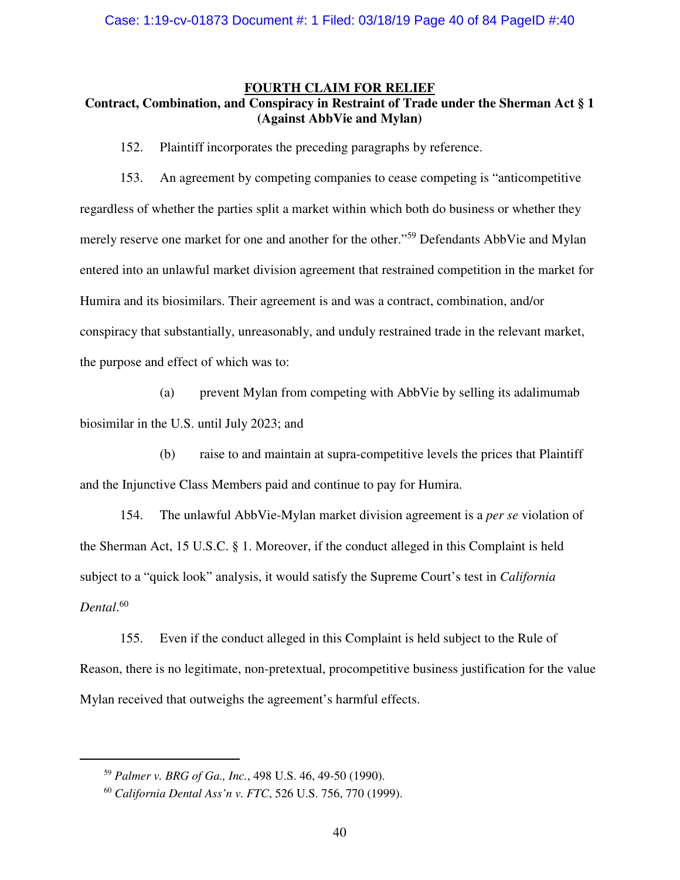## FOURTH CLAIM FOR RELIEF

### Contract, Combination, and Conspiracy in Restraint of Trade under the Sherman Act § 1 (Against AbbVie and Mylan)

152. Plaintiff incorporates the preceding paragraphs by reference.

153. An agreement by competing companies to cease competing is "anticompetitive regardless of whether the parties split a market within which both do business or whether they merely reserve one market for one and another for the other."[59] Defendants AbbVie and Mylan entered into an unlawful market division agreement that restrained competition in the market for Humira and its biosimilars. Their agreement is and was a contract, combination, and/or conspiracy that substantially, unreasonably, and unduly restrained trade in the relevant market, the purpose and effect of which was to:

(a) prevent Mylan from competing with AbbVie by selling its adalimumab biosimilar in the U.S. until July 2023; and

(b) raise to and maintain at supra-competitive levels the prices that Plaintiff and the Injunctive Class Members paid and continue to pay for Humira.

154. The unlawful AbbVie-Mylan market division agreement is a *per se* violation of the Sherman Act, 15 U.S.C. § 1. Moreover, if the conduct alleged in this Complaint is held subject to a "quick look" analysis, it would satisfy the Supreme Court's test in *California Dental*.[60]

155. Even if the conduct alleged in this Complaint is held subject to the Rule of Reason, there is no legitimate, non-pretextual, procompetitive business justification for the value Mylan received that outweighs the agreement's harmful effects.

---

[59] *Palmer v. BRG of Ga., Inc.*, 498 U.S. 46, 49-50 (1990).

[60] *California Dental Ass'n v. FTC*, 526 U.S. 756, 770 (1999).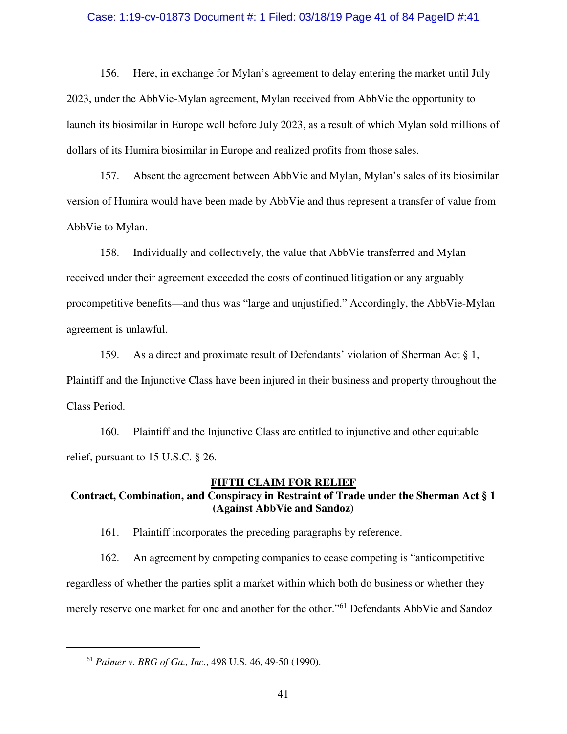156. Here, in exchange for Mylan's agreement to delay entering the market until July 2023, under the AbbVie-Mylan agreement, Mylan received from AbbVie the opportunity to launch its biosimilar in Europe well before July 2023, as a result of which Mylan sold millions of dollars of its Humira biosimilar in Europe and realized profits from those sales.

157. Absent the agreement between AbbVie and Mylan, Mylan's sales of its biosimilar version of Humira would have been made by AbbVie and thus represent a transfer of value from AbbVie to Mylan.

158. Individually and collectively, the value that AbbVie transferred and Mylan received under their agreement exceeded the costs of continued litigation or any arguably procompetitive benefits—and thus was "large and unjustified." Accordingly, the AbbVie-Mylan agreement is unlawful.

159. As a direct and proximate result of Defendants' violation of Sherman Act § 1, Plaintiff and the Injunctive Class have been injured in their business and property throughout the Class Period.

160. Plaintiff and the Injunctive Class are entitled to injunctive and other equitable relief, pursuant to 15 U.S.C. § 26.

## FIFTH CLAIM FOR RELIEF

**Contract, Combination, and Conspiracy in Restraint of Trade under the Sherman Act § 1 (Against AbbVie and Sandoz)**

161. Plaintiff incorporates the preceding paragraphs by reference.

162. An agreement by competing companies to cease competing is "anticompetitive regardless of whether the parties split a market within which both do business or whether they merely reserve one market for one and another for the other."[61] Defendants AbbVie and Sandoz

---

[61] *Palmer v. BRG of Ga., Inc.*, 498 U.S. 46, 49-50 (1990).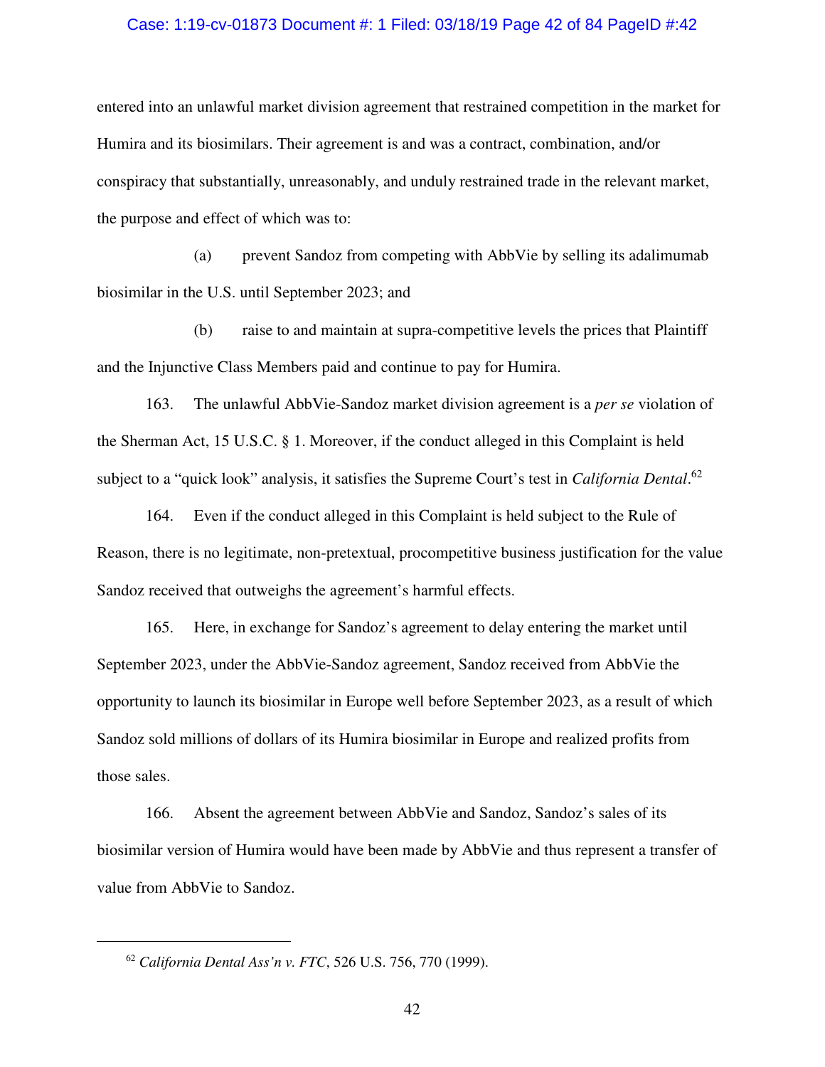entered into an unlawful market division agreement that restrained competition in the market for Humira and its biosimilars. Their agreement is and was a contract, combination, and/or conspiracy that substantially, unreasonably, and unduly restrained trade in the relevant market, the purpose and effect of which was to:

(a) prevent Sandoz from competing with AbbVie by selling its adalimumab biosimilar in the U.S. until September 2023; and

(b) raise to and maintain at supra-competitive levels the prices that Plaintiff and the Injunctive Class Members paid and continue to pay for Humira.

163. The unlawful AbbVie-Sandoz market division agreement is a *per se* violation of the Sherman Act, 15 U.S.C. § 1. Moreover, if the conduct alleged in this Complaint is held subject to a "quick look" analysis, it satisfies the Supreme Court's test in *California Dental*.[62]

164. Even if the conduct alleged in this Complaint is held subject to the Rule of Reason, there is no legitimate, non-pretextual, procompetitive business justification for the value Sandoz received that outweighs the agreement's harmful effects.

165. Here, in exchange for Sandoz's agreement to delay entering the market until September 2023, under the AbbVie-Sandoz agreement, Sandoz received from AbbVie the opportunity to launch its biosimilar in Europe well before September 2023, as a result of which Sandoz sold millions of dollars of its Humira biosimilar in Europe and realized profits from those sales.

166. Absent the agreement between AbbVie and Sandoz, Sandoz's sales of its biosimilar version of Humira would have been made by AbbVie and thus represent a transfer of value from AbbVie to Sandoz.

---

[62] *California Dental Ass'n v. FTC*, 526 U.S. 756, 770 (1999).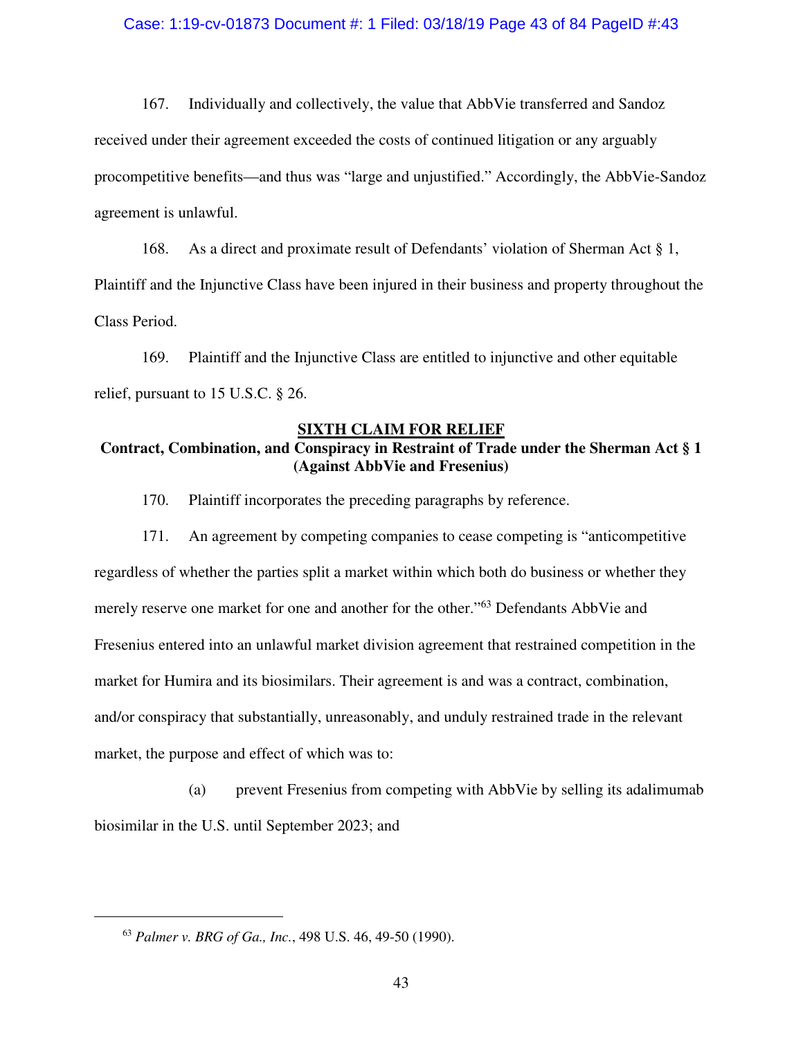167. Individually and collectively, the value that AbbVie transferred and Sandoz received under their agreement exceeded the costs of continued litigation or any arguably procompetitive benefits—and thus was "large and unjustified." Accordingly, the AbbVie-Sandoz agreement is unlawful.

168. As a direct and proximate result of Defendants' violation of Sherman Act § 1, Plaintiff and the Injunctive Class have been injured in their business and property throughout the Class Period.

169. Plaintiff and the Injunctive Class are entitled to injunctive and other equitable relief, pursuant to 15 U.S.C. § 26.

## SIXTH CLAIM FOR RELIEF

### Contract, Combination, and Conspiracy in Restraint of Trade under the Sherman Act § 1 (Against AbbVie and Fresenius)

170. Plaintiff incorporates the preceding paragraphs by reference.

171. An agreement by competing companies to cease competing is "anticompetitive regardless of whether the parties split a market within which both do business or whether they merely reserve one market for one and another for the other."[63] Defendants AbbVie and Fresenius entered into an unlawful market division agreement that restrained competition in the market for Humira and its biosimilars. Their agreement is and was a contract, combination, and/or conspiracy that substantially, unreasonably, and unduly restrained trade in the relevant market, the purpose and effect of which was to:

(a) prevent Fresenius from competing with AbbVie by selling its adalimumab biosimilar in the U.S. until September 2023; and

---

[63] *Palmer v. BRG of Ga., Inc.*, 498 U.S. 46, 49-50 (1990).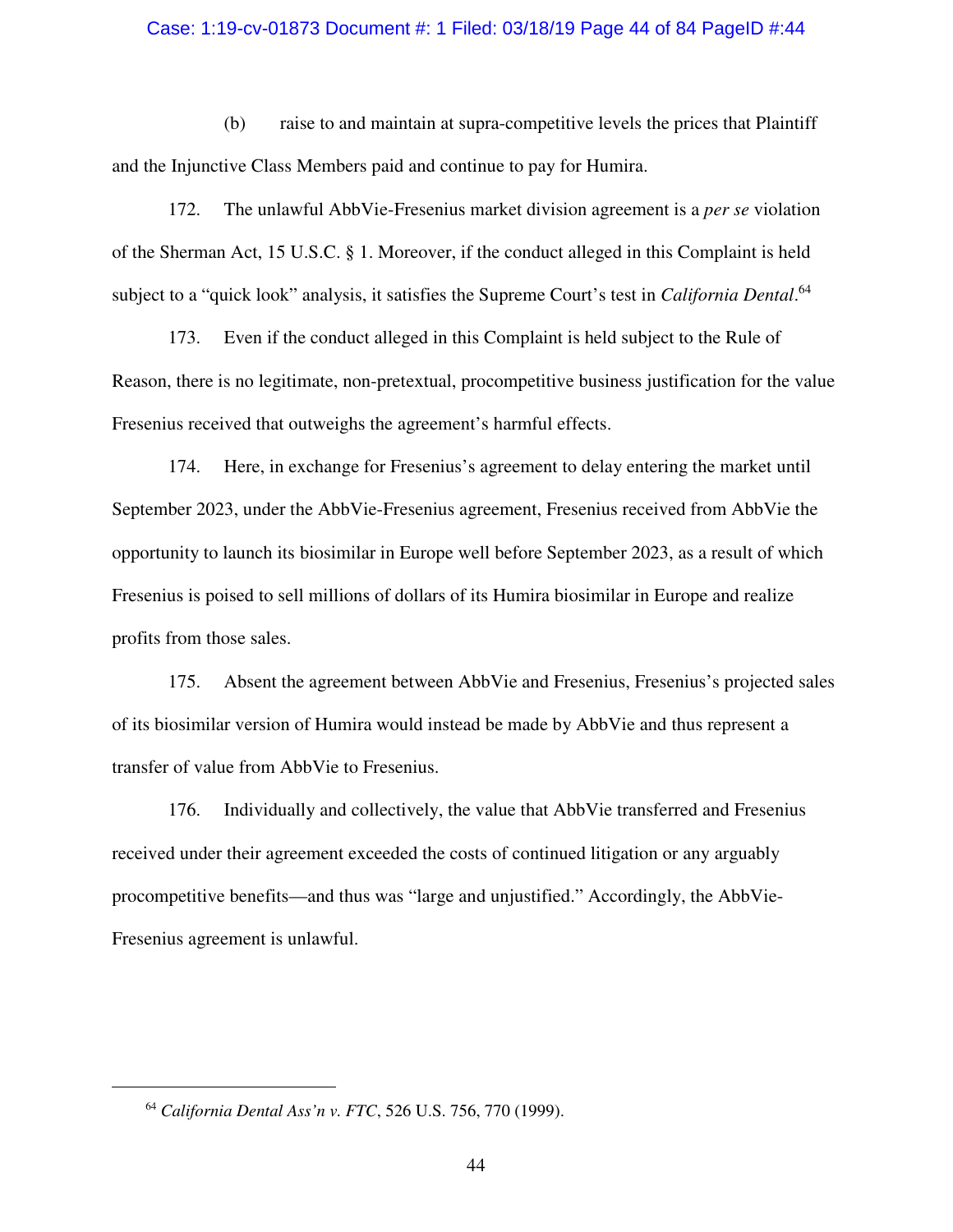(b) raise to and maintain at supra-competitive levels the prices that Plaintiff and the Injunctive Class Members paid and continue to pay for Humira.

172. The unlawful AbbVie-Fresenius market division agreement is a *per se* violation of the Sherman Act, 15 U.S.C. § 1. Moreover, if the conduct alleged in this Complaint is held subject to a "quick look" analysis, it satisfies the Supreme Court's test in *California Dental*.[64]

173. Even if the conduct alleged in this Complaint is held subject to the Rule of Reason, there is no legitimate, non-pretextual, procompetitive business justification for the value Fresenius received that outweighs the agreement's harmful effects.

174. Here, in exchange for Fresenius's agreement to delay entering the market until September 2023, under the AbbVie-Fresenius agreement, Fresenius received from AbbVie the opportunity to launch its biosimilar in Europe well before September 2023, as a result of which Fresenius is poised to sell millions of dollars of its Humira biosimilar in Europe and realize profits from those sales.

175. Absent the agreement between AbbVie and Fresenius, Fresenius's projected sales of its biosimilar version of Humira would instead be made by AbbVie and thus represent a transfer of value from AbbVie to Fresenius.

176. Individually and collectively, the value that AbbVie transferred and Fresenius received under their agreement exceeded the costs of continued litigation or any arguably procompetitive benefits—and thus was "large and unjustified." Accordingly, the AbbVie-Fresenius agreement is unlawful.

---

[64] *California Dental Ass'n v. FTC*, 526 U.S. 756, 770 (1999).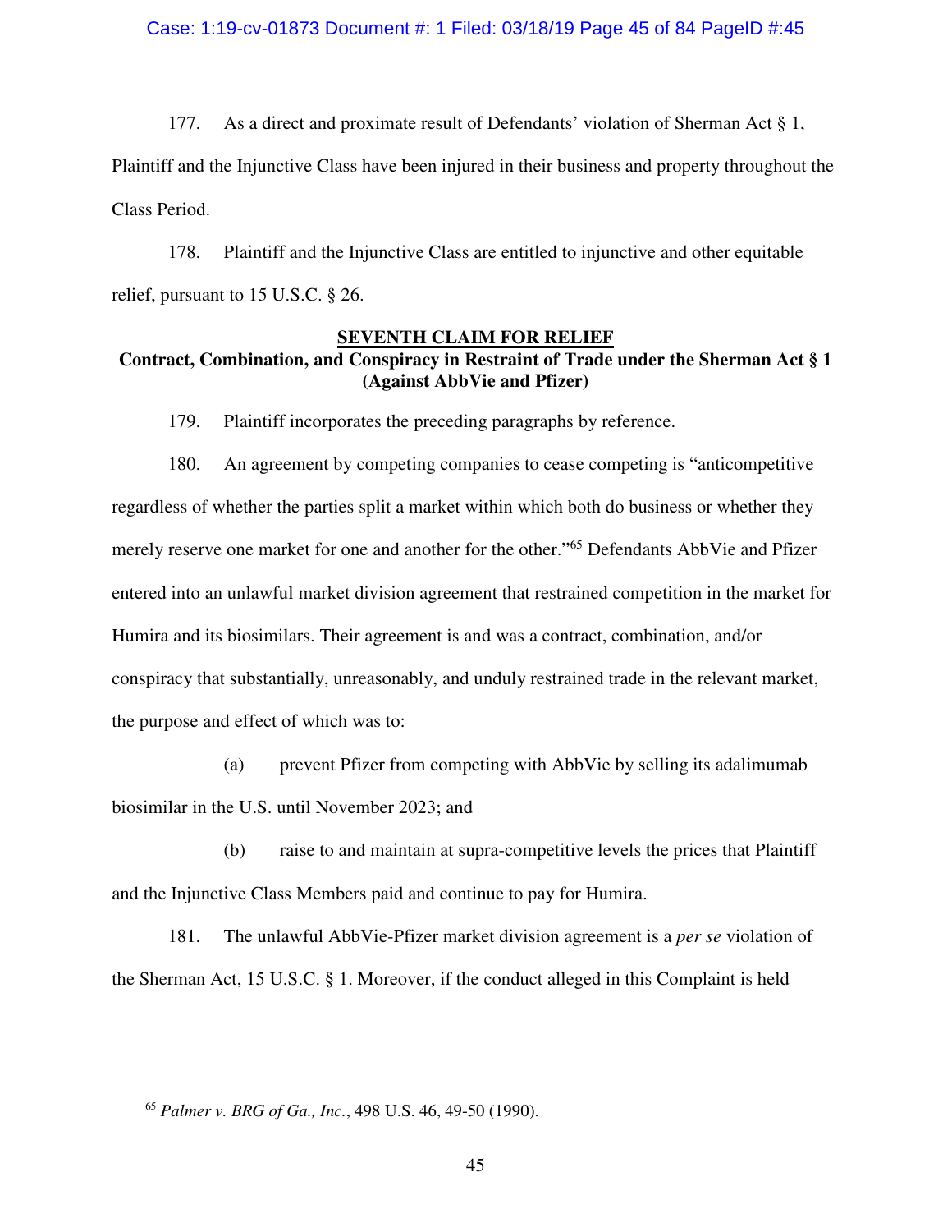177. As a direct and proximate result of Defendants' violation of Sherman Act § 1, Plaintiff and the Injunctive Class have been injured in their business and property throughout the Class Period.

178. Plaintiff and the Injunctive Class are entitled to injunctive and other equitable relief, pursuant to 15 U.S.C. § 26.

## SEVENTH CLAIM FOR RELIEF

**Contract, Combination, and Conspiracy in Restraint of Trade under the Sherman Act § 1 (Against AbbVie and Pfizer)**

179. Plaintiff incorporates the preceding paragraphs by reference.

180. An agreement by competing companies to cease competing is "anticompetitive regardless of whether the parties split a market within which both do business or whether they merely reserve one market for one and another for the other."[65] Defendants AbbVie and Pfizer entered into an unlawful market division agreement that restrained competition in the market for Humira and its biosimilars. Their agreement is and was a contract, combination, and/or conspiracy that substantially, unreasonably, and unduly restrained trade in the relevant market, the purpose and effect of which was to:

(a) prevent Pfizer from competing with AbbVie by selling its adalimumab biosimilar in the U.S. until November 2023; and

(b) raise to and maintain at supra-competitive levels the prices that Plaintiff and the Injunctive Class Members paid and continue to pay for Humira.

181. The unlawful AbbVie-Pfizer market division agreement is a *per se* violation of the Sherman Act, 15 U.S.C. § 1. Moreover, if the conduct alleged in this Complaint is held

---

[65] *Palmer v. BRG of Ga., Inc.*, 498 U.S. 46, 49-50 (1990).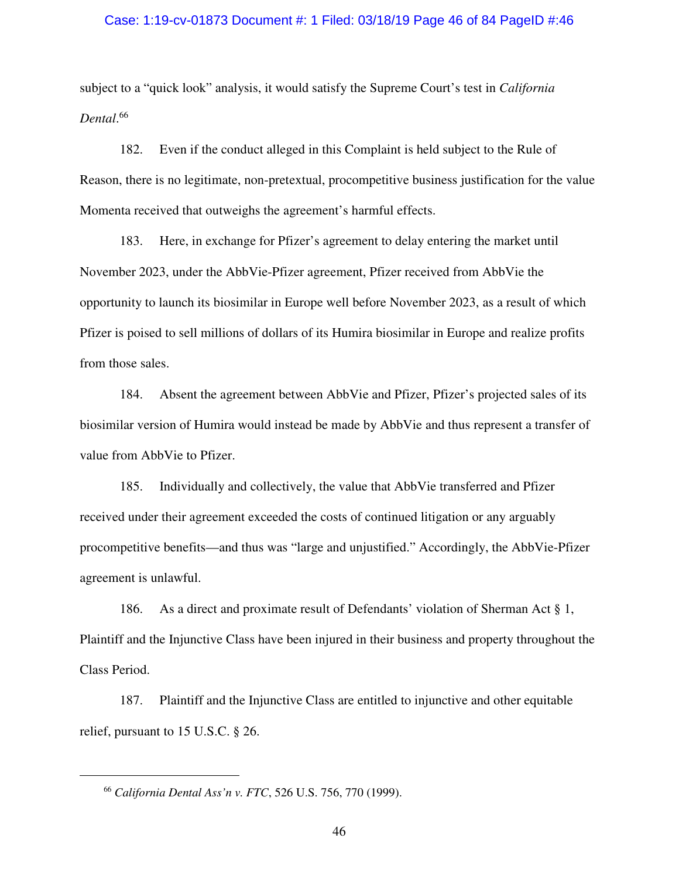subject to a "quick look" analysis, it would satisfy the Supreme Court's test in *California Dental*.[66]

182. Even if the conduct alleged in this Complaint is held subject to the Rule of Reason, there is no legitimate, non-pretextual, procompetitive business justification for the value Momenta received that outweighs the agreement's harmful effects.

183. Here, in exchange for Pfizer's agreement to delay entering the market until November 2023, under the AbbVie-Pfizer agreement, Pfizer received from AbbVie the opportunity to launch its biosimilar in Europe well before November 2023, as a result of which Pfizer is poised to sell millions of dollars of its Humira biosimilar in Europe and realize profits from those sales.

184. Absent the agreement between AbbVie and Pfizer, Pfizer's projected sales of its biosimilar version of Humira would instead be made by AbbVie and thus represent a transfer of value from AbbVie to Pfizer.

185. Individually and collectively, the value that AbbVie transferred and Pfizer received under their agreement exceeded the costs of continued litigation or any arguably procompetitive benefits—and thus was "large and unjustified." Accordingly, the AbbVie-Pfizer agreement is unlawful.

186. As a direct and proximate result of Defendants' violation of Sherman Act § 1, Plaintiff and the Injunctive Class have been injured in their business and property throughout the Class Period.

187. Plaintiff and the Injunctive Class are entitled to injunctive and other equitable relief, pursuant to 15 U.S.C. § 26.

---

[66] *California Dental Ass'n v. FTC*, 526 U.S. 756, 770 (1999).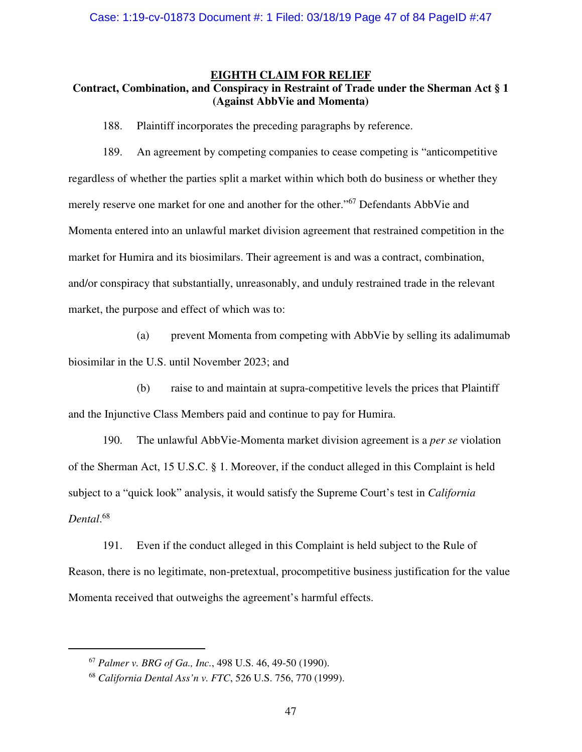## EIGHTH CLAIM FOR RELIEF

**Contract, Combination, and Conspiracy in Restraint of Trade under the Sherman Act § 1 (Against AbbVie and Momenta)**

188. Plaintiff incorporates the preceding paragraphs by reference.

189. An agreement by competing companies to cease competing is "anticompetitive regardless of whether the parties split a market within which both do business or whether they merely reserve one market for one and another for the other."[67] Defendants AbbVie and Momenta entered into an unlawful market division agreement that restrained competition in the market for Humira and its biosimilars. Their agreement is and was a contract, combination, and/or conspiracy that substantially, unreasonably, and unduly restrained trade in the relevant market, the purpose and effect of which was to:

(a) prevent Momenta from competing with AbbVie by selling its adalimumab biosimilar in the U.S. until November 2023; and

(b) raise to and maintain at supra-competitive levels the prices that Plaintiff and the Injunctive Class Members paid and continue to pay for Humira.

190. The unlawful AbbVie-Momenta market division agreement is a *per se* violation of the Sherman Act, 15 U.S.C. § 1. Moreover, if the conduct alleged in this Complaint is held subject to a "quick look" analysis, it would satisfy the Supreme Court's test in *California Dental*.[68]

191. Even if the conduct alleged in this Complaint is held subject to the Rule of Reason, there is no legitimate, non-pretextual, procompetitive business justification for the value Momenta received that outweighs the agreement's harmful effects.

---

[67] *Palmer v. BRG of Ga., Inc.*, 498 U.S. 46, 49-50 (1990).

[68] *California Dental Ass'n v. FTC*, 526 U.S. 756, 770 (1999).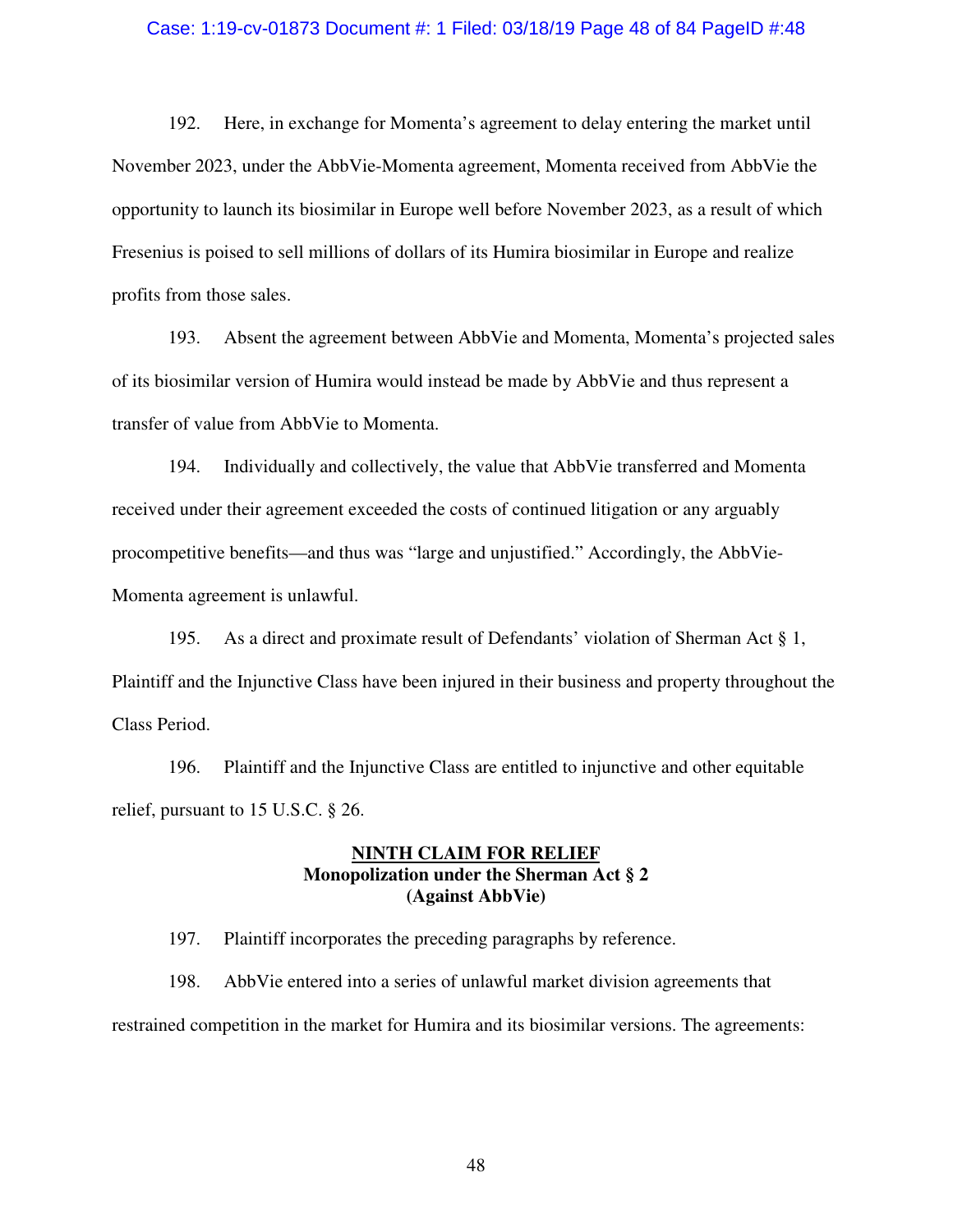192. Here, in exchange for Momenta's agreement to delay entering the market until November 2023, under the AbbVie-Momenta agreement, Momenta received from AbbVie the opportunity to launch its biosimilar in Europe well before November 2023, as a result of which Fresenius is poised to sell millions of dollars of its Humira biosimilar in Europe and realize profits from those sales.

193. Absent the agreement between AbbVie and Momenta, Momenta's projected sales of its biosimilar version of Humira would instead be made by AbbVie and thus represent a transfer of value from AbbVie to Momenta.

194. Individually and collectively, the value that AbbVie transferred and Momenta received under their agreement exceeded the costs of continued litigation or any arguably procompetitive benefits—and thus was "large and unjustified." Accordingly, the AbbVie-Momenta agreement is unlawful.

195. As a direct and proximate result of Defendants' violation of Sherman Act § 1, Plaintiff and the Injunctive Class have been injured in their business and property throughout the Class Period.

196. Plaintiff and the Injunctive Class are entitled to injunctive and other equitable relief, pursuant to 15 U.S.C. § 26.

## NINTH CLAIM FOR RELIEF
**Monopolization under the Sherman Act § 2**
**(Against AbbVie)**

197. Plaintiff incorporates the preceding paragraphs by reference.

198. AbbVie entered into a series of unlawful market division agreements that restrained competition in the market for Humira and its biosimilar versions. The agreements: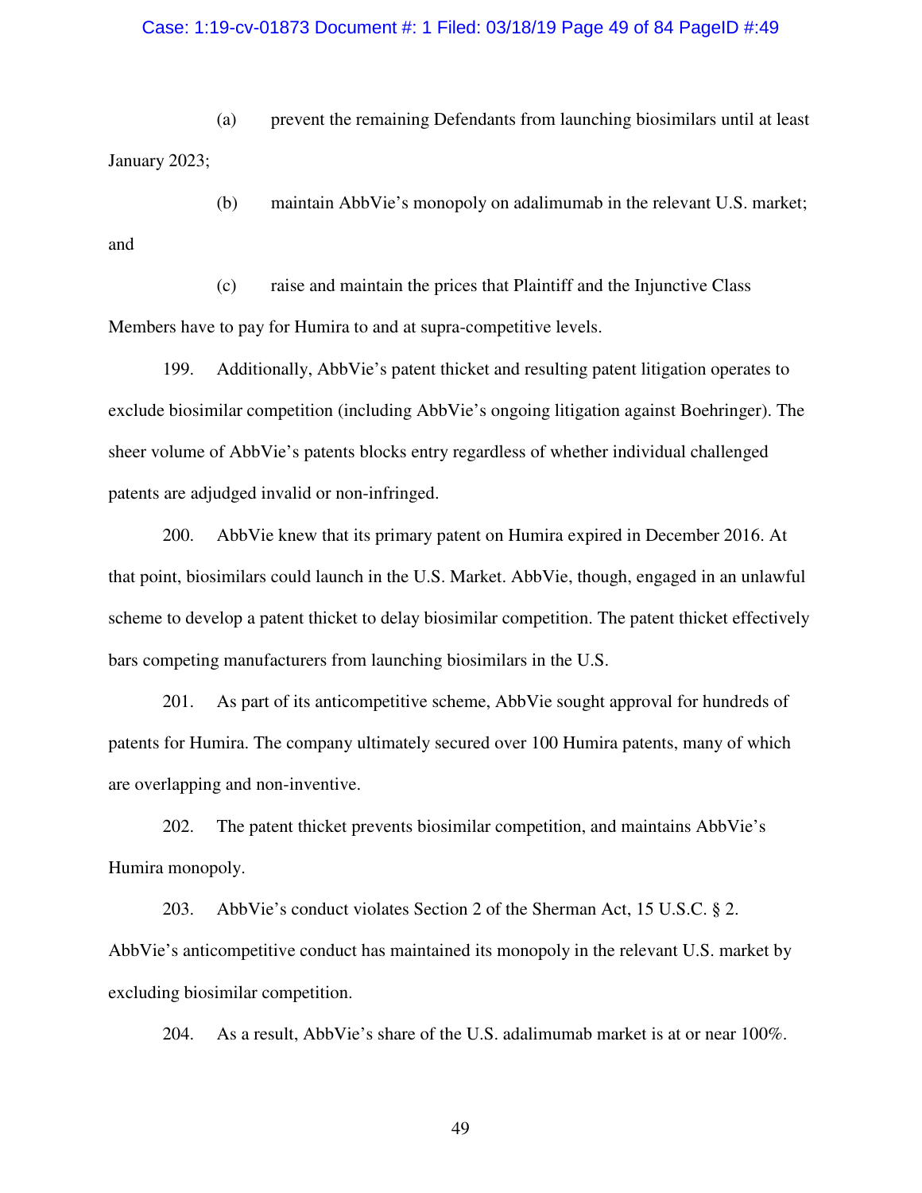(a) prevent the remaining Defendants from launching biosimilars until at least January 2023;

(b) maintain AbbVie's monopoly on adalimumab in the relevant U.S. market; and

(c) raise and maintain the prices that Plaintiff and the Injunctive Class Members have to pay for Humira to and at supra-competitive levels.

199. Additionally, AbbVie's patent thicket and resulting patent litigation operates to exclude biosimilar competition (including AbbVie's ongoing litigation against Boehringer). The sheer volume of AbbVie's patents blocks entry regardless of whether individual challenged patents are adjudged invalid or non-infringed.

200. AbbVie knew that its primary patent on Humira expired in December 2016. At that point, biosimilars could launch in the U.S. Market. AbbVie, though, engaged in an unlawful scheme to develop a patent thicket to delay biosimilar competition. The patent thicket effectively bars competing manufacturers from launching biosimilars in the U.S.

201. As part of its anticompetitive scheme, AbbVie sought approval for hundreds of patents for Humira. The company ultimately secured over 100 Humira patents, many of which are overlapping and non-inventive.

202. The patent thicket prevents biosimilar competition, and maintains AbbVie's Humira monopoly.

203. AbbVie's conduct violates Section 2 of the Sherman Act, 15 U.S.C. § 2. AbbVie's anticompetitive conduct has maintained its monopoly in the relevant U.S. market by excluding biosimilar competition.

204. As a result, AbbVie's share of the U.S. adalimumab market is at or near 100%.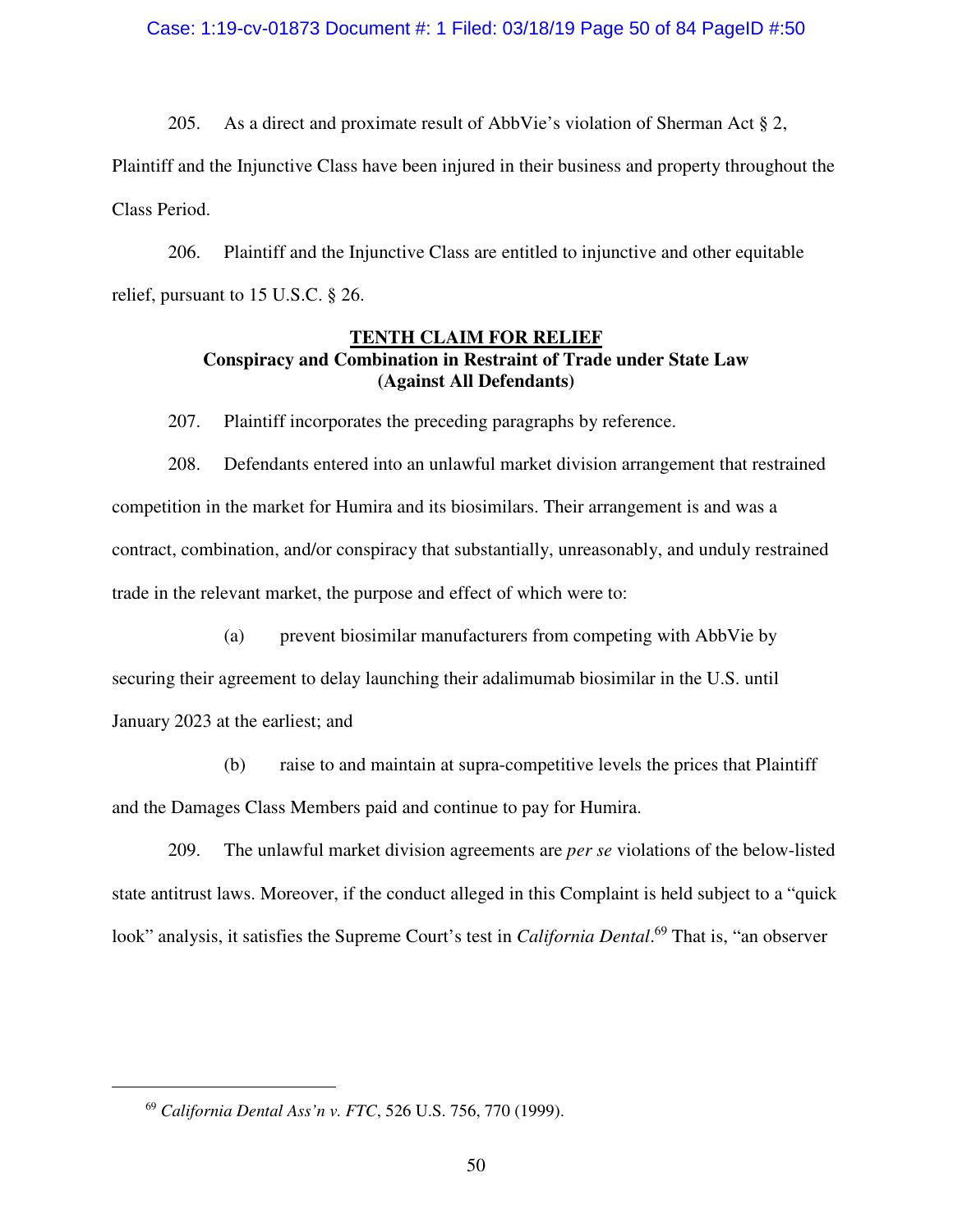205. As a direct and proximate result of AbbVie's violation of Sherman Act § 2, Plaintiff and the Injunctive Class have been injured in their business and property throughout the Class Period.

206. Plaintiff and the Injunctive Class are entitled to injunctive and other equitable relief, pursuant to 15 U.S.C. § 26.

## TENTH CLAIM FOR RELIEF
**Conspiracy and Combination in Restraint of Trade under State Law**
**(Against All Defendants)**

207. Plaintiff incorporates the preceding paragraphs by reference.

208. Defendants entered into an unlawful market division arrangement that restrained competition in the market for Humira and its biosimilars. Their arrangement is and was a contract, combination, and/or conspiracy that substantially, unreasonably, and unduly restrained trade in the relevant market, the purpose and effect of which were to:

(a) prevent biosimilar manufacturers from competing with AbbVie by securing their agreement to delay launching their adalimumab biosimilar in the U.S. until January 2023 at the earliest; and

(b) raise to and maintain at supra-competitive levels the prices that Plaintiff and the Damages Class Members paid and continue to pay for Humira.

209. The unlawful market division agreements are *per se* violations of the below-listed state antitrust laws. Moreover, if the conduct alleged in this Complaint is held subject to a "quick look" analysis, it satisfies the Supreme Court's test in *California Dental*.[69] That is, "an observer

[69] *California Dental Ass'n v. FTC*, 526 U.S. 756, 770 (1999).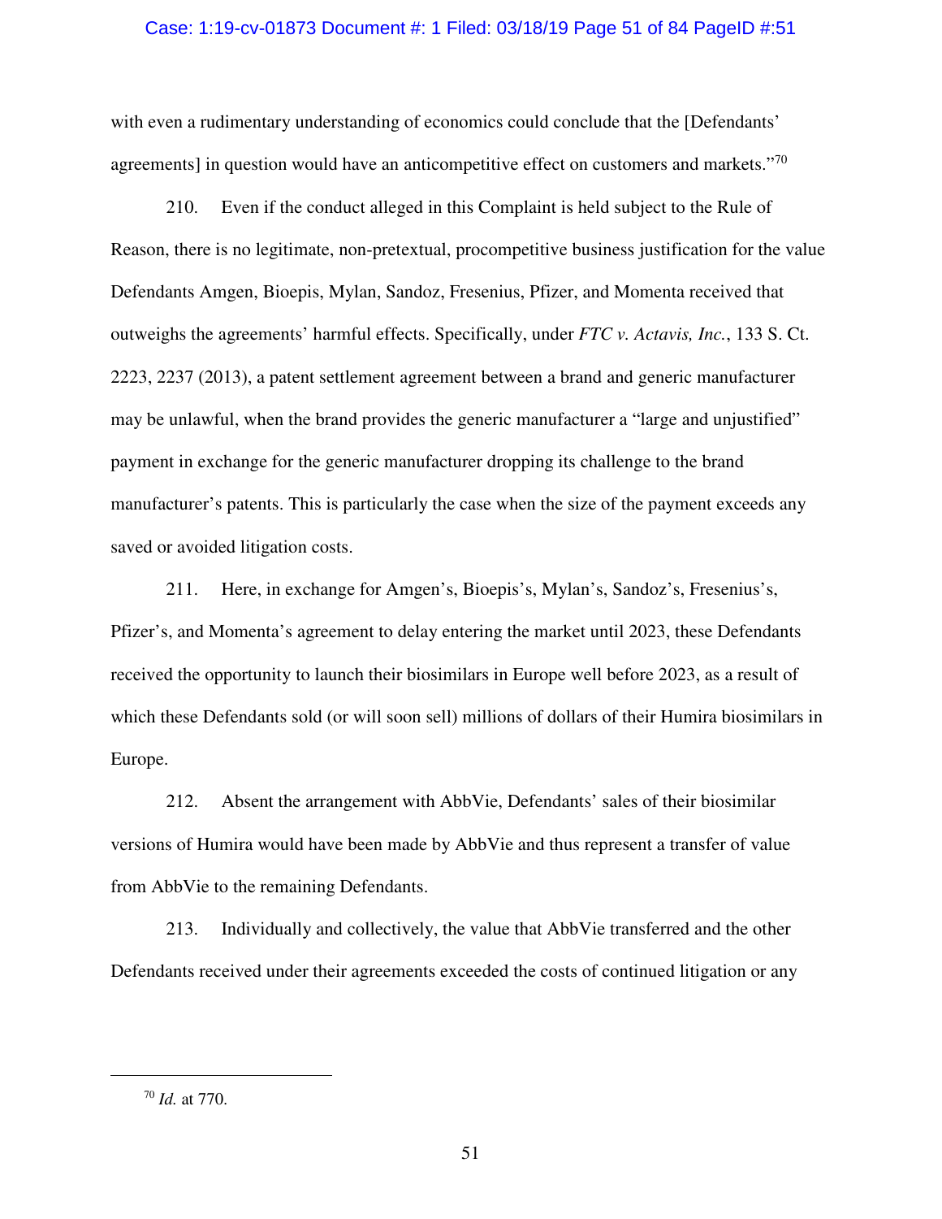with even a rudimentary understanding of economics could conclude that the [Defendants' agreements] in question would have an anticompetitive effect on customers and markets."[70]

210. Even if the conduct alleged in this Complaint is held subject to the Rule of Reason, there is no legitimate, non-pretextual, procompetitive business justification for the value Defendants Amgen, Bioepis, Mylan, Sandoz, Fresenius, Pfizer, and Momenta received that outweighs the agreements' harmful effects. Specifically, under *FTC v. Actavis, Inc.*, 133 S. Ct. 2223, 2237 (2013), a patent settlement agreement between a brand and generic manufacturer may be unlawful, when the brand provides the generic manufacturer a "large and unjustified" payment in exchange for the generic manufacturer dropping its challenge to the brand manufacturer's patents. This is particularly the case when the size of the payment exceeds any saved or avoided litigation costs.

211. Here, in exchange for Amgen's, Bioepis's, Mylan's, Sandoz's, Fresenius's, Pfizer's, and Momenta's agreement to delay entering the market until 2023, these Defendants received the opportunity to launch their biosimilars in Europe well before 2023, as a result of which these Defendants sold (or will soon sell) millions of dollars of their Humira biosimilars in Europe.

212. Absent the arrangement with AbbVie, Defendants' sales of their biosimilar versions of Humira would have been made by AbbVie and thus represent a transfer of value from AbbVie to the remaining Defendants.

213. Individually and collectively, the value that AbbVie transferred and the other Defendants received under their agreements exceeded the costs of continued litigation or any

---

[70] *Id.* at 770.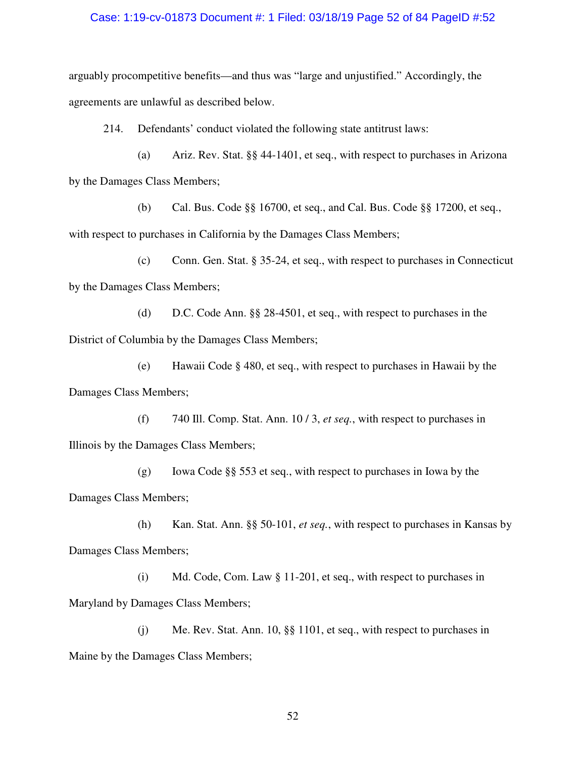arguably procompetitive benefits—and thus was "large and unjustified." Accordingly, the agreements are unlawful as described below.

214. Defendants' conduct violated the following state antitrust laws:

(a) Ariz. Rev. Stat. §§ 44-1401, et seq., with respect to purchases in Arizona by the Damages Class Members;

(b) Cal. Bus. Code §§ 16700, et seq., and Cal. Bus. Code §§ 17200, et seq., with respect to purchases in California by the Damages Class Members;

(c) Conn. Gen. Stat. § 35-24, et seq., with respect to purchases in Connecticut by the Damages Class Members;

(d) D.C. Code Ann. §§ 28-4501, et seq., with respect to purchases in the District of Columbia by the Damages Class Members;

(e) Hawaii Code § 480, et seq., with respect to purchases in Hawaii by the Damages Class Members;

(f) 740 Ill. Comp. Stat. Ann. 10 / 3, *et seq.*, with respect to purchases in Illinois by the Damages Class Members;

(g) Iowa Code §§ 553 et seq., with respect to purchases in Iowa by the Damages Class Members;

(h) Kan. Stat. Ann. §§ 50-101, *et seq.*, with respect to purchases in Kansas by Damages Class Members;

(i) Md. Code, Com. Law § 11-201, et seq., with respect to purchases in Maryland by Damages Class Members;

(j) Me. Rev. Stat. Ann. 10, §§ 1101, et seq., with respect to purchases in Maine by the Damages Class Members;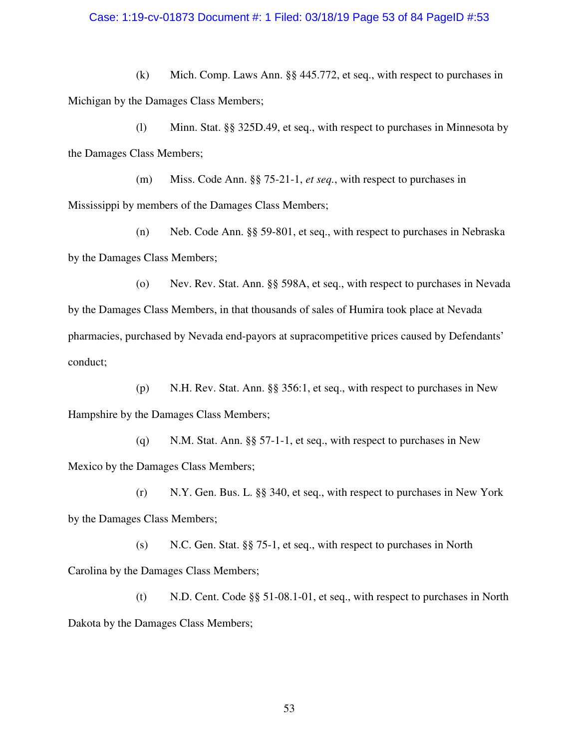(k) Mich. Comp. Laws Ann. §§ 445.772, et seq., with respect to purchases in Michigan by the Damages Class Members;

(l) Minn. Stat. §§ 325D.49, et seq., with respect to purchases in Minnesota by the Damages Class Members;

(m) Miss. Code Ann. §§ 75-21-1, *et seq.*, with respect to purchases in Mississippi by members of the Damages Class Members;

(n) Neb. Code Ann. §§ 59-801, et seq., with respect to purchases in Nebraska by the Damages Class Members;

(o) Nev. Rev. Stat. Ann. §§ 598A, et seq., with respect to purchases in Nevada by the Damages Class Members, in that thousands of sales of Humira took place at Nevada pharmacies, purchased by Nevada end-payors at supracompetitive prices caused by Defendants' conduct;

(p) N.H. Rev. Stat. Ann. §§ 356:1, et seq., with respect to purchases in New Hampshire by the Damages Class Members;

(q) N.M. Stat. Ann. §§ 57-1-1, et seq., with respect to purchases in New Mexico by the Damages Class Members;

(r) N.Y. Gen. Bus. L. §§ 340, et seq., with respect to purchases in New York by the Damages Class Members;

(s) N.C. Gen. Stat. §§ 75-1, et seq., with respect to purchases in North Carolina by the Damages Class Members;

(t) N.D. Cent. Code §§ 51-08.1-01, et seq., with respect to purchases in North Dakota by the Damages Class Members;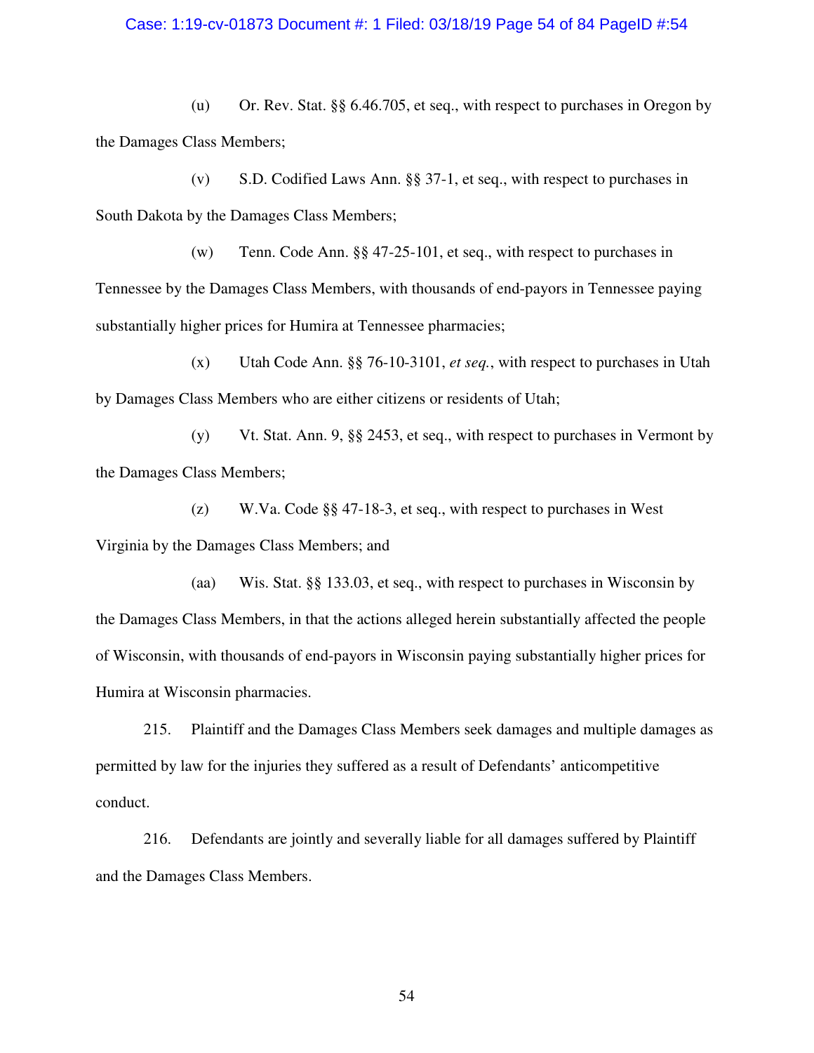(u) Or. Rev. Stat. §§ 6.46.705, et seq., with respect to purchases in Oregon by the Damages Class Members;

(v) S.D. Codified Laws Ann. §§ 37-1, et seq., with respect to purchases in South Dakota by the Damages Class Members;

(w) Tenn. Code Ann. §§ 47-25-101, et seq., with respect to purchases in Tennessee by the Damages Class Members, with thousands of end-payors in Tennessee paying substantially higher prices for Humira at Tennessee pharmacies;

(x) Utah Code Ann. §§ 76-10-3101, *et seq.*, with respect to purchases in Utah by Damages Class Members who are either citizens or residents of Utah;

(y) Vt. Stat. Ann. 9, §§ 2453, et seq., with respect to purchases in Vermont by the Damages Class Members;

(z) W.Va. Code §§ 47-18-3, et seq., with respect to purchases in West Virginia by the Damages Class Members; and

(aa) Wis. Stat. §§ 133.03, et seq., with respect to purchases in Wisconsin by the Damages Class Members, in that the actions alleged herein substantially affected the people of Wisconsin, with thousands of end-payors in Wisconsin paying substantially higher prices for Humira at Wisconsin pharmacies.

215. Plaintiff and the Damages Class Members seek damages and multiple damages as permitted by law for the injuries they suffered as a result of Defendants' anticompetitive conduct.

216. Defendants are jointly and severally liable for all damages suffered by Plaintiff and the Damages Class Members.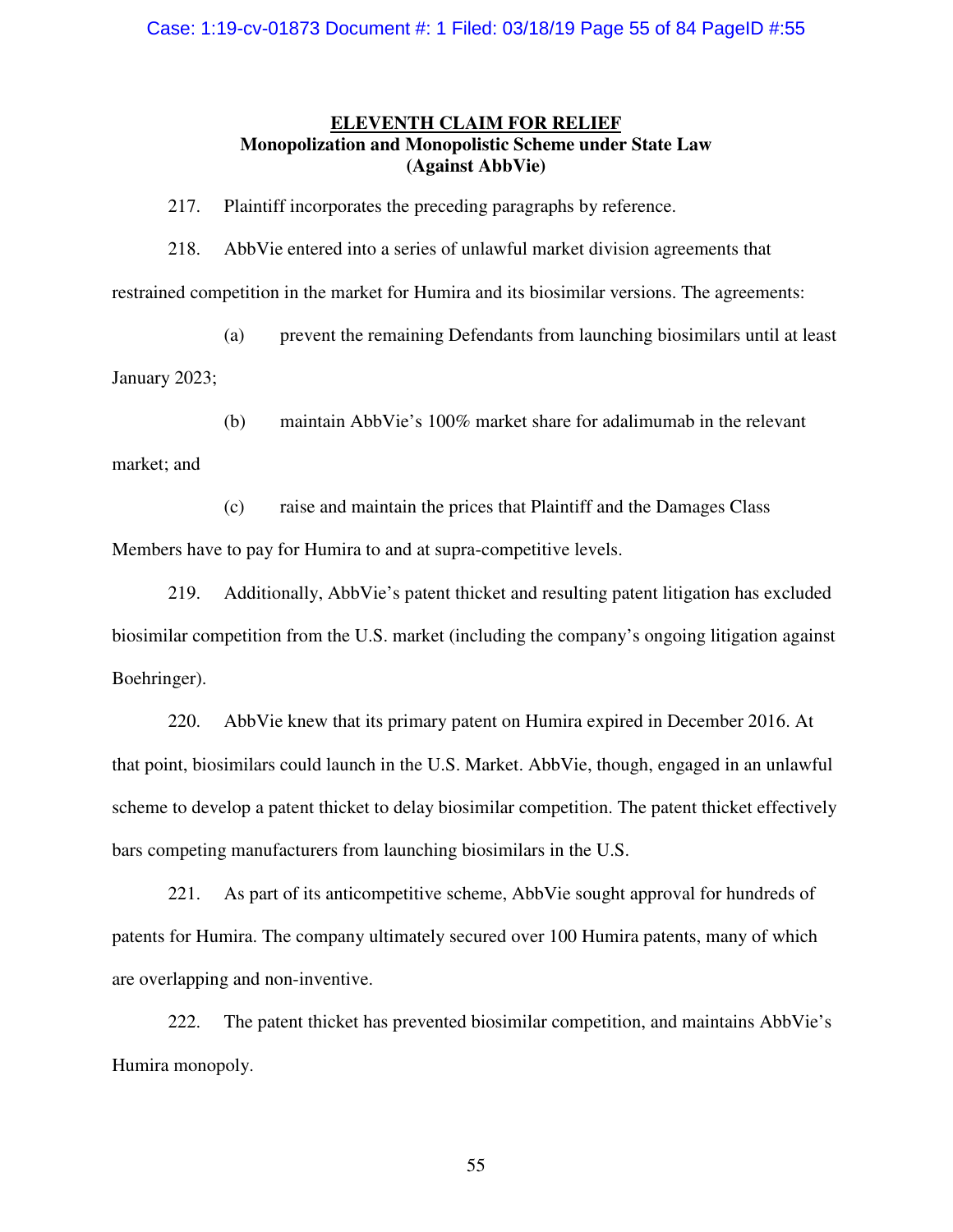## ELEVENTH CLAIM FOR RELIEF

**Monopolization and Monopolistic Scheme under State Law**
**(Against AbbVie)**

217. Plaintiff incorporates the preceding paragraphs by reference.

218. AbbVie entered into a series of unlawful market division agreements that restrained competition in the market for Humira and its biosimilar versions. The agreements:

(a) prevent the remaining Defendants from launching biosimilars until at least January 2023;

(b) maintain AbbVie's 100% market share for adalimumab in the relevant market; and

(c) raise and maintain the prices that Plaintiff and the Damages Class Members have to pay for Humira to and at supra-competitive levels.

219. Additionally, AbbVie's patent thicket and resulting patent litigation has excluded biosimilar competition from the U.S. market (including the company's ongoing litigation against Boehringer).

220. AbbVie knew that its primary patent on Humira expired in December 2016. At that point, biosimilars could launch in the U.S. Market. AbbVie, though, engaged in an unlawful scheme to develop a patent thicket to delay biosimilar competition. The patent thicket effectively bars competing manufacturers from launching biosimilars in the U.S.

221. As part of its anticompetitive scheme, AbbVie sought approval for hundreds of patents for Humira. The company ultimately secured over 100 Humira patents, many of which are overlapping and non-inventive.

222. The patent thicket has prevented biosimilar competition, and maintains AbbVie's Humira monopoly.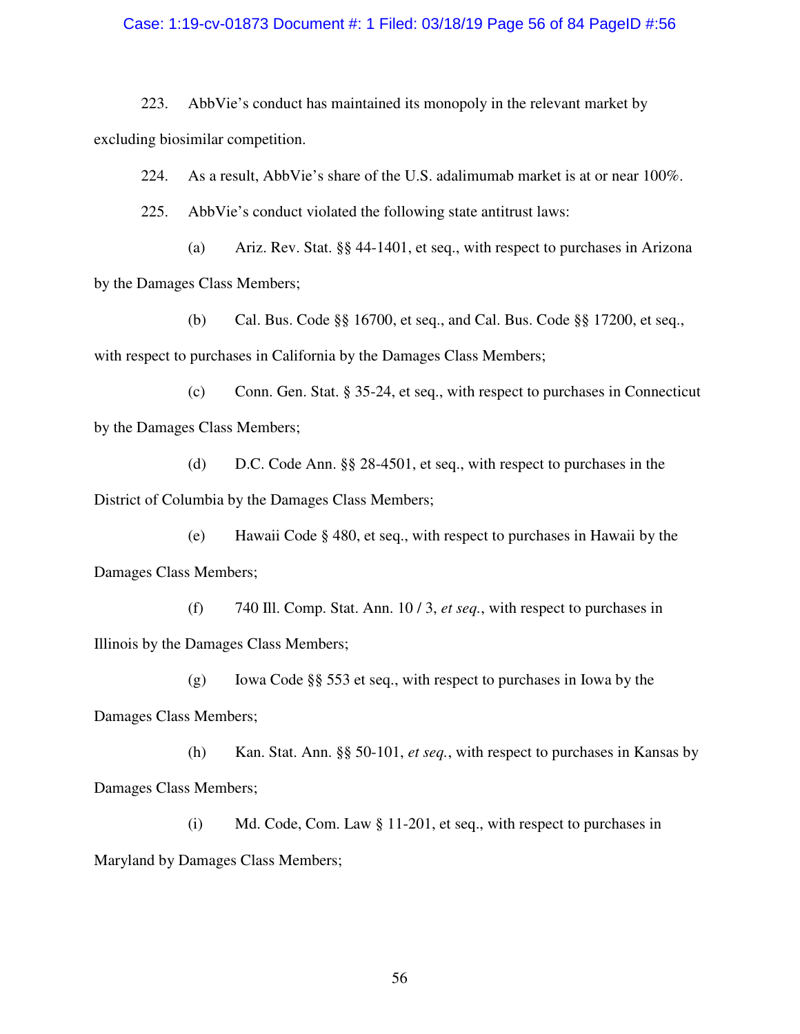223. AbbVie's conduct has maintained its monopoly in the relevant market by excluding biosimilar competition.

224. As a result, AbbVie's share of the U.S. adalimumab market is at or near 100%.

225. AbbVie's conduct violated the following state antitrust laws:

(a) Ariz. Rev. Stat. §§ 44-1401, et seq., with respect to purchases in Arizona by the Damages Class Members;

(b) Cal. Bus. Code §§ 16700, et seq., and Cal. Bus. Code §§ 17200, et seq., with respect to purchases in California by the Damages Class Members;

(c) Conn. Gen. Stat. § 35-24, et seq., with respect to purchases in Connecticut by the Damages Class Members;

(d) D.C. Code Ann. §§ 28-4501, et seq., with respect to purchases in the District of Columbia by the Damages Class Members;

(e) Hawaii Code § 480, et seq., with respect to purchases in Hawaii by the Damages Class Members;

(f) 740 Ill. Comp. Stat. Ann. 10 / 3, *et seq.*, with respect to purchases in Illinois by the Damages Class Members;

(g) Iowa Code §§ 553 et seq., with respect to purchases in Iowa by the Damages Class Members;

(h) Kan. Stat. Ann. §§ 50-101, *et seq.*, with respect to purchases in Kansas by Damages Class Members;

(i) Md. Code, Com. Law § 11-201, et seq., with respect to purchases in Maryland by Damages Class Members;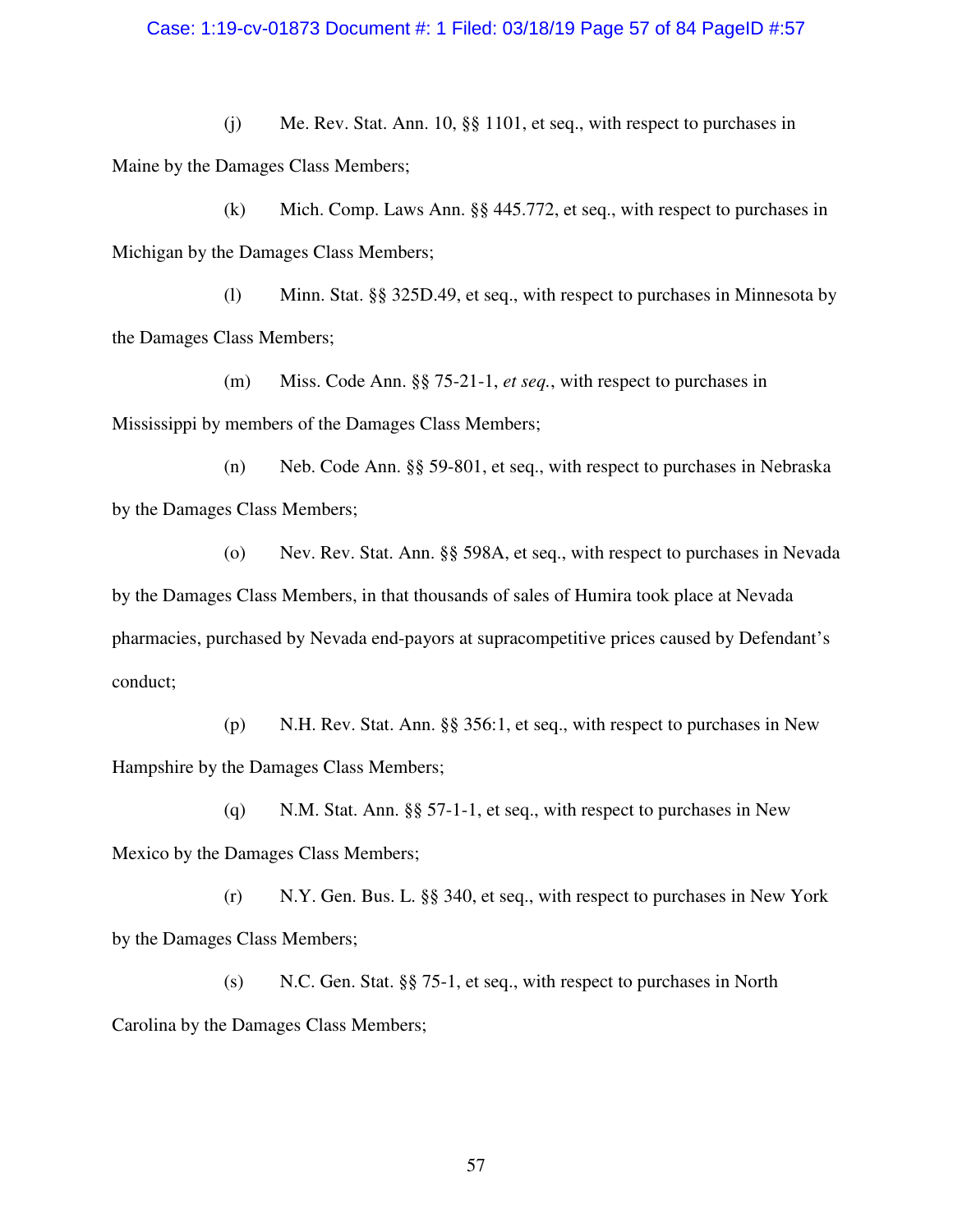(j) Me. Rev. Stat. Ann. 10, §§ 1101, et seq., with respect to purchases in Maine by the Damages Class Members;

(k) Mich. Comp. Laws Ann. §§ 445.772, et seq., with respect to purchases in Michigan by the Damages Class Members;

(l) Minn. Stat. §§ 325D.49, et seq., with respect to purchases in Minnesota by the Damages Class Members;

(m) Miss. Code Ann. §§ 75-21-1, *et seq.*, with respect to purchases in Mississippi by members of the Damages Class Members;

(n) Neb. Code Ann. §§ 59-801, et seq., with respect to purchases in Nebraska by the Damages Class Members;

(o) Nev. Rev. Stat. Ann. §§ 598A, et seq., with respect to purchases in Nevada by the Damages Class Members, in that thousands of sales of Humira took place at Nevada pharmacies, purchased by Nevada end-payors at supracompetitive prices caused by Defendant's conduct;

(p) N.H. Rev. Stat. Ann. §§ 356:1, et seq., with respect to purchases in New Hampshire by the Damages Class Members;

(q) N.M. Stat. Ann. §§ 57-1-1, et seq., with respect to purchases in New Mexico by the Damages Class Members;

(r) N.Y. Gen. Bus. L. §§ 340, et seq., with respect to purchases in New York by the Damages Class Members;

(s) N.C. Gen. Stat. §§ 75-1, et seq., with respect to purchases in North Carolina by the Damages Class Members;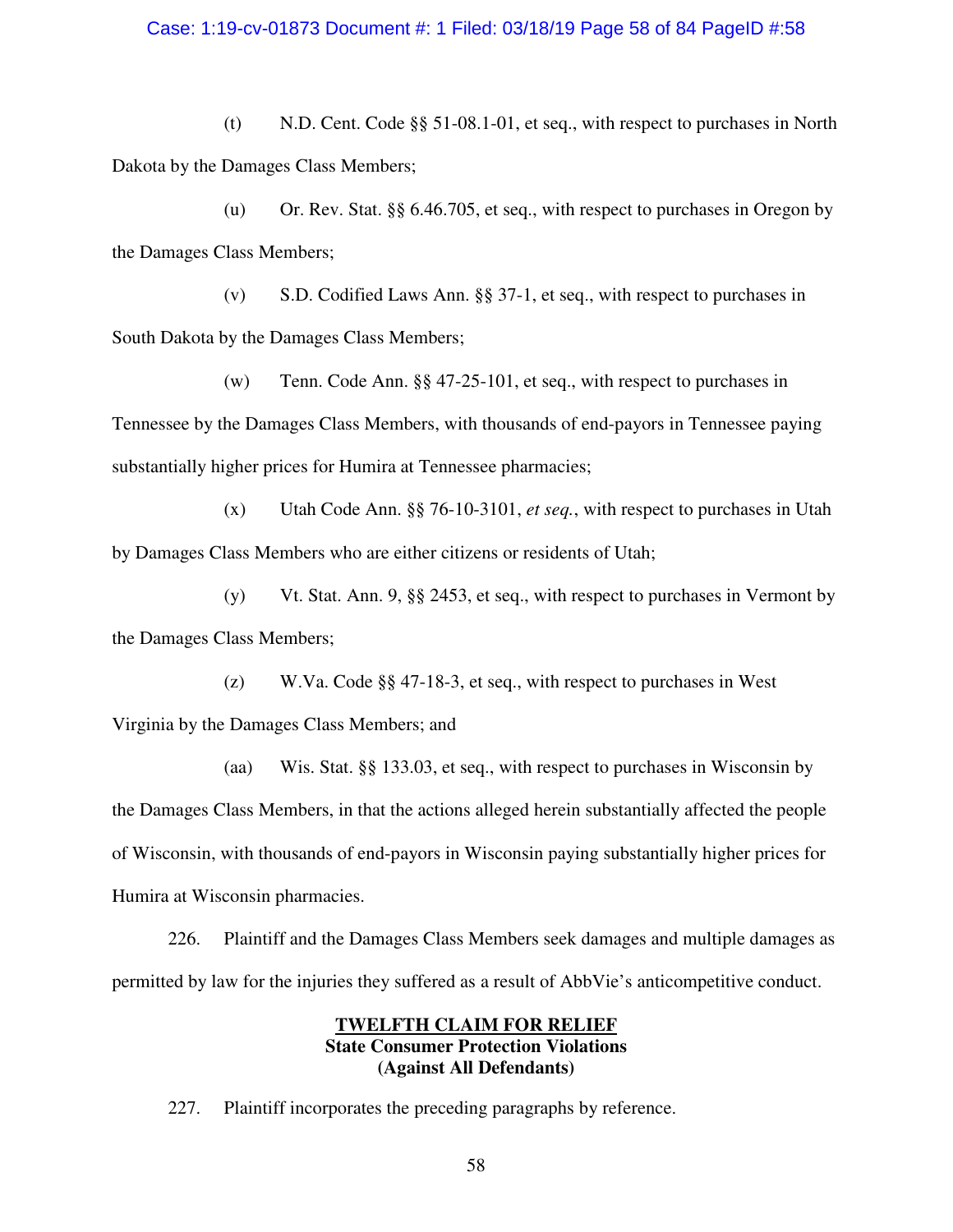(t) N.D. Cent. Code §§ 51-08.1-01, et seq., with respect to purchases in North Dakota by the Damages Class Members;

(u) Or. Rev. Stat. §§ 6.46.705, et seq., with respect to purchases in Oregon by the Damages Class Members;

(v) S.D. Codified Laws Ann. §§ 37-1, et seq., with respect to purchases in South Dakota by the Damages Class Members;

(w) Tenn. Code Ann. §§ 47-25-101, et seq., with respect to purchases in Tennessee by the Damages Class Members, with thousands of end-payors in Tennessee paying substantially higher prices for Humira at Tennessee pharmacies;

(x) Utah Code Ann. §§ 76-10-3101, *et seq.*, with respect to purchases in Utah by Damages Class Members who are either citizens or residents of Utah;

(y) Vt. Stat. Ann. 9, §§ 2453, et seq., with respect to purchases in Vermont by the Damages Class Members;

(z) W.Va. Code §§ 47-18-3, et seq., with respect to purchases in West Virginia by the Damages Class Members; and

(aa) Wis. Stat. §§ 133.03, et seq., with respect to purchases in Wisconsin by the Damages Class Members, in that the actions alleged herein substantially affected the people of Wisconsin, with thousands of end-payors in Wisconsin paying substantially higher prices for Humira at Wisconsin pharmacies.

226. Plaintiff and the Damages Class Members seek damages and multiple damages as permitted by law for the injuries they suffered as a result of AbbVie's anticompetitive conduct.

## TWELFTH CLAIM FOR RELIEF
**State Consumer Protection Violations**
**(Against All Defendants)**

227. Plaintiff incorporates the preceding paragraphs by reference.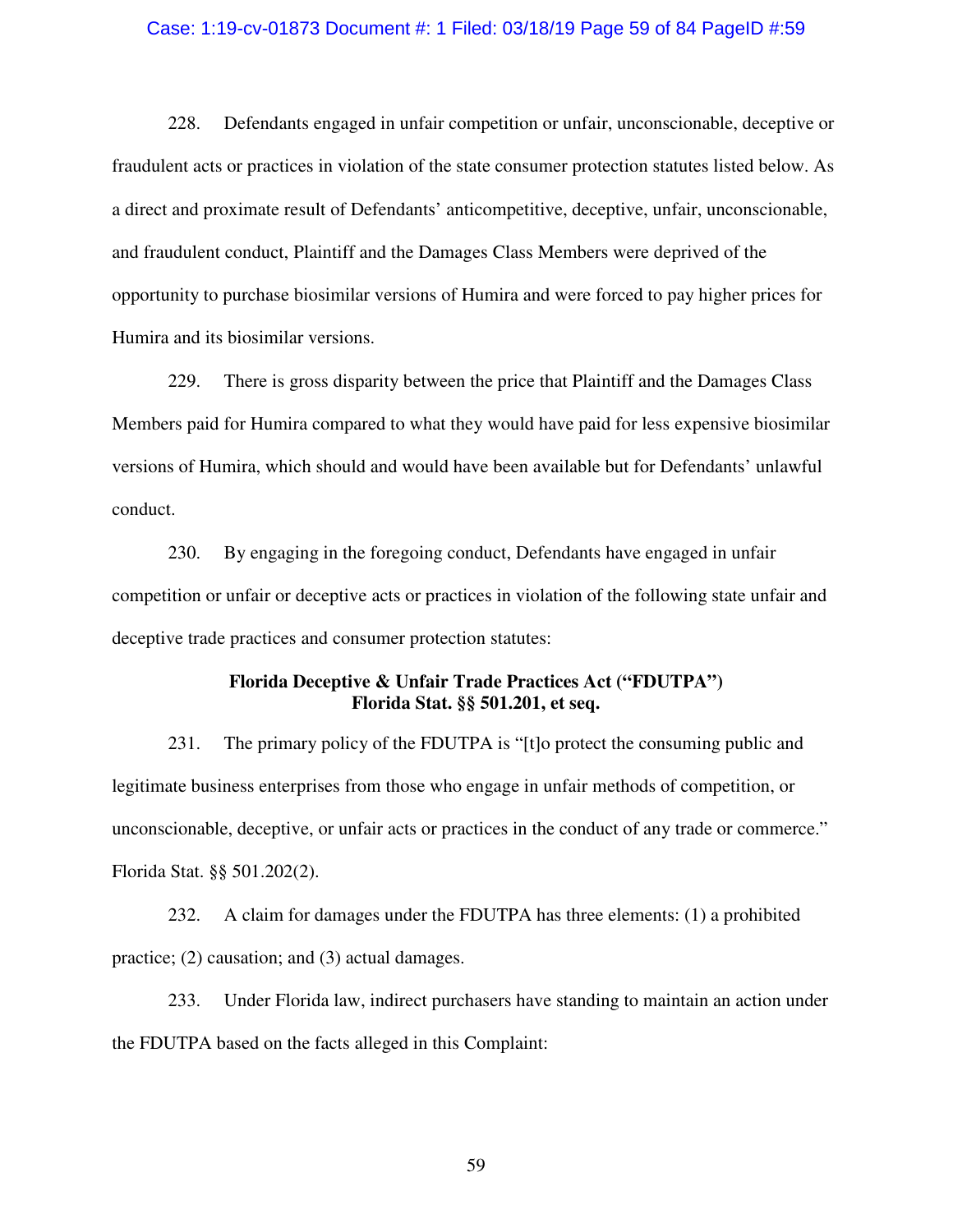228. Defendants engaged in unfair competition or unfair, unconscionable, deceptive or fraudulent acts or practices in violation of the state consumer protection statutes listed below. As a direct and proximate result of Defendants' anticompetitive, deceptive, unfair, unconscionable, and fraudulent conduct, Plaintiff and the Damages Class Members were deprived of the opportunity to purchase biosimilar versions of Humira and were forced to pay higher prices for Humira and its biosimilar versions.

229. There is gross disparity between the price that Plaintiff and the Damages Class Members paid for Humira compared to what they would have paid for less expensive biosimilar versions of Humira, which should and would have been available but for Defendants' unlawful conduct.

230. By engaging in the foregoing conduct, Defendants have engaged in unfair competition or unfair or deceptive acts or practices in violation of the following state unfair and deceptive trade practices and consumer protection statutes:

**Florida Deceptive & Unfair Trade Practices Act ("FDUTPA")**
**Florida Stat. §§ 501.201, et seq.**

231. The primary policy of the FDUTPA is "[t]o protect the consuming public and legitimate business enterprises from those who engage in unfair methods of competition, or unconscionable, deceptive, or unfair acts or practices in the conduct of any trade or commerce." Florida Stat. §§ 501.202(2).

232. A claim for damages under the FDUTPA has three elements: (1) a prohibited practice; (2) causation; and (3) actual damages.

233. Under Florida law, indirect purchasers have standing to maintain an action under the FDUTPA based on the facts alleged in this Complaint: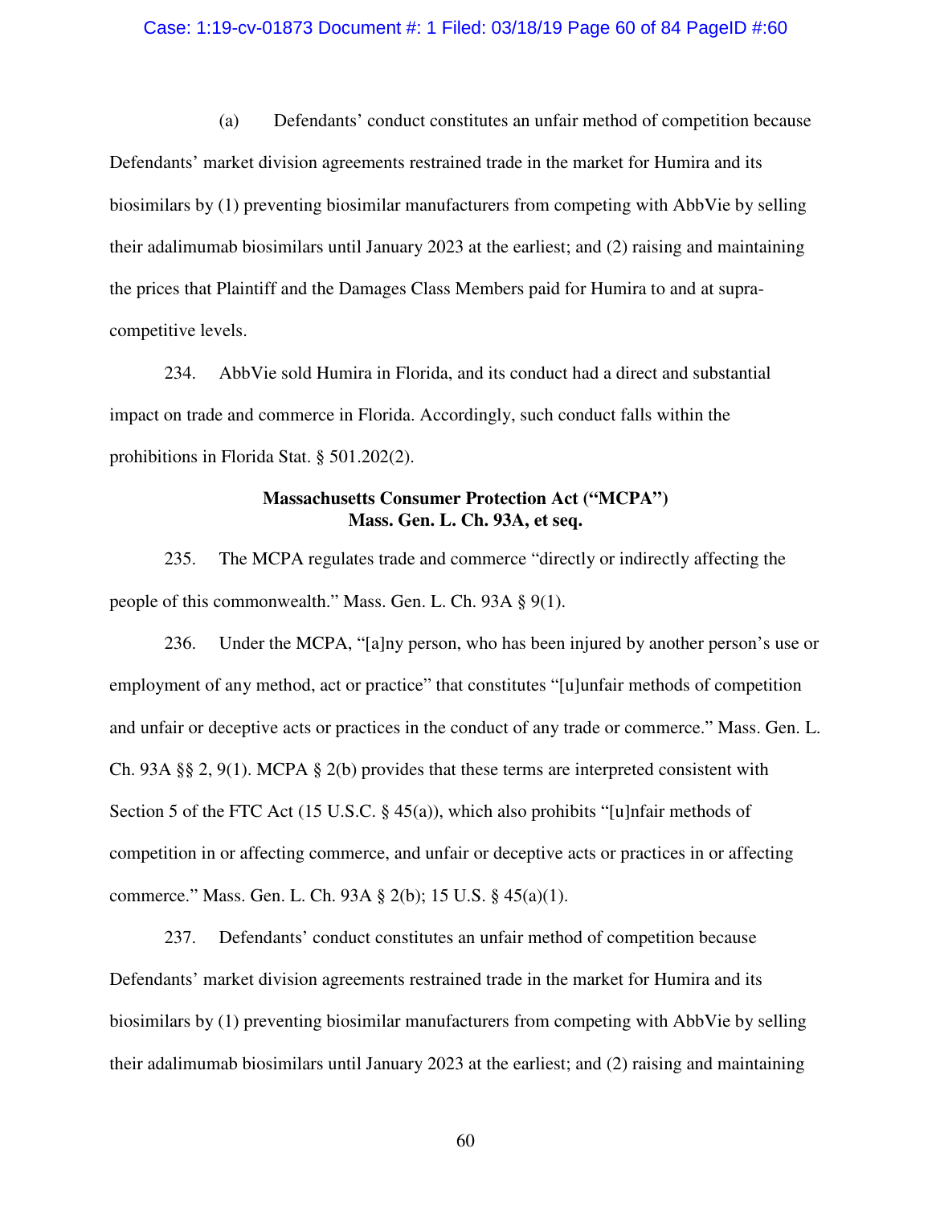(a) Defendants' conduct constitutes an unfair method of competition because Defendants' market division agreements restrained trade in the market for Humira and its biosimilars by (1) preventing biosimilar manufacturers from competing with AbbVie by selling their adalimumab biosimilars until January 2023 at the earliest; and (2) raising and maintaining the prices that Plaintiff and the Damages Class Members paid for Humira to and at supra-competitive levels.

234. AbbVie sold Humira in Florida, and its conduct had a direct and substantial impact on trade and commerce in Florida. Accordingly, such conduct falls within the prohibitions in Florida Stat. § 501.202(2).

**Massachusetts Consumer Protection Act ("MCPA")**
**Mass. Gen. L. Ch. 93A, et seq.**

235. The MCPA regulates trade and commerce "directly or indirectly affecting the people of this commonwealth." Mass. Gen. L. Ch. 93A § 9(1).

236. Under the MCPA, "[a]ny person, who has been injured by another person's use or employment of any method, act or practice" that constitutes "[u]unfair methods of competition and unfair or deceptive acts or practices in the conduct of any trade or commerce." Mass. Gen. L. Ch. 93A §§ 2, 9(1). MCPA § 2(b) provides that these terms are interpreted consistent with Section 5 of the FTC Act (15 U.S.C. § 45(a)), which also prohibits "[u]nfair methods of competition in or affecting commerce, and unfair or deceptive acts or practices in or affecting commerce." Mass. Gen. L. Ch. 93A § 2(b); 15 U.S. § 45(a)(1).

237. Defendants' conduct constitutes an unfair method of competition because Defendants' market division agreements restrained trade in the market for Humira and its biosimilars by (1) preventing biosimilar manufacturers from competing with AbbVie by selling their adalimumab biosimilars until January 2023 at the earliest; and (2) raising and maintaining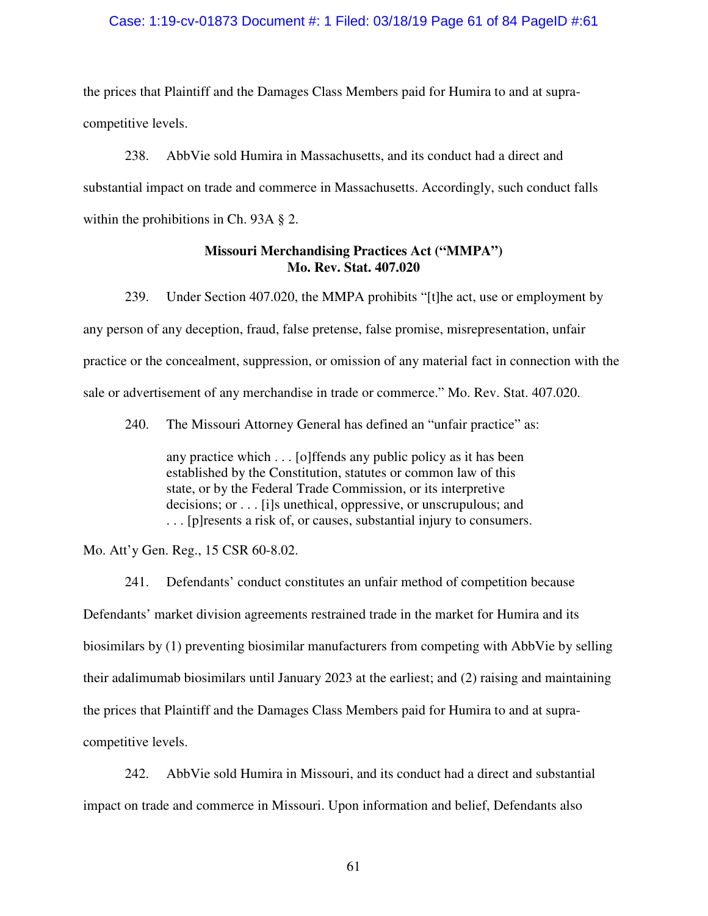the prices that Plaintiff and the Damages Class Members paid for Humira to and at supra-competitive levels.

238. AbbVie sold Humira in Massachusetts, and its conduct had a direct and substantial impact on trade and commerce in Massachusetts. Accordingly, such conduct falls within the prohibitions in Ch. 93A § 2.

**Missouri Merchandising Practices Act ("MMPA")**
**Mo. Rev. Stat. 407.020**

239. Under Section 407.020, the MMPA prohibits "[t]he act, use or employment by any person of any deception, fraud, false pretense, false promise, misrepresentation, unfair practice or the concealment, suppression, or omission of any material fact in connection with the sale or advertisement of any merchandise in trade or commerce." Mo. Rev. Stat. 407.020.

240. The Missouri Attorney General has defined an "unfair practice" as:

> any practice which . . . [o]ffends any public policy as it has been established by the Constitution, statutes or common law of this state, or by the Federal Trade Commission, or its interpretive decisions; or . . . [i]s unethical, oppressive, or unscrupulous; and . . . [p]resents a risk of, or causes, substantial injury to consumers.

Mo. Att'y Gen. Reg., 15 CSR 60-8.02.

241. Defendants' conduct constitutes an unfair method of competition because Defendants' market division agreements restrained trade in the market for Humira and its biosimilars by (1) preventing biosimilar manufacturers from competing with AbbVie by selling their adalimumab biosimilars until January 2023 at the earliest; and (2) raising and maintaining the prices that Plaintiff and the Damages Class Members paid for Humira to and at supra-competitive levels.

242. AbbVie sold Humira in Missouri, and its conduct had a direct and substantial impact on trade and commerce in Missouri. Upon information and belief, Defendants also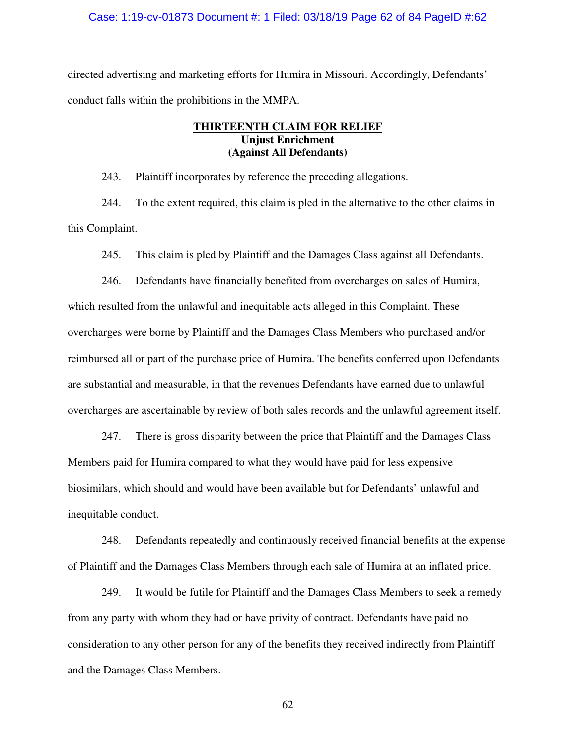directed advertising and marketing efforts for Humira in Missouri. Accordingly, Defendants' conduct falls within the prohibitions in the MMPA.

## THIRTEENTH CLAIM FOR RELIEF
**Unjust Enrichment**
**(Against All Defendants)**

243. Plaintiff incorporates by reference the preceding allegations.

244. To the extent required, this claim is pled in the alternative to the other claims in this Complaint.

245. This claim is pled by Plaintiff and the Damages Class against all Defendants.

246. Defendants have financially benefited from overcharges on sales of Humira, which resulted from the unlawful and inequitable acts alleged in this Complaint. These overcharges were borne by Plaintiff and the Damages Class Members who purchased and/or reimbursed all or part of the purchase price of Humira. The benefits conferred upon Defendants are substantial and measurable, in that the revenues Defendants have earned due to unlawful overcharges are ascertainable by review of both sales records and the unlawful agreement itself.

247. There is gross disparity between the price that Plaintiff and the Damages Class Members paid for Humira compared to what they would have paid for less expensive biosimilars, which should and would have been available but for Defendants' unlawful and inequitable conduct.

248. Defendants repeatedly and continuously received financial benefits at the expense of Plaintiff and the Damages Class Members through each sale of Humira at an inflated price.

249. It would be futile for Plaintiff and the Damages Class Members to seek a remedy from any party with whom they had or have privity of contract. Defendants have paid no consideration to any other person for any of the benefits they received indirectly from Plaintiff and the Damages Class Members.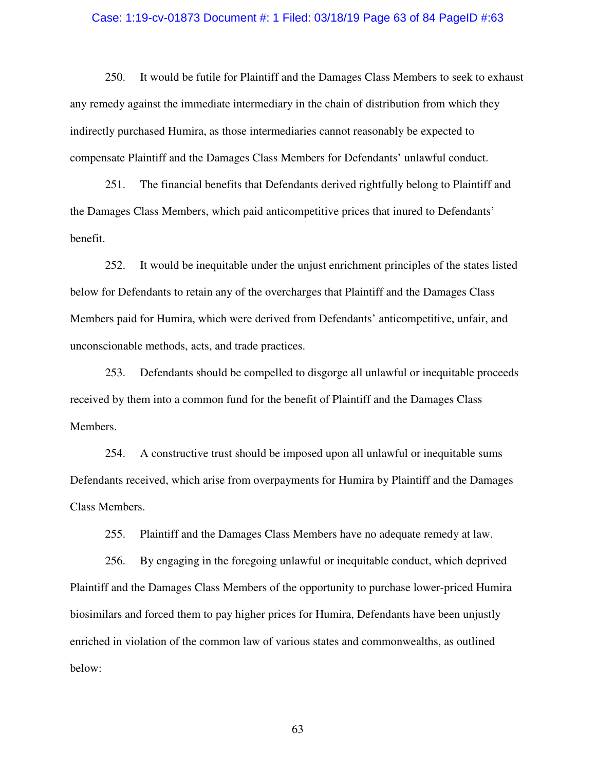250. It would be futile for Plaintiff and the Damages Class Members to seek to exhaust any remedy against the immediate intermediary in the chain of distribution from which they indirectly purchased Humira, as those intermediaries cannot reasonably be expected to compensate Plaintiff and the Damages Class Members for Defendants' unlawful conduct.

251. The financial benefits that Defendants derived rightfully belong to Plaintiff and the Damages Class Members, which paid anticompetitive prices that inured to Defendants' benefit.

252. It would be inequitable under the unjust enrichment principles of the states listed below for Defendants to retain any of the overcharges that Plaintiff and the Damages Class Members paid for Humira, which were derived from Defendants' anticompetitive, unfair, and unconscionable methods, acts, and trade practices.

253. Defendants should be compelled to disgorge all unlawful or inequitable proceeds received by them into a common fund for the benefit of Plaintiff and the Damages Class Members.

254. A constructive trust should be imposed upon all unlawful or inequitable sums Defendants received, which arise from overpayments for Humira by Plaintiff and the Damages Class Members.

255. Plaintiff and the Damages Class Members have no adequate remedy at law.

256. By engaging in the foregoing unlawful or inequitable conduct, which deprived Plaintiff and the Damages Class Members of the opportunity to purchase lower-priced Humira biosimilars and forced them to pay higher prices for Humira, Defendants have been unjustly enriched in violation of the common law of various states and commonwealths, as outlined below: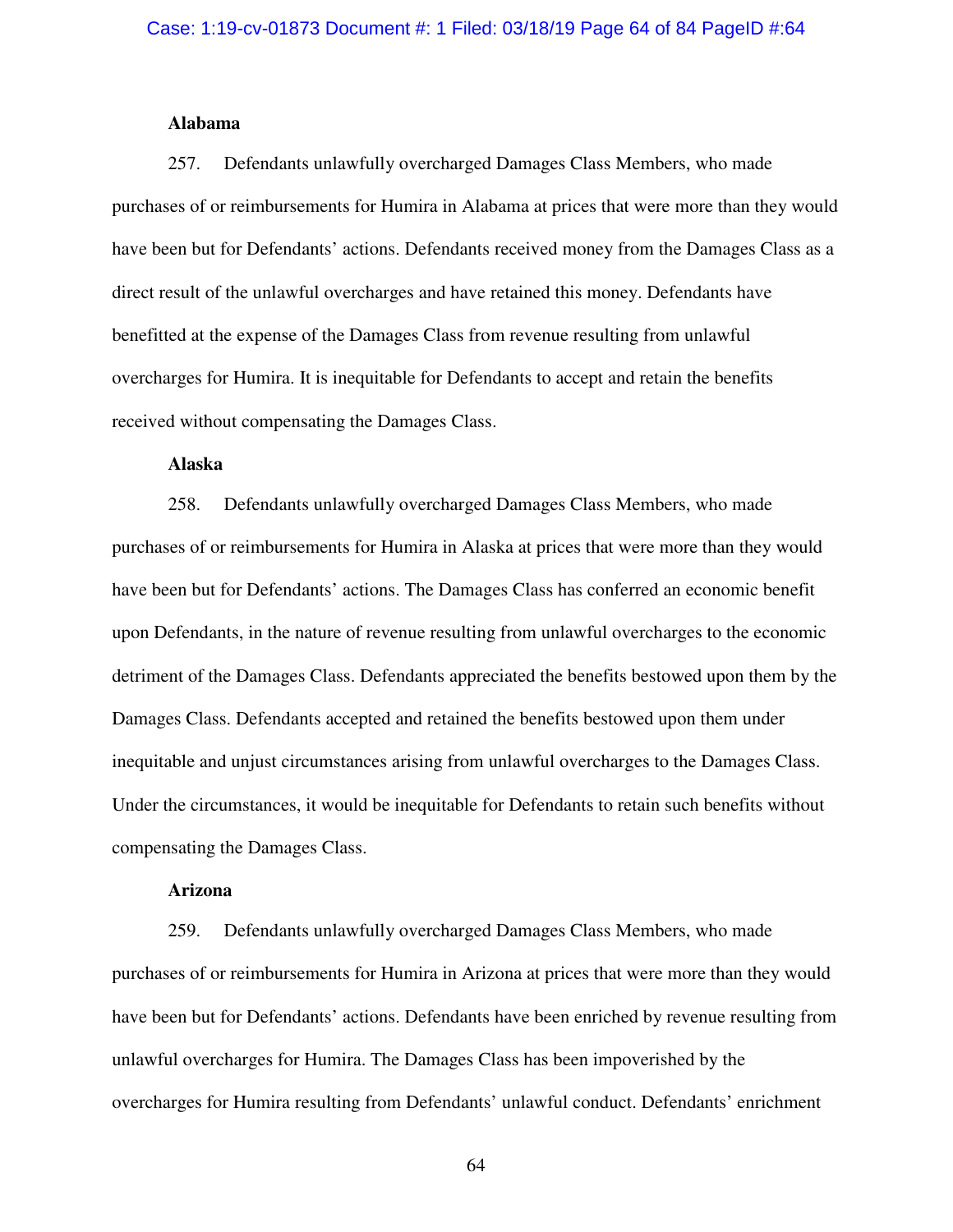**Alabama**

257. Defendants unlawfully overcharged Damages Class Members, who made purchases of or reimbursements for Humira in Alabama at prices that were more than they would have been but for Defendants' actions. Defendants received money from the Damages Class as a direct result of the unlawful overcharges and have retained this money. Defendants have benefitted at the expense of the Damages Class from revenue resulting from unlawful overcharges for Humira. It is inequitable for Defendants to accept and retain the benefits received without compensating the Damages Class.

**Alaska**

258. Defendants unlawfully overcharged Damages Class Members, who made purchases of or reimbursements for Humira in Alaska at prices that were more than they would have been but for Defendants' actions. The Damages Class has conferred an economic benefit upon Defendants, in the nature of revenue resulting from unlawful overcharges to the economic detriment of the Damages Class. Defendants appreciated the benefits bestowed upon them by the Damages Class. Defendants accepted and retained the benefits bestowed upon them under inequitable and unjust circumstances arising from unlawful overcharges to the Damages Class. Under the circumstances, it would be inequitable for Defendants to retain such benefits without compensating the Damages Class.

**Arizona**

259. Defendants unlawfully overcharged Damages Class Members, who made purchases of or reimbursements for Humira in Arizona at prices that were more than they would have been but for Defendants' actions. Defendants have been enriched by revenue resulting from unlawful overcharges for Humira. The Damages Class has been impoverished by the overcharges for Humira resulting from Defendants' unlawful conduct. Defendants' enrichment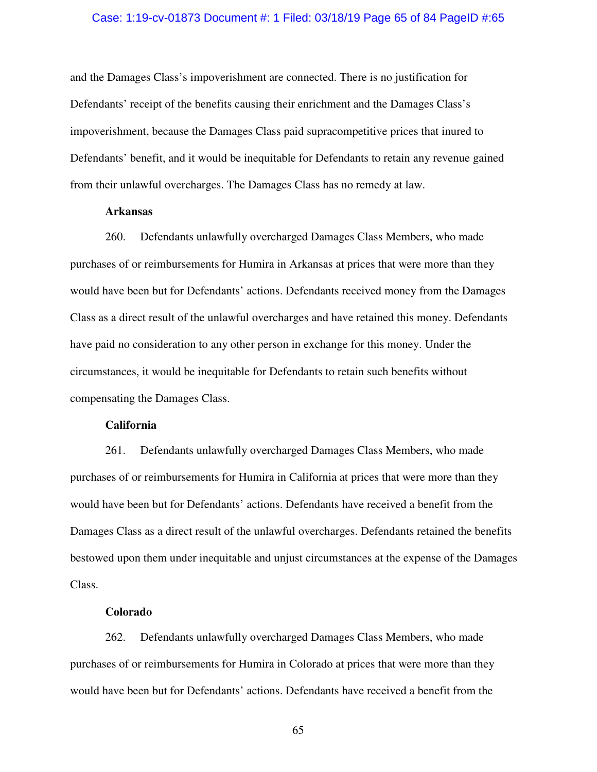and the Damages Class's impoverishment are connected. There is no justification for Defendants' receipt of the benefits causing their enrichment and the Damages Class's impoverishment, because the Damages Class paid supracompetitive prices that inured to Defendants' benefit, and it would be inequitable for Defendants to retain any revenue gained from their unlawful overcharges. The Damages Class has no remedy at law.

**Arkansas**

260. Defendants unlawfully overcharged Damages Class Members, who made purchases of or reimbursements for Humira in Arkansas at prices that were more than they would have been but for Defendants' actions. Defendants received money from the Damages Class as a direct result of the unlawful overcharges and have retained this money. Defendants have paid no consideration to any other person in exchange for this money. Under the circumstances, it would be inequitable for Defendants to retain such benefits without compensating the Damages Class.

**California**

261. Defendants unlawfully overcharged Damages Class Members, who made purchases of or reimbursements for Humira in California at prices that were more than they would have been but for Defendants' actions. Defendants have received a benefit from the Damages Class as a direct result of the unlawful overcharges. Defendants retained the benefits bestowed upon them under inequitable and unjust circumstances at the expense of the Damages Class.

**Colorado**

262. Defendants unlawfully overcharged Damages Class Members, who made purchases of or reimbursements for Humira in Colorado at prices that were more than they would have been but for Defendants' actions. Defendants have received a benefit from the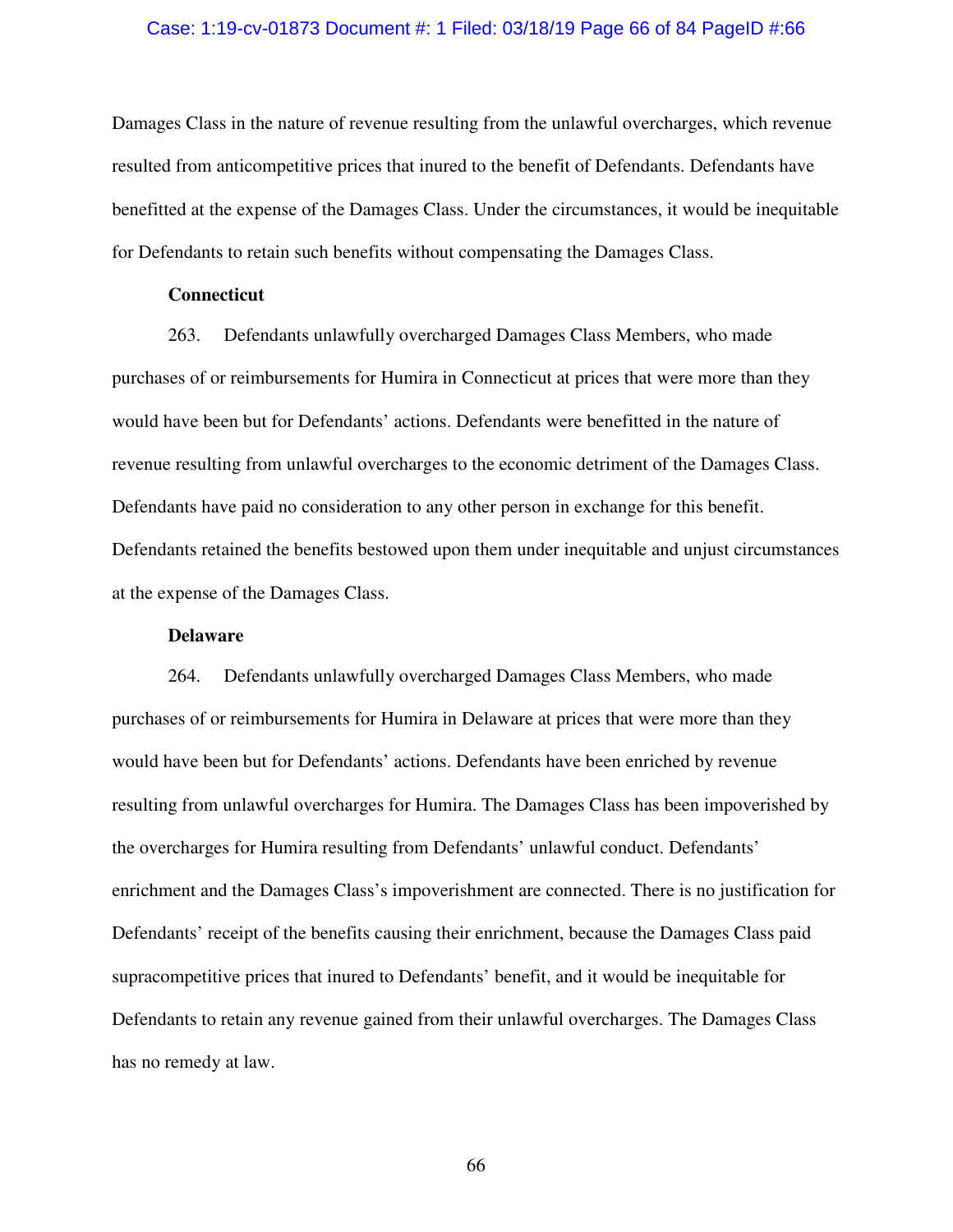Damages Class in the nature of revenue resulting from the unlawful overcharges, which revenue resulted from anticompetitive prices that inured to the benefit of Defendants. Defendants have benefitted at the expense of the Damages Class. Under the circumstances, it would be inequitable for Defendants to retain such benefits without compensating the Damages Class.

**Connecticut**

263. Defendants unlawfully overcharged Damages Class Members, who made purchases of or reimbursements for Humira in Connecticut at prices that were more than they would have been but for Defendants' actions. Defendants were benefitted in the nature of revenue resulting from unlawful overcharges to the economic detriment of the Damages Class. Defendants have paid no consideration to any other person in exchange for this benefit. Defendants retained the benefits bestowed upon them under inequitable and unjust circumstances at the expense of the Damages Class.

**Delaware**

264. Defendants unlawfully overcharged Damages Class Members, who made purchases of or reimbursements for Humira in Delaware at prices that were more than they would have been but for Defendants' actions. Defendants have been enriched by revenue resulting from unlawful overcharges for Humira. The Damages Class has been impoverished by the overcharges for Humira resulting from Defendants' unlawful conduct. Defendants' enrichment and the Damages Class's impoverishment are connected. There is no justification for Defendants' receipt of the benefits causing their enrichment, because the Damages Class paid supracompetitive prices that inured to Defendants' benefit, and it would be inequitable for Defendants to retain any revenue gained from their unlawful overcharges. The Damages Class has no remedy at law.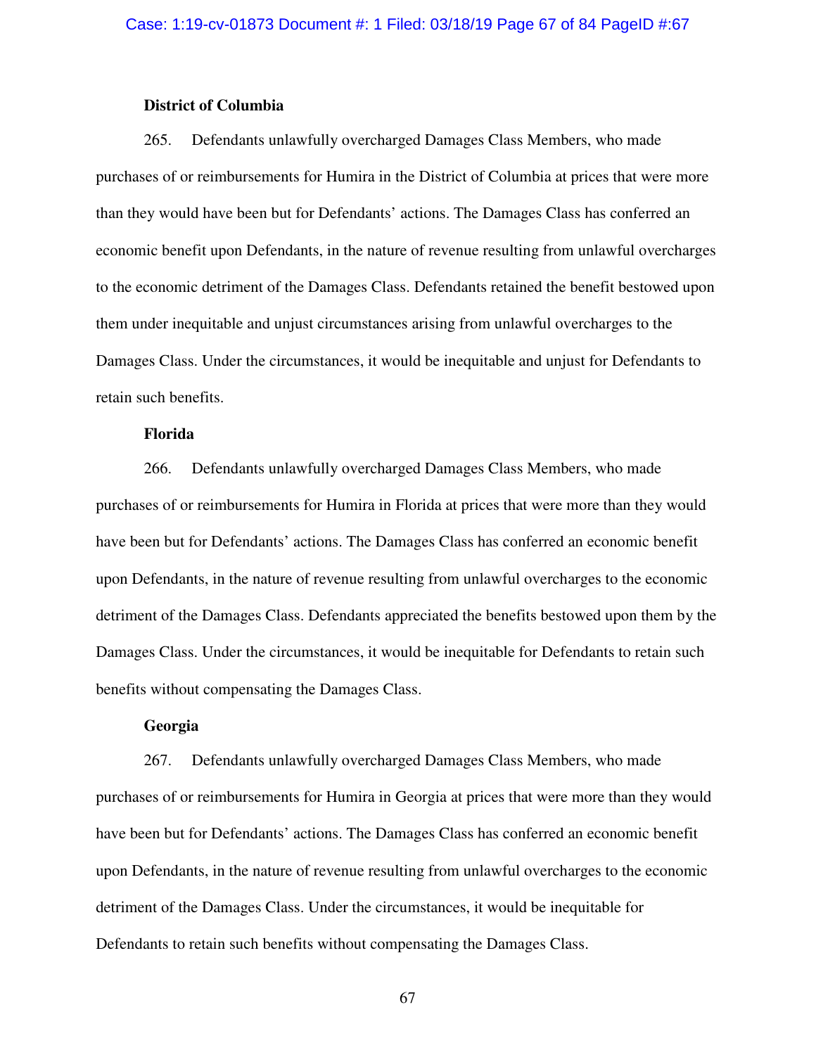**District of Columbia**

265. Defendants unlawfully overcharged Damages Class Members, who made purchases of or reimbursements for Humira in the District of Columbia at prices that were more than they would have been but for Defendants' actions. The Damages Class has conferred an economic benefit upon Defendants, in the nature of revenue resulting from unlawful overcharges to the economic detriment of the Damages Class. Defendants retained the benefit bestowed upon them under inequitable and unjust circumstances arising from unlawful overcharges to the Damages Class. Under the circumstances, it would be inequitable and unjust for Defendants to retain such benefits.

**Florida**

266. Defendants unlawfully overcharged Damages Class Members, who made purchases of or reimbursements for Humira in Florida at prices that were more than they would have been but for Defendants' actions. The Damages Class has conferred an economic benefit upon Defendants, in the nature of revenue resulting from unlawful overcharges to the economic detriment of the Damages Class. Defendants appreciated the benefits bestowed upon them by the Damages Class. Under the circumstances, it would be inequitable for Defendants to retain such benefits without compensating the Damages Class.

**Georgia**

267. Defendants unlawfully overcharged Damages Class Members, who made purchases of or reimbursements for Humira in Georgia at prices that were more than they would have been but for Defendants' actions. The Damages Class has conferred an economic benefit upon Defendants, in the nature of revenue resulting from unlawful overcharges to the economic detriment of the Damages Class. Under the circumstances, it would be inequitable for Defendants to retain such benefits without compensating the Damages Class.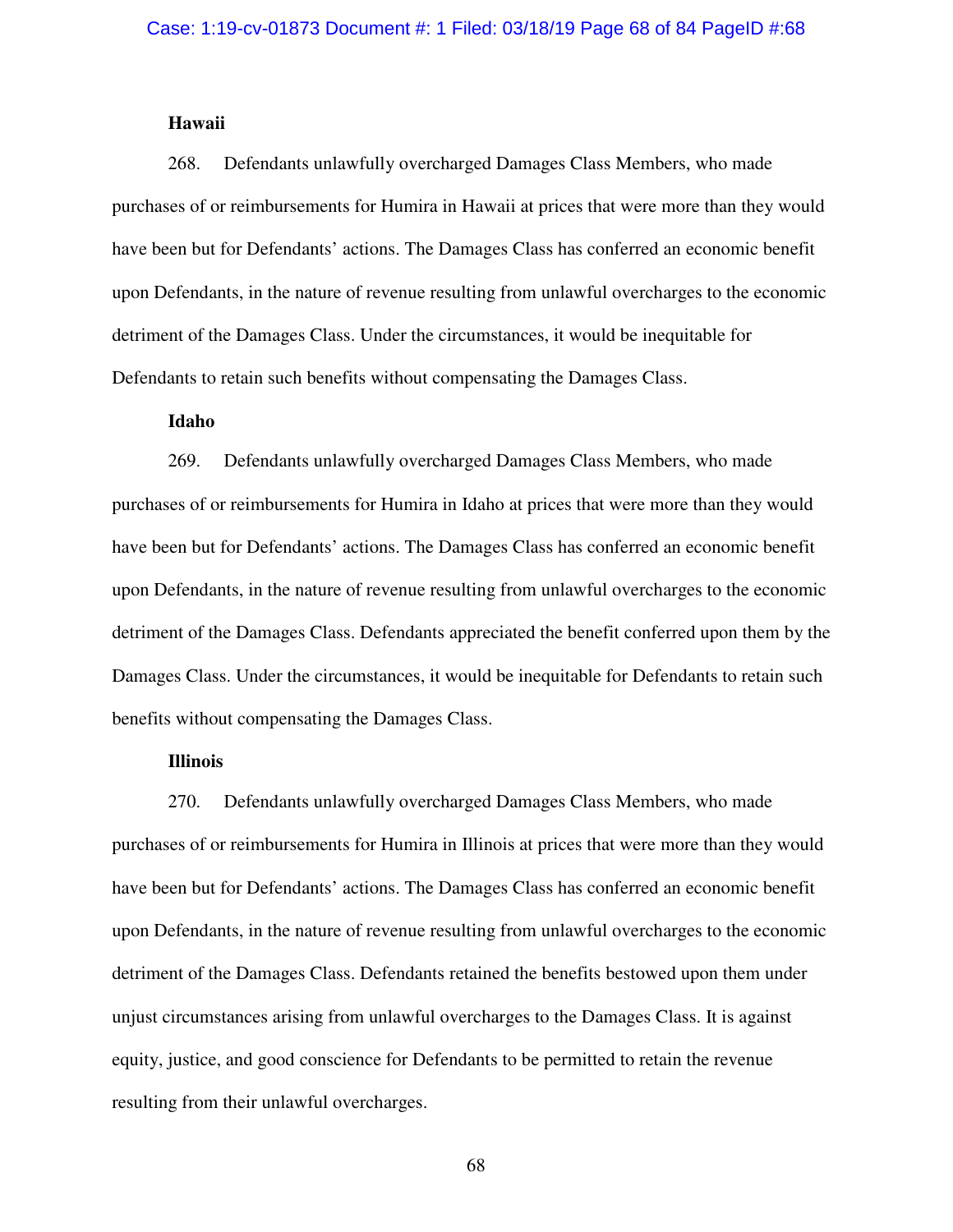**Hawaii**

268. Defendants unlawfully overcharged Damages Class Members, who made purchases of or reimbursements for Humira in Hawaii at prices that were more than they would have been but for Defendants' actions. The Damages Class has conferred an economic benefit upon Defendants, in the nature of revenue resulting from unlawful overcharges to the economic detriment of the Damages Class. Under the circumstances, it would be inequitable for Defendants to retain such benefits without compensating the Damages Class.

**Idaho**

269. Defendants unlawfully overcharged Damages Class Members, who made purchases of or reimbursements for Humira in Idaho at prices that were more than they would have been but for Defendants' actions. The Damages Class has conferred an economic benefit upon Defendants, in the nature of revenue resulting from unlawful overcharges to the economic detriment of the Damages Class. Defendants appreciated the benefit conferred upon them by the Damages Class. Under the circumstances, it would be inequitable for Defendants to retain such benefits without compensating the Damages Class.

**Illinois**

270. Defendants unlawfully overcharged Damages Class Members, who made purchases of or reimbursements for Humira in Illinois at prices that were more than they would have been but for Defendants' actions. The Damages Class has conferred an economic benefit upon Defendants, in the nature of revenue resulting from unlawful overcharges to the economic detriment of the Damages Class. Defendants retained the benefits bestowed upon them under unjust circumstances arising from unlawful overcharges to the Damages Class. It is against equity, justice, and good conscience for Defendants to be permitted to retain the revenue resulting from their unlawful overcharges.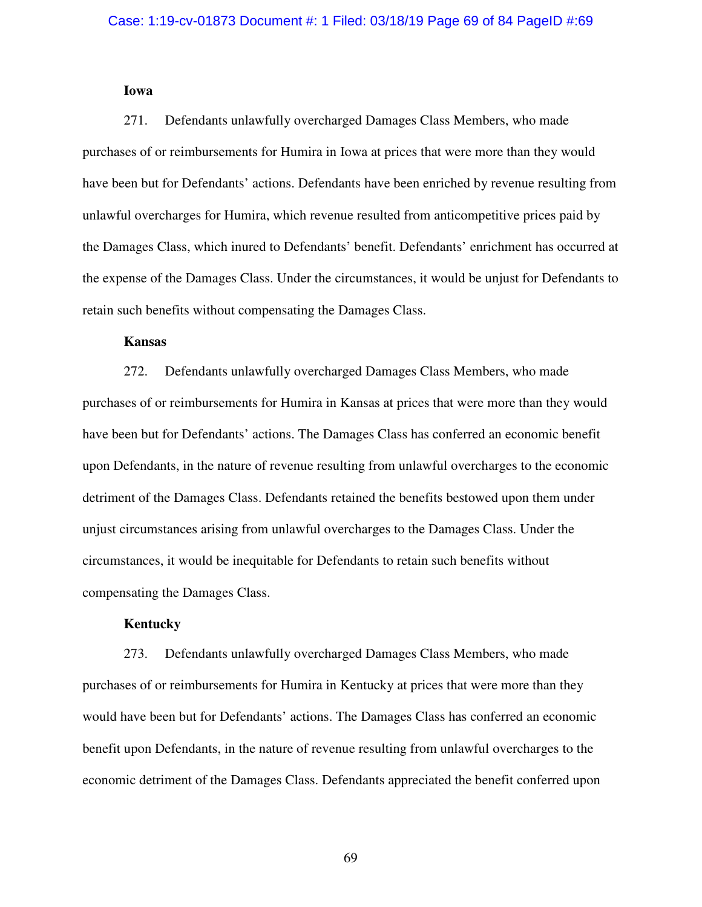**Iowa**

271. Defendants unlawfully overcharged Damages Class Members, who made purchases of or reimbursements for Humira in Iowa at prices that were more than they would have been but for Defendants' actions. Defendants have been enriched by revenue resulting from unlawful overcharges for Humira, which revenue resulted from anticompetitive prices paid by the Damages Class, which inured to Defendants' benefit. Defendants' enrichment has occurred at the expense of the Damages Class. Under the circumstances, it would be unjust for Defendants to retain such benefits without compensating the Damages Class.

**Kansas**

272. Defendants unlawfully overcharged Damages Class Members, who made purchases of or reimbursements for Humira in Kansas at prices that were more than they would have been but for Defendants' actions. The Damages Class has conferred an economic benefit upon Defendants, in the nature of revenue resulting from unlawful overcharges to the economic detriment of the Damages Class. Defendants retained the benefits bestowed upon them under unjust circumstances arising from unlawful overcharges to the Damages Class. Under the circumstances, it would be inequitable for Defendants to retain such benefits without compensating the Damages Class.

**Kentucky**

273. Defendants unlawfully overcharged Damages Class Members, who made purchases of or reimbursements for Humira in Kentucky at prices that were more than they would have been but for Defendants' actions. The Damages Class has conferred an economic benefit upon Defendants, in the nature of revenue resulting from unlawful overcharges to the economic detriment of the Damages Class. Defendants appreciated the benefit conferred upon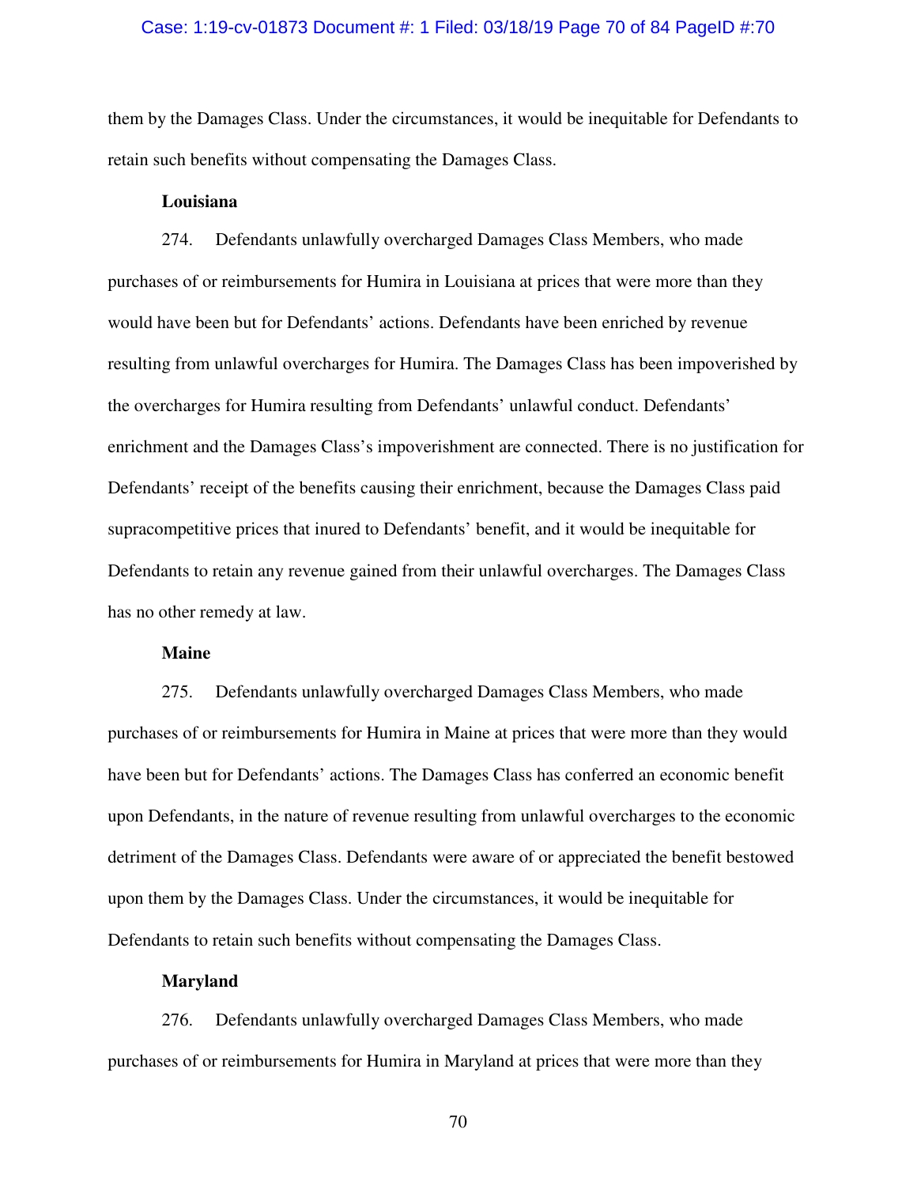them by the Damages Class. Under the circumstances, it would be inequitable for Defendants to retain such benefits without compensating the Damages Class.

**Louisiana**

274. Defendants unlawfully overcharged Damages Class Members, who made purchases of or reimbursements for Humira in Louisiana at prices that were more than they would have been but for Defendants' actions. Defendants have been enriched by revenue resulting from unlawful overcharges for Humira. The Damages Class has been impoverished by the overcharges for Humira resulting from Defendants' unlawful conduct. Defendants' enrichment and the Damages Class's impoverishment are connected. There is no justification for Defendants' receipt of the benefits causing their enrichment, because the Damages Class paid supracompetitive prices that inured to Defendants' benefit, and it would be inequitable for Defendants to retain any revenue gained from their unlawful overcharges. The Damages Class has no other remedy at law.

**Maine**

275. Defendants unlawfully overcharged Damages Class Members, who made purchases of or reimbursements for Humira in Maine at prices that were more than they would have been but for Defendants' actions. The Damages Class has conferred an economic benefit upon Defendants, in the nature of revenue resulting from unlawful overcharges to the economic detriment of the Damages Class. Defendants were aware of or appreciated the benefit bestowed upon them by the Damages Class. Under the circumstances, it would be inequitable for Defendants to retain such benefits without compensating the Damages Class.

**Maryland**

276. Defendants unlawfully overcharged Damages Class Members, who made purchases of or reimbursements for Humira in Maryland at prices that were more than they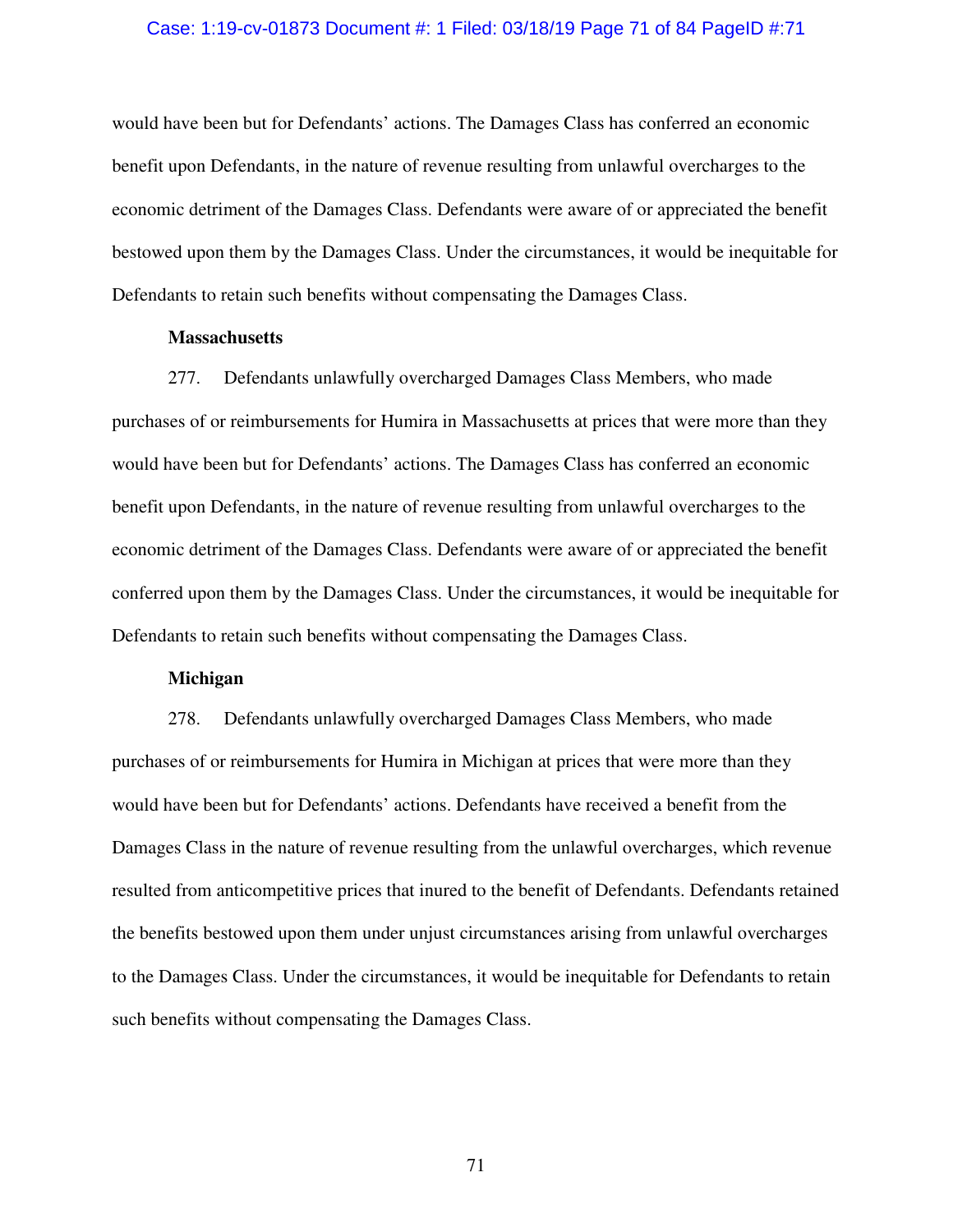would have been but for Defendants' actions. The Damages Class has conferred an economic benefit upon Defendants, in the nature of revenue resulting from unlawful overcharges to the economic detriment of the Damages Class. Defendants were aware of or appreciated the benefit bestowed upon them by the Damages Class. Under the circumstances, it would be inequitable for Defendants to retain such benefits without compensating the Damages Class.

**Massachusetts**

277. Defendants unlawfully overcharged Damages Class Members, who made purchases of or reimbursements for Humira in Massachusetts at prices that were more than they would have been but for Defendants' actions. The Damages Class has conferred an economic benefit upon Defendants, in the nature of revenue resulting from unlawful overcharges to the economic detriment of the Damages Class. Defendants were aware of or appreciated the benefit conferred upon them by the Damages Class. Under the circumstances, it would be inequitable for Defendants to retain such benefits without compensating the Damages Class.

**Michigan**

278. Defendants unlawfully overcharged Damages Class Members, who made purchases of or reimbursements for Humira in Michigan at prices that were more than they would have been but for Defendants' actions. Defendants have received a benefit from the Damages Class in the nature of revenue resulting from the unlawful overcharges, which revenue resulted from anticompetitive prices that inured to the benefit of Defendants. Defendants retained the benefits bestowed upon them under unjust circumstances arising from unlawful overcharges to the Damages Class. Under the circumstances, it would be inequitable for Defendants to retain such benefits without compensating the Damages Class.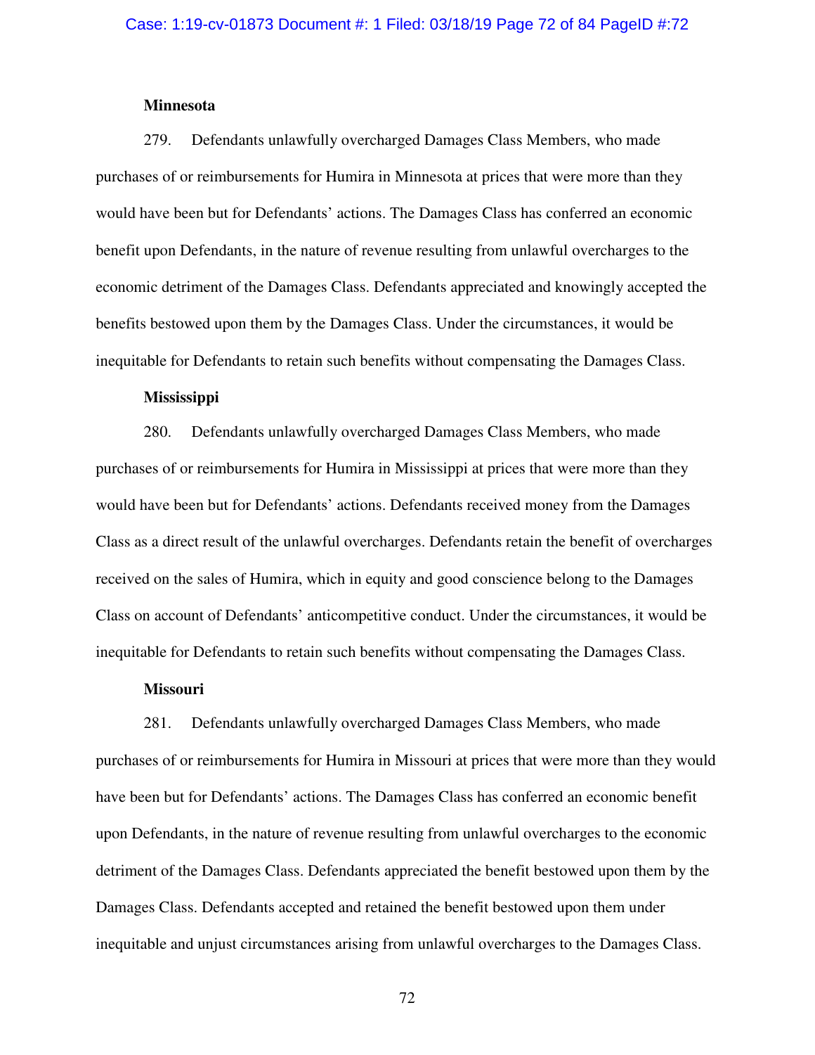**Minnesota**

279. Defendants unlawfully overcharged Damages Class Members, who made purchases of or reimbursements for Humira in Minnesota at prices that were more than they would have been but for Defendants' actions. The Damages Class has conferred an economic benefit upon Defendants, in the nature of revenue resulting from unlawful overcharges to the economic detriment of the Damages Class. Defendants appreciated and knowingly accepted the benefits bestowed upon them by the Damages Class. Under the circumstances, it would be inequitable for Defendants to retain such benefits without compensating the Damages Class.

**Mississippi**

280. Defendants unlawfully overcharged Damages Class Members, who made purchases of or reimbursements for Humira in Mississippi at prices that were more than they would have been but for Defendants' actions. Defendants received money from the Damages Class as a direct result of the unlawful overcharges. Defendants retain the benefit of overcharges received on the sales of Humira, which in equity and good conscience belong to the Damages Class on account of Defendants' anticompetitive conduct. Under the circumstances, it would be inequitable for Defendants to retain such benefits without compensating the Damages Class.

**Missouri**

281. Defendants unlawfully overcharged Damages Class Members, who made purchases of or reimbursements for Humira in Missouri at prices that were more than they would have been but for Defendants' actions. The Damages Class has conferred an economic benefit upon Defendants, in the nature of revenue resulting from unlawful overcharges to the economic detriment of the Damages Class. Defendants appreciated the benefit bestowed upon them by the Damages Class. Defendants accepted and retained the benefit bestowed upon them under inequitable and unjust circumstances arising from unlawful overcharges to the Damages Class.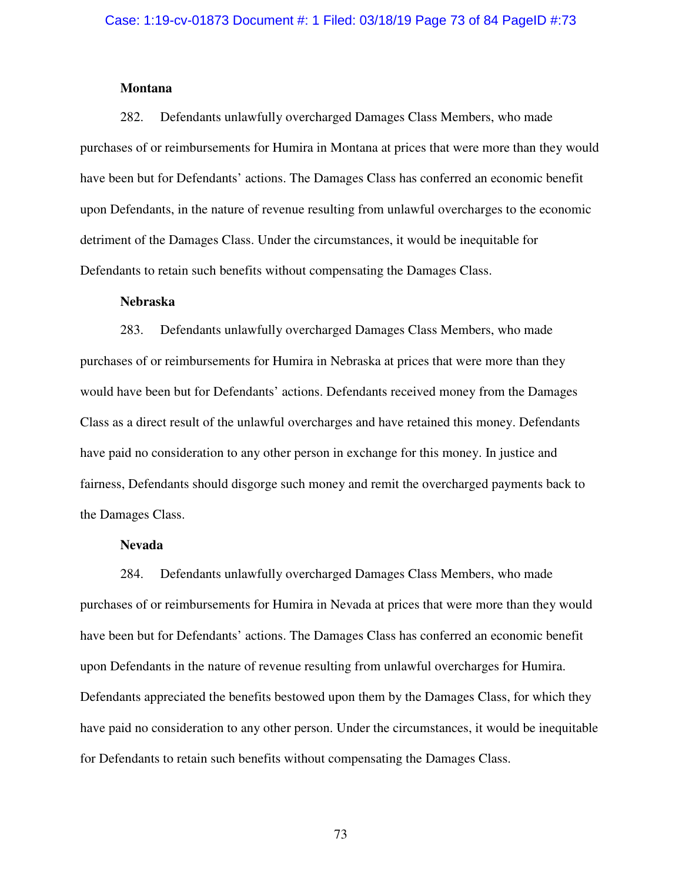**Montana**

282. Defendants unlawfully overcharged Damages Class Members, who made purchases of or reimbursements for Humira in Montana at prices that were more than they would have been but for Defendants' actions. The Damages Class has conferred an economic benefit upon Defendants, in the nature of revenue resulting from unlawful overcharges to the economic detriment of the Damages Class. Under the circumstances, it would be inequitable for Defendants to retain such benefits without compensating the Damages Class.

**Nebraska**

283. Defendants unlawfully overcharged Damages Class Members, who made purchases of or reimbursements for Humira in Nebraska at prices that were more than they would have been but for Defendants' actions. Defendants received money from the Damages Class as a direct result of the unlawful overcharges and have retained this money. Defendants have paid no consideration to any other person in exchange for this money. In justice and fairness, Defendants should disgorge such money and remit the overcharged payments back to the Damages Class.

**Nevada**

284. Defendants unlawfully overcharged Damages Class Members, who made purchases of or reimbursements for Humira in Nevada at prices that were more than they would have been but for Defendants' actions. The Damages Class has conferred an economic benefit upon Defendants in the nature of revenue resulting from unlawful overcharges for Humira. Defendants appreciated the benefits bestowed upon them by the Damages Class, for which they have paid no consideration to any other person. Under the circumstances, it would be inequitable for Defendants to retain such benefits without compensating the Damages Class.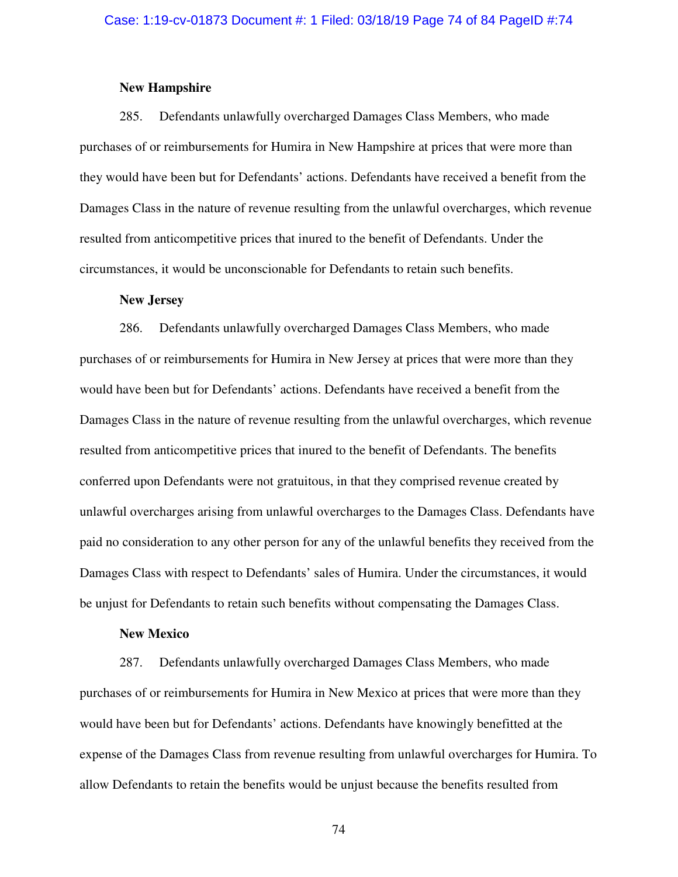**New Hampshire**

285. Defendants unlawfully overcharged Damages Class Members, who made purchases of or reimbursements for Humira in New Hampshire at prices that were more than they would have been but for Defendants' actions. Defendants have received a benefit from the Damages Class in the nature of revenue resulting from the unlawful overcharges, which revenue resulted from anticompetitive prices that inured to the benefit of Defendants. Under the circumstances, it would be unconscionable for Defendants to retain such benefits.

**New Jersey**

286. Defendants unlawfully overcharged Damages Class Members, who made purchases of or reimbursements for Humira in New Jersey at prices that were more than they would have been but for Defendants' actions. Defendants have received a benefit from the Damages Class in the nature of revenue resulting from the unlawful overcharges, which revenue resulted from anticompetitive prices that inured to the benefit of Defendants. The benefits conferred upon Defendants were not gratuitous, in that they comprised revenue created by unlawful overcharges arising from unlawful overcharges to the Damages Class. Defendants have paid no consideration to any other person for any of the unlawful benefits they received from the Damages Class with respect to Defendants' sales of Humira. Under the circumstances, it would be unjust for Defendants to retain such benefits without compensating the Damages Class.

**New Mexico**

287. Defendants unlawfully overcharged Damages Class Members, who made purchases of or reimbursements for Humira in New Mexico at prices that were more than they would have been but for Defendants' actions. Defendants have knowingly benefitted at the expense of the Damages Class from revenue resulting from unlawful overcharges for Humira. To allow Defendants to retain the benefits would be unjust because the benefits resulted from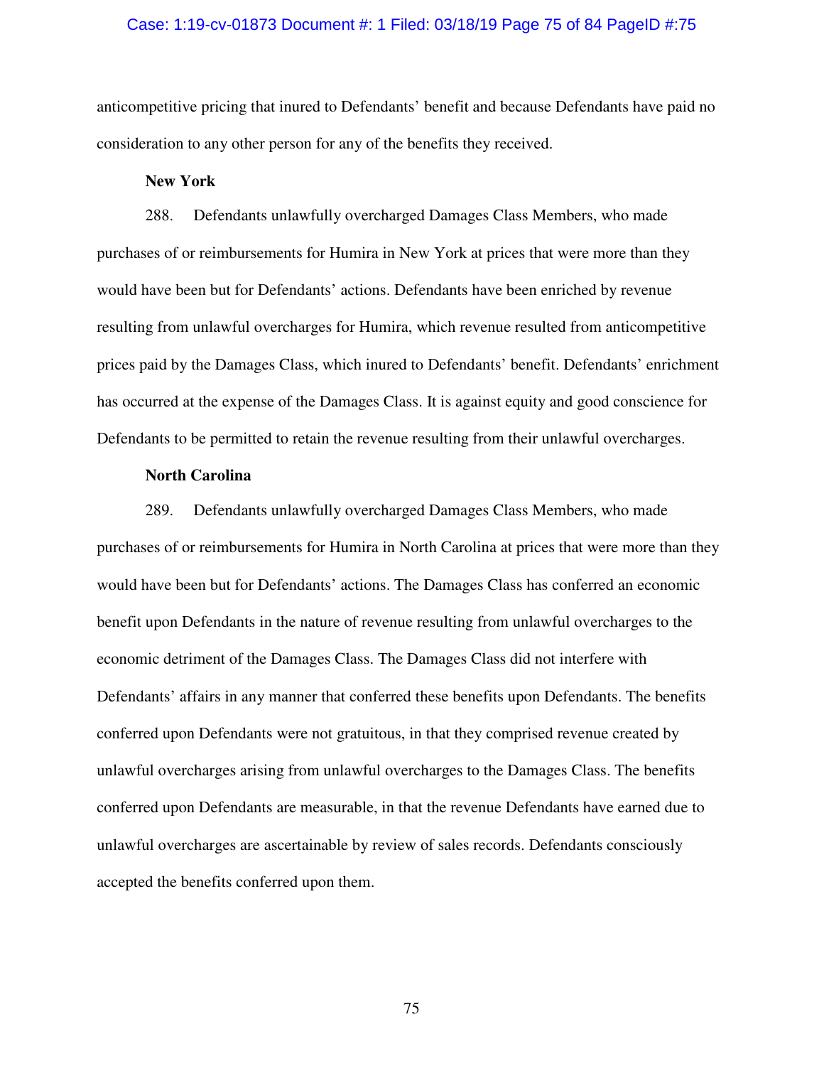anticompetitive pricing that inured to Defendants' benefit and because Defendants have paid no consideration to any other person for any of the benefits they received.

**New York**

288. Defendants unlawfully overcharged Damages Class Members, who made purchases of or reimbursements for Humira in New York at prices that were more than they would have been but for Defendants' actions. Defendants have been enriched by revenue resulting from unlawful overcharges for Humira, which revenue resulted from anticompetitive prices paid by the Damages Class, which inured to Defendants' benefit. Defendants' enrichment has occurred at the expense of the Damages Class. It is against equity and good conscience for Defendants to be permitted to retain the revenue resulting from their unlawful overcharges.

**North Carolina**

289. Defendants unlawfully overcharged Damages Class Members, who made purchases of or reimbursements for Humira in North Carolina at prices that were more than they would have been but for Defendants' actions. The Damages Class has conferred an economic benefit upon Defendants in the nature of revenue resulting from unlawful overcharges to the economic detriment of the Damages Class. The Damages Class did not interfere with Defendants' affairs in any manner that conferred these benefits upon Defendants. The benefits conferred upon Defendants were not gratuitous, in that they comprised revenue created by unlawful overcharges arising from unlawful overcharges to the Damages Class. The benefits conferred upon Defendants are measurable, in that the revenue Defendants have earned due to unlawful overcharges are ascertainable by review of sales records. Defendants consciously accepted the benefits conferred upon them.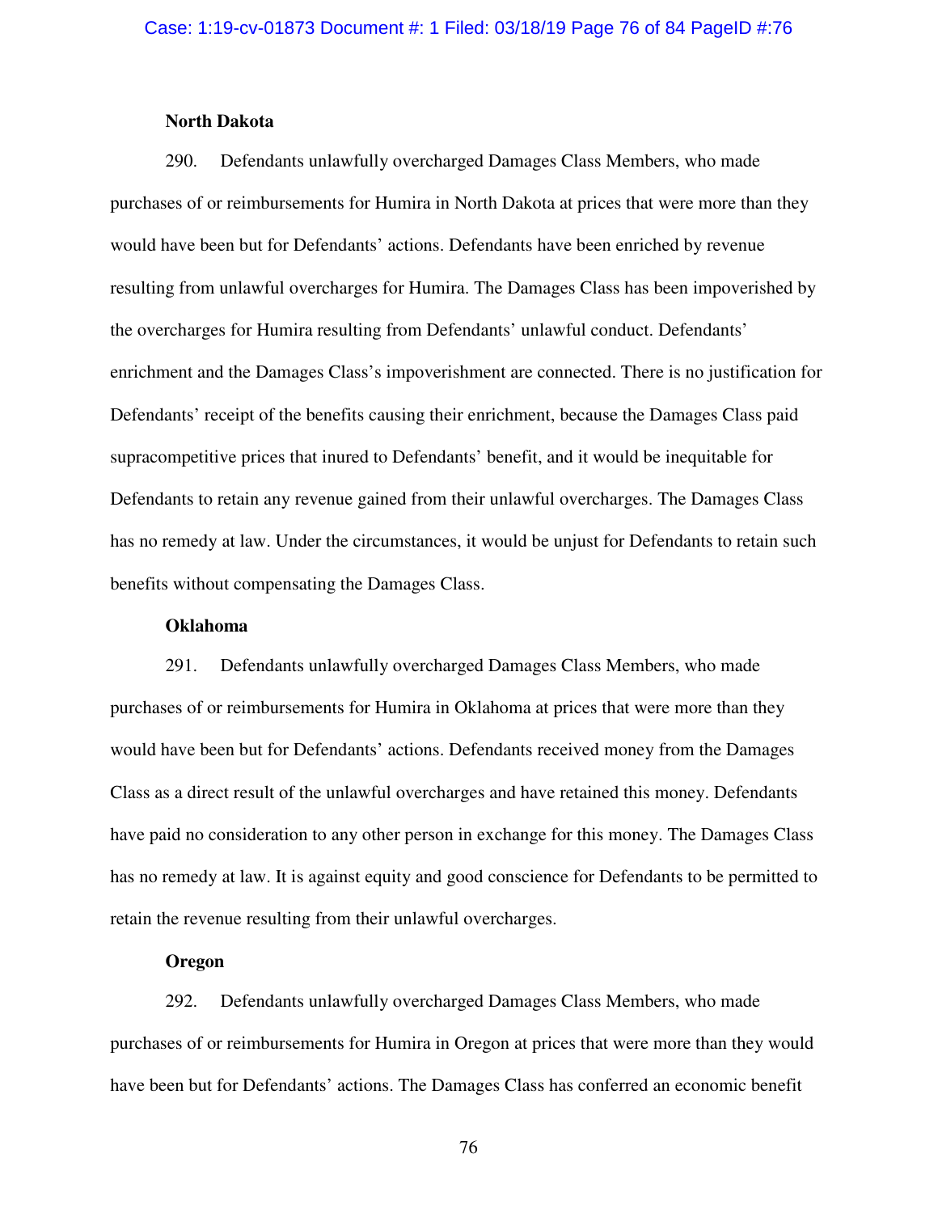**North Dakota**

290. Defendants unlawfully overcharged Damages Class Members, who made purchases of or reimbursements for Humira in North Dakota at prices that were more than they would have been but for Defendants' actions. Defendants have been enriched by revenue resulting from unlawful overcharges for Humira. The Damages Class has been impoverished by the overcharges for Humira resulting from Defendants' unlawful conduct. Defendants' enrichment and the Damages Class's impoverishment are connected. There is no justification for Defendants' receipt of the benefits causing their enrichment, because the Damages Class paid supracompetitive prices that inured to Defendants' benefit, and it would be inequitable for Defendants to retain any revenue gained from their unlawful overcharges. The Damages Class has no remedy at law. Under the circumstances, it would be unjust for Defendants to retain such benefits without compensating the Damages Class.

**Oklahoma**

291. Defendants unlawfully overcharged Damages Class Members, who made purchases of or reimbursements for Humira in Oklahoma at prices that were more than they would have been but for Defendants' actions. Defendants received money from the Damages Class as a direct result of the unlawful overcharges and have retained this money. Defendants have paid no consideration to any other person in exchange for this money. The Damages Class has no remedy at law. It is against equity and good conscience for Defendants to be permitted to retain the revenue resulting from their unlawful overcharges.

**Oregon**

292. Defendants unlawfully overcharged Damages Class Members, who made purchases of or reimbursements for Humira in Oregon at prices that were more than they would have been but for Defendants' actions. The Damages Class has conferred an economic benefit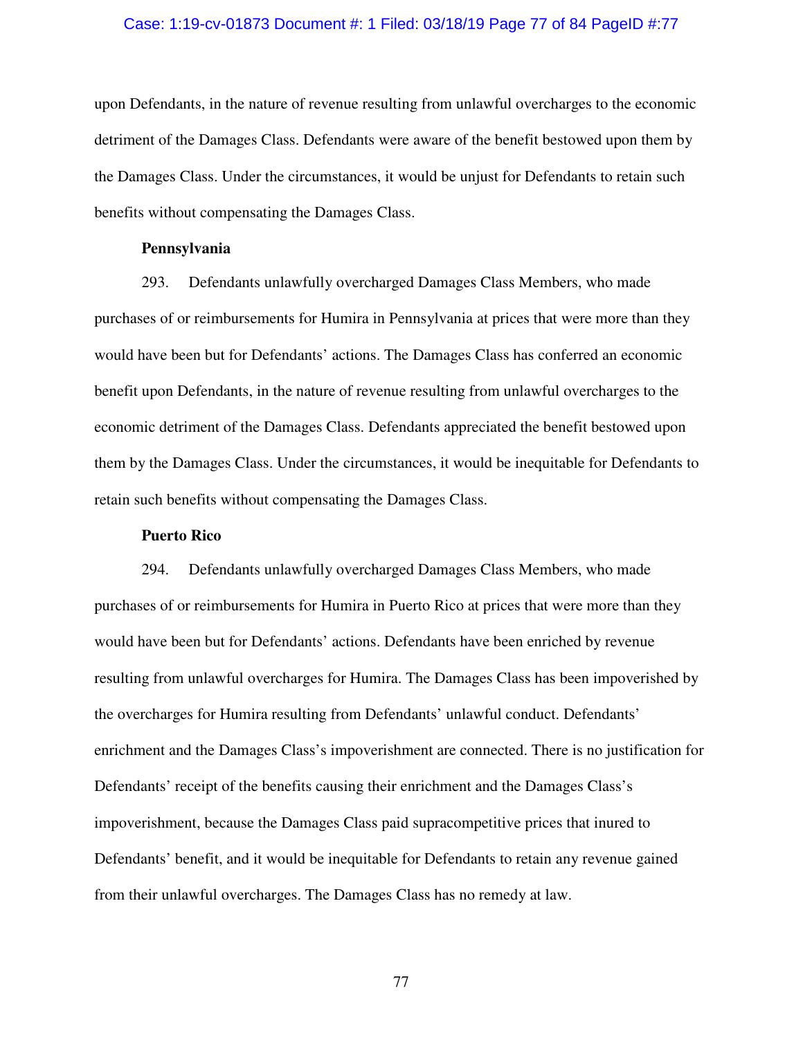upon Defendants, in the nature of revenue resulting from unlawful overcharges to the economic detriment of the Damages Class. Defendants were aware of the benefit bestowed upon them by the Damages Class. Under the circumstances, it would be unjust for Defendants to retain such benefits without compensating the Damages Class.

**Pennsylvania**

293. Defendants unlawfully overcharged Damages Class Members, who made purchases of or reimbursements for Humira in Pennsylvania at prices that were more than they would have been but for Defendants' actions. The Damages Class has conferred an economic benefit upon Defendants, in the nature of revenue resulting from unlawful overcharges to the economic detriment of the Damages Class. Defendants appreciated the benefit bestowed upon them by the Damages Class. Under the circumstances, it would be inequitable for Defendants to retain such benefits without compensating the Damages Class.

**Puerto Rico**

294. Defendants unlawfully overcharged Damages Class Members, who made purchases of or reimbursements for Humira in Puerto Rico at prices that were more than they would have been but for Defendants' actions. Defendants have been enriched by revenue resulting from unlawful overcharges for Humira. The Damages Class has been impoverished by the overcharges for Humira resulting from Defendants' unlawful conduct. Defendants' enrichment and the Damages Class's impoverishment are connected. There is no justification for Defendants' receipt of the benefits causing their enrichment and the Damages Class's impoverishment, because the Damages Class paid supracompetitive prices that inured to Defendants' benefit, and it would be inequitable for Defendants to retain any revenue gained from their unlawful overcharges. The Damages Class has no remedy at law.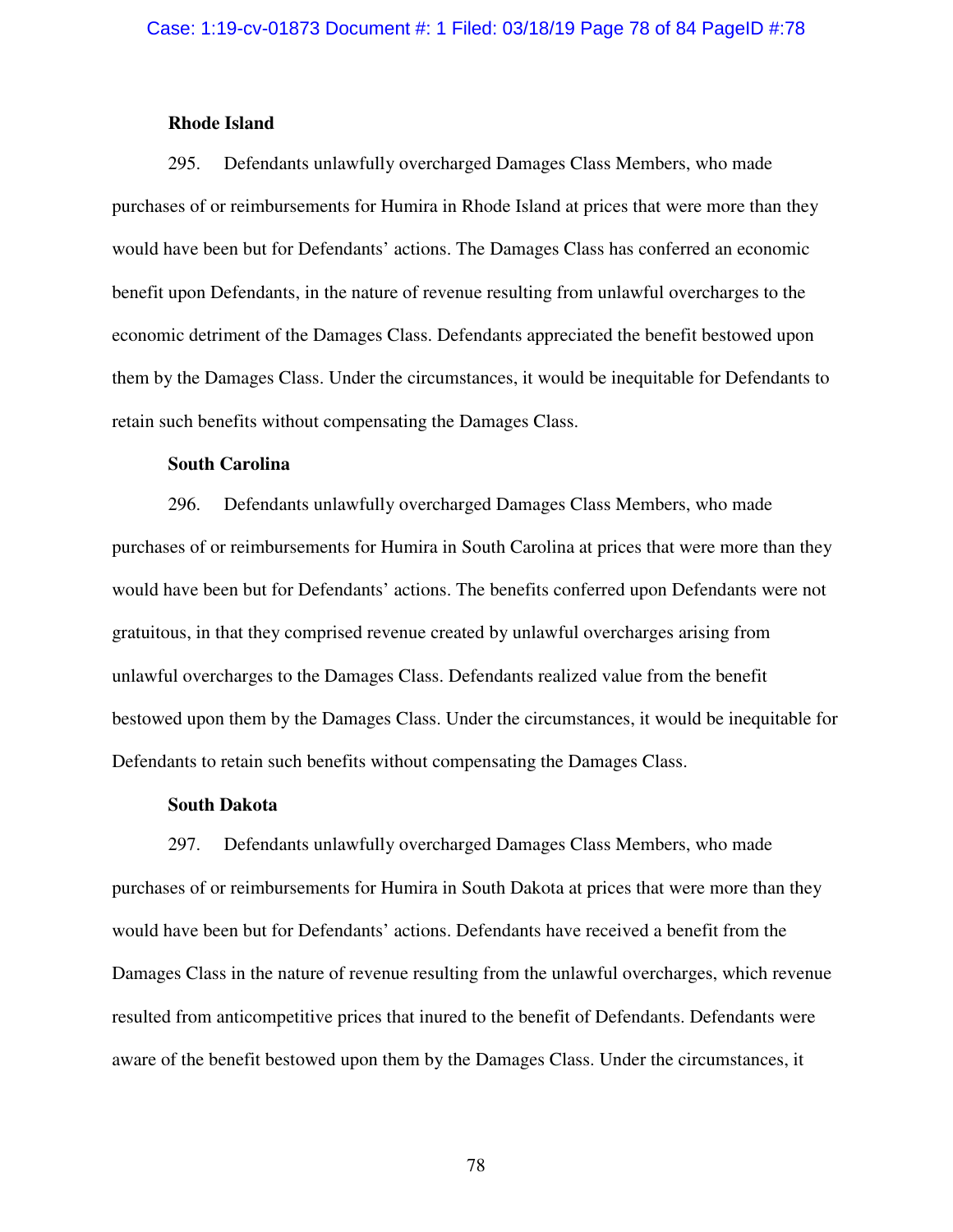**Rhode Island**

295. Defendants unlawfully overcharged Damages Class Members, who made purchases of or reimbursements for Humira in Rhode Island at prices that were more than they would have been but for Defendants' actions. The Damages Class has conferred an economic benefit upon Defendants, in the nature of revenue resulting from unlawful overcharges to the economic detriment of the Damages Class. Defendants appreciated the benefit bestowed upon them by the Damages Class. Under the circumstances, it would be inequitable for Defendants to retain such benefits without compensating the Damages Class.

**South Carolina**

296. Defendants unlawfully overcharged Damages Class Members, who made purchases of or reimbursements for Humira in South Carolina at prices that were more than they would have been but for Defendants' actions. The benefits conferred upon Defendants were not gratuitous, in that they comprised revenue created by unlawful overcharges arising from unlawful overcharges to the Damages Class. Defendants realized value from the benefit bestowed upon them by the Damages Class. Under the circumstances, it would be inequitable for Defendants to retain such benefits without compensating the Damages Class.

**South Dakota**

297. Defendants unlawfully overcharged Damages Class Members, who made purchases of or reimbursements for Humira in South Dakota at prices that were more than they would have been but for Defendants' actions. Defendants have received a benefit from the Damages Class in the nature of revenue resulting from the unlawful overcharges, which revenue resulted from anticompetitive prices that inured to the benefit of Defendants. Defendants were aware of the benefit bestowed upon them by the Damages Class. Under the circumstances, it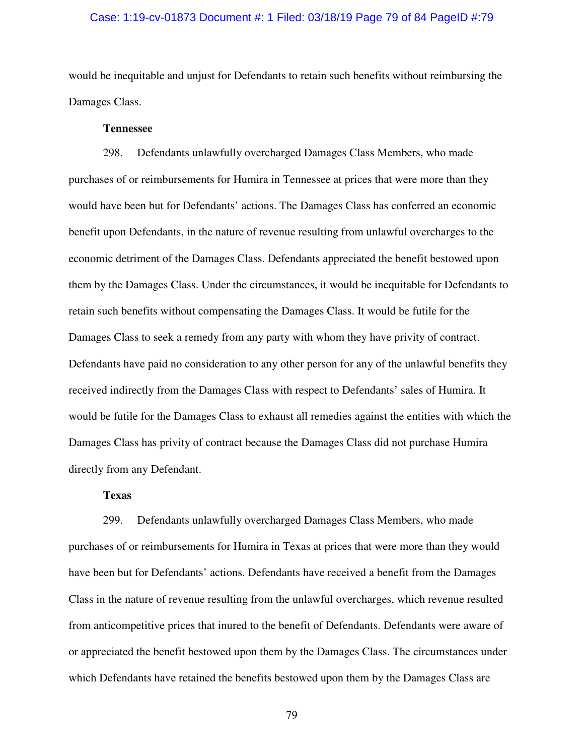would be inequitable and unjust for Defendants to retain such benefits without reimbursing the Damages Class.

**Tennessee**

298. Defendants unlawfully overcharged Damages Class Members, who made purchases of or reimbursements for Humira in Tennessee at prices that were more than they would have been but for Defendants' actions. The Damages Class has conferred an economic benefit upon Defendants, in the nature of revenue resulting from unlawful overcharges to the economic detriment of the Damages Class. Defendants appreciated the benefit bestowed upon them by the Damages Class. Under the circumstances, it would be inequitable for Defendants to retain such benefits without compensating the Damages Class. It would be futile for the Damages Class to seek a remedy from any party with whom they have privity of contract. Defendants have paid no consideration to any other person for any of the unlawful benefits they received indirectly from the Damages Class with respect to Defendants' sales of Humira. It would be futile for the Damages Class to exhaust all remedies against the entities with which the Damages Class has privity of contract because the Damages Class did not purchase Humira directly from any Defendant.

**Texas**

299. Defendants unlawfully overcharged Damages Class Members, who made purchases of or reimbursements for Humira in Texas at prices that were more than they would have been but for Defendants' actions. Defendants have received a benefit from the Damages Class in the nature of revenue resulting from the unlawful overcharges, which revenue resulted from anticompetitive prices that inured to the benefit of Defendants. Defendants were aware of or appreciated the benefit bestowed upon them by the Damages Class. The circumstances under which Defendants have retained the benefits bestowed upon them by the Damages Class are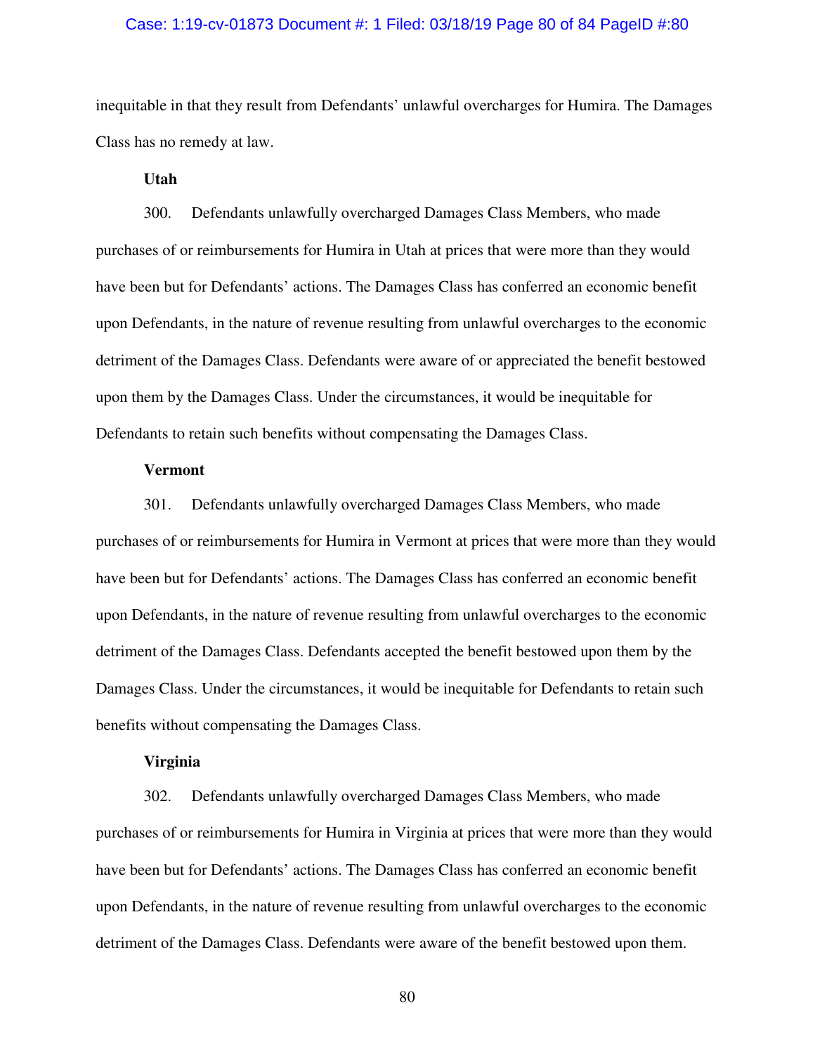inequitable in that they result from Defendants' unlawful overcharges for Humira. The Damages Class has no remedy at law.

**Utah**

300. Defendants unlawfully overcharged Damages Class Members, who made purchases of or reimbursements for Humira in Utah at prices that were more than they would have been but for Defendants' actions. The Damages Class has conferred an economic benefit upon Defendants, in the nature of revenue resulting from unlawful overcharges to the economic detriment of the Damages Class. Defendants were aware of or appreciated the benefit bestowed upon them by the Damages Class. Under the circumstances, it would be inequitable for Defendants to retain such benefits without compensating the Damages Class.

**Vermont**

301. Defendants unlawfully overcharged Damages Class Members, who made purchases of or reimbursements for Humira in Vermont at prices that were more than they would have been but for Defendants' actions. The Damages Class has conferred an economic benefit upon Defendants, in the nature of revenue resulting from unlawful overcharges to the economic detriment of the Damages Class. Defendants accepted the benefit bestowed upon them by the Damages Class. Under the circumstances, it would be inequitable for Defendants to retain such benefits without compensating the Damages Class.

**Virginia**

302. Defendants unlawfully overcharged Damages Class Members, who made purchases of or reimbursements for Humira in Virginia at prices that were more than they would have been but for Defendants' actions. The Damages Class has conferred an economic benefit upon Defendants, in the nature of revenue resulting from unlawful overcharges to the economic detriment of the Damages Class. Defendants were aware of the benefit bestowed upon them.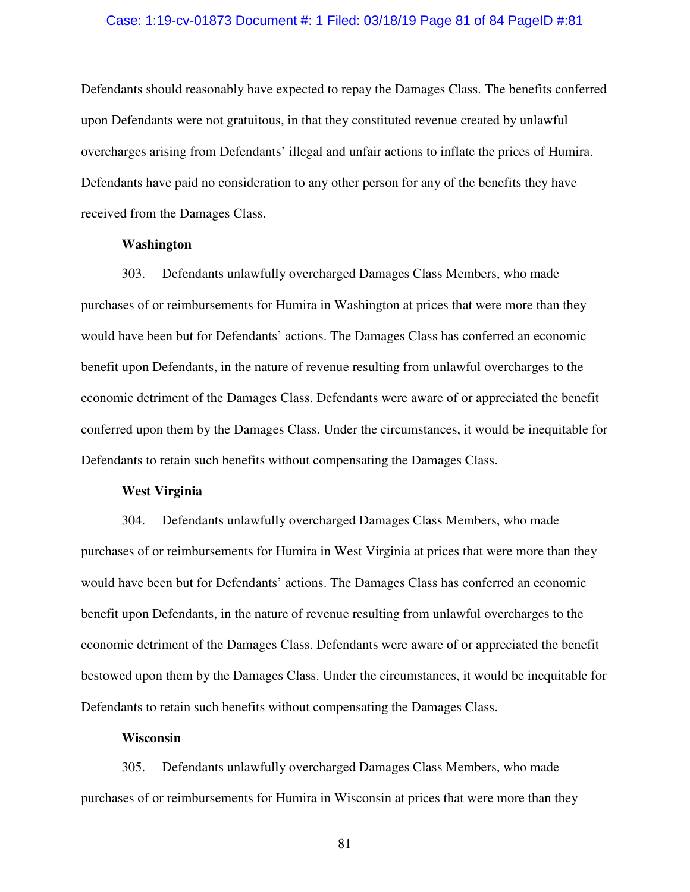Defendants should reasonably have expected to repay the Damages Class. The benefits conferred upon Defendants were not gratuitous, in that they constituted revenue created by unlawful overcharges arising from Defendants' illegal and unfair actions to inflate the prices of Humira. Defendants have paid no consideration to any other person for any of the benefits they have received from the Damages Class.

**Washington**

303. Defendants unlawfully overcharged Damages Class Members, who made purchases of or reimbursements for Humira in Washington at prices that were more than they would have been but for Defendants' actions. The Damages Class has conferred an economic benefit upon Defendants, in the nature of revenue resulting from unlawful overcharges to the economic detriment of the Damages Class. Defendants were aware of or appreciated the benefit conferred upon them by the Damages Class. Under the circumstances, it would be inequitable for Defendants to retain such benefits without compensating the Damages Class.

**West Virginia**

304. Defendants unlawfully overcharged Damages Class Members, who made purchases of or reimbursements for Humira in West Virginia at prices that were more than they would have been but for Defendants' actions. The Damages Class has conferred an economic benefit upon Defendants, in the nature of revenue resulting from unlawful overcharges to the economic detriment of the Damages Class. Defendants were aware of or appreciated the benefit bestowed upon them by the Damages Class. Under the circumstances, it would be inequitable for Defendants to retain such benefits without compensating the Damages Class.

**Wisconsin**

305. Defendants unlawfully overcharged Damages Class Members, who made purchases of or reimbursements for Humira in Wisconsin at prices that were more than they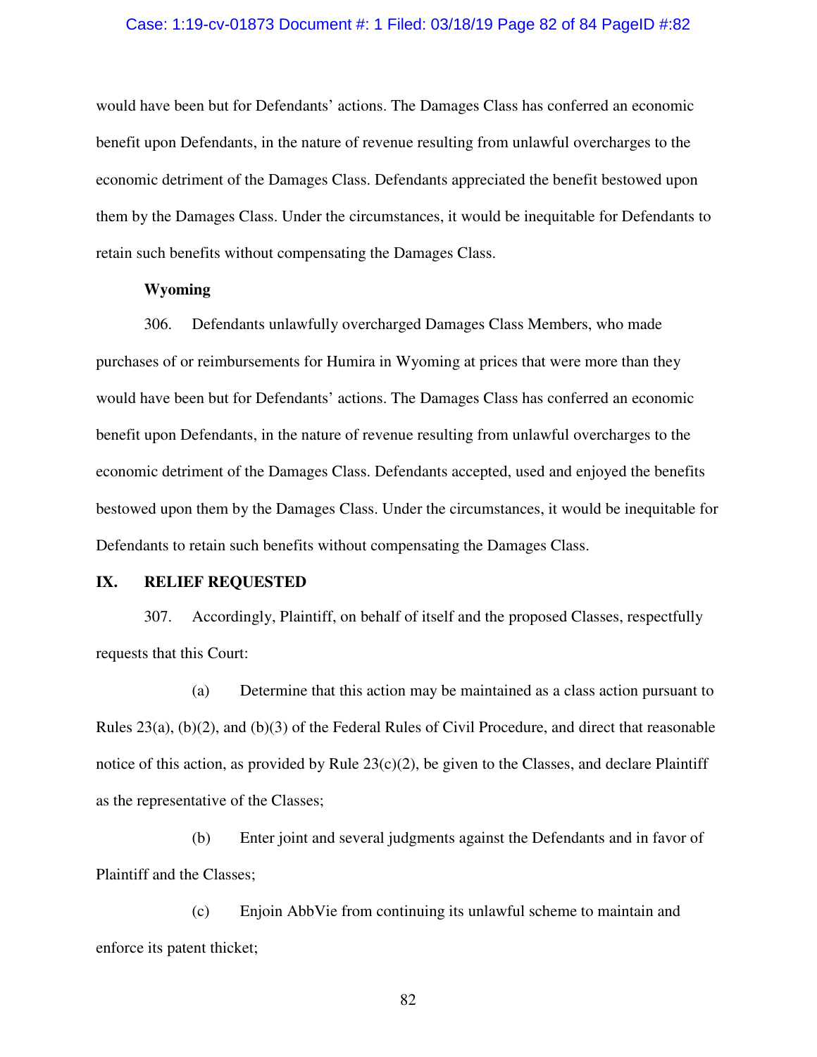would have been but for Defendants' actions. The Damages Class has conferred an economic benefit upon Defendants, in the nature of revenue resulting from unlawful overcharges to the economic detriment of the Damages Class. Defendants appreciated the benefit bestowed upon them by the Damages Class. Under the circumstances, it would be inequitable for Defendants to retain such benefits without compensating the Damages Class.

**Wyoming**

306. Defendants unlawfully overcharged Damages Class Members, who made purchases of or reimbursements for Humira in Wyoming at prices that were more than they would have been but for Defendants' actions. The Damages Class has conferred an economic benefit upon Defendants, in the nature of revenue resulting from unlawful overcharges to the economic detriment of the Damages Class. Defendants accepted, used and enjoyed the benefits bestowed upon them by the Damages Class. Under the circumstances, it would be inequitable for Defendants to retain such benefits without compensating the Damages Class.

## IX. RELIEF REQUESTED

307. Accordingly, Plaintiff, on behalf of itself and the proposed Classes, respectfully requests that this Court:

(a) Determine that this action may be maintained as a class action pursuant to Rules 23(a), (b)(2), and (b)(3) of the Federal Rules of Civil Procedure, and direct that reasonable notice of this action, as provided by Rule 23(c)(2), be given to the Classes, and declare Plaintiff as the representative of the Classes;

(b) Enter joint and several judgments against the Defendants and in favor of Plaintiff and the Classes;

(c) Enjoin AbbVie from continuing its unlawful scheme to maintain and enforce its patent thicket;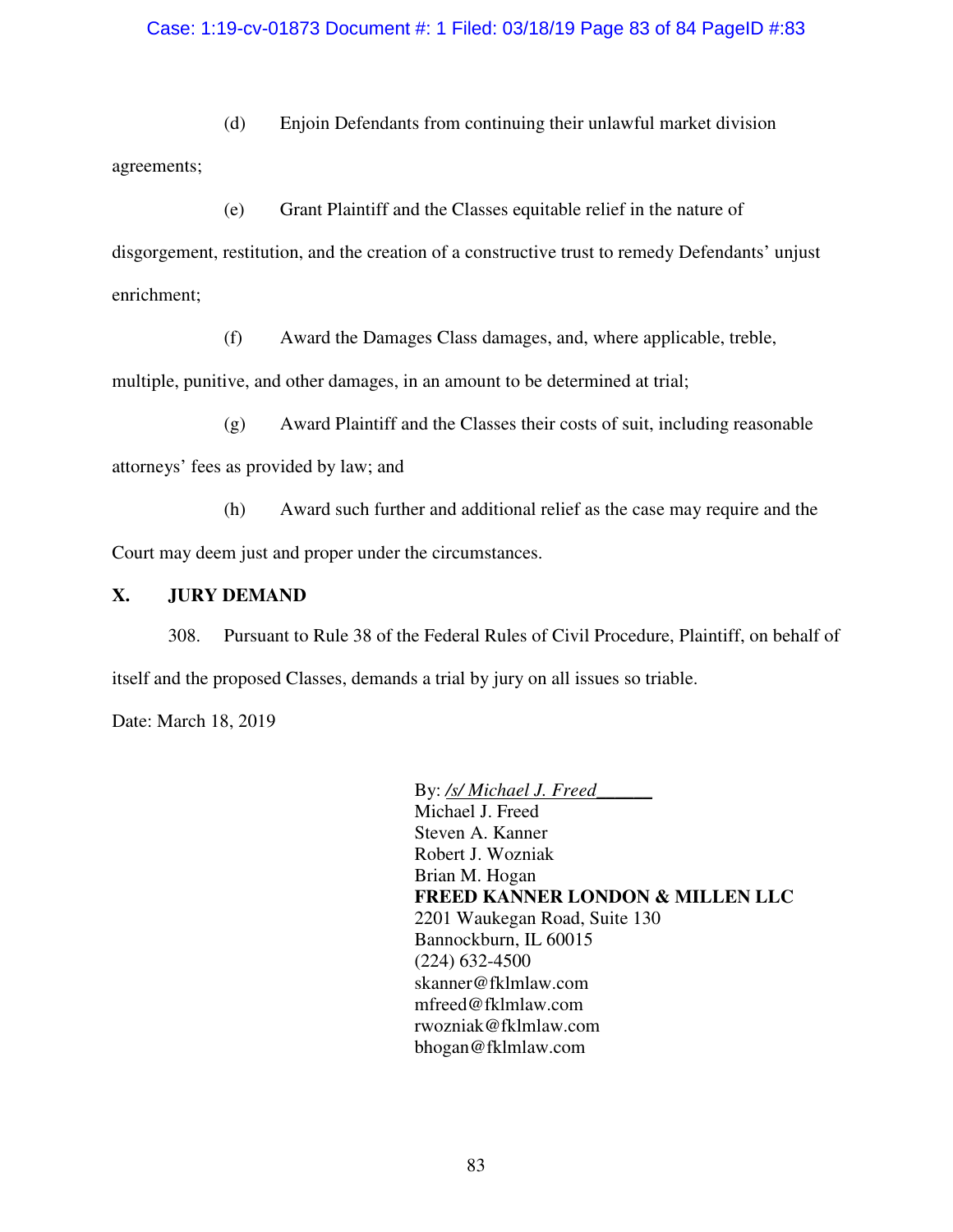(d) Enjoin Defendants from continuing their unlawful market division agreements;

(e) Grant Plaintiff and the Classes equitable relief in the nature of disgorgement, restitution, and the creation of a constructive trust to remedy Defendants' unjust enrichment;

(f) Award the Damages Class damages, and, where applicable, treble, multiple, punitive, and other damages, in an amount to be determined at trial;

(g) Award Plaintiff and the Classes their costs of suit, including reasonable attorneys' fees as provided by law; and

(h) Award such further and additional relief as the case may require and the Court may deem just and proper under the circumstances.

## X. JURY DEMAND

308. Pursuant to Rule 38 of the Federal Rules of Civil Procedure, Plaintiff, on behalf of itself and the proposed Classes, demands a trial by jury on all issues so triable.

Date: March 18, 2019

By: */s/ Michael J. Freed*\_\_\_\_\_\_
Michael J. Freed
Steven A. Kanner
Robert J. Wozniak
Brian M. Hogan
**FREED KANNER LONDON & MILLEN LLC**
2201 Waukegan Road, Suite 130
Bannockburn, IL 60015
(224) 632-4500
skanner@fklmlaw.com
mfreed@fklmlaw.com
rwozniak@fklmlaw.com
bhogan@fklmlaw.com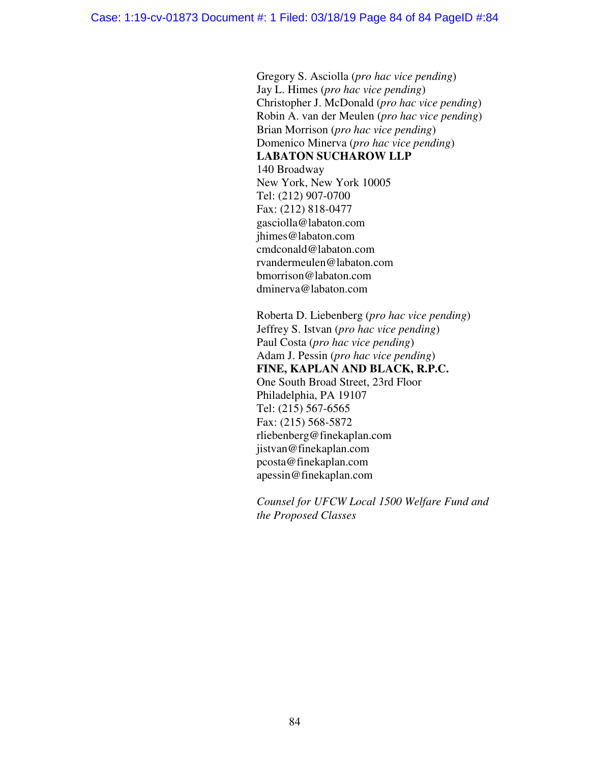Gregory S. Asciolla (*pro hac vice pending*)
Jay L. Himes (*pro hac vice pending*)
Christopher J. McDonald (*pro hac vice pending*)
Robin A. van der Meulen (*pro hac vice pending*)
Brian Morrison (*pro hac vice pending*)
Domenico Minerva (*pro hac vice pending*)
**LABATON SUCHAROW LLP**
140 Broadway
New York, New York 10005
Tel: (212) 907-0700
Fax: (212) 818-0477
gasciolla@labaton.com
jhimes@labaton.com
cmdconald@labaton.com
rvandermeulen@labaton.com
bmorrison@labaton.com
dminerva@labaton.com

Roberta D. Liebenberg (*pro hac vice pending*)
Jeffrey S. Istvan (*pro hac vice pending*)
Paul Costa (*pro hac vice pending*)
Adam J. Pessin (*pro hac vice pending*)
**FINE, KAPLAN AND BLACK, R.P.C.**
One South Broad Street, 23rd Floor
Philadelphia, PA 19107
Tel: (215) 567-6565
Fax: (215) 568-5872
rliebenberg@finekaplan.com
jistvan@finekaplan.com
pcosta@finekaplan.com
apessin@finekaplan.com

*Counsel for UFCW Local 1500 Welfare Fund and the Proposed Classes*